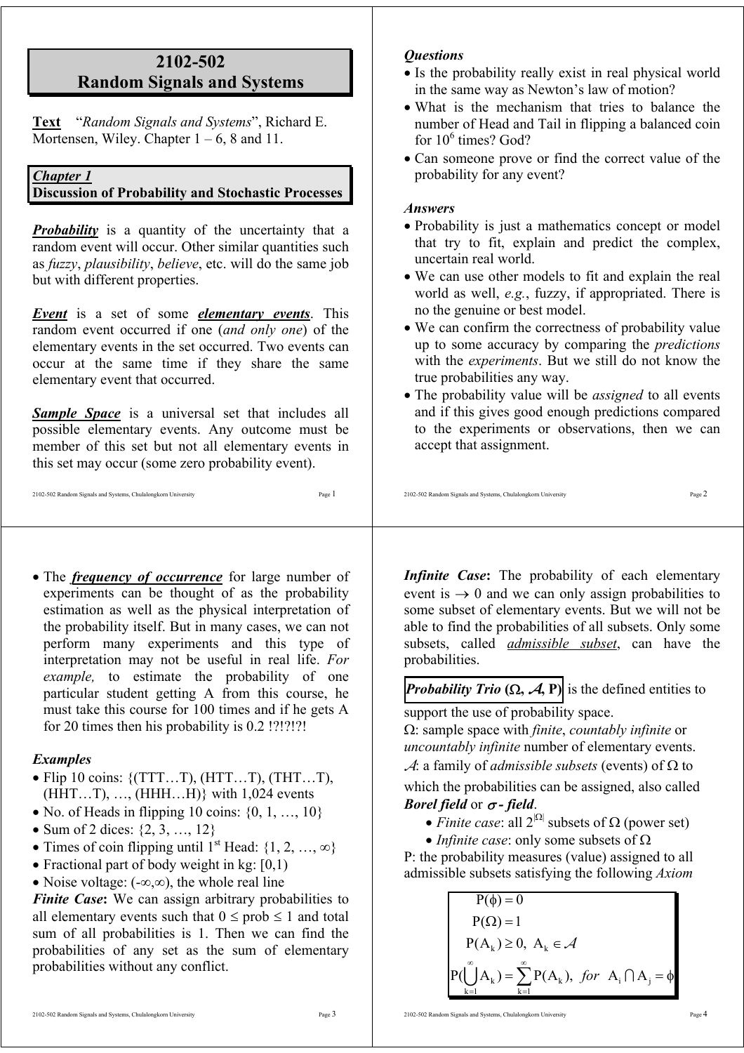# 2102-502 Random Signals and Systems

**Text** "*Random Signals and Systems*", Richard E. Mortensen, Wiley. Chapter 1 – 6, 8 and 11.

## *Chapter 1*
## Discussion of Probability and Stochastic Processes

***Probability*** is a quantity of the uncertainty that a random event will occur. Other similar quantities such as *fuzzy*, *plausibility*, *believe*, etc. will do the same job but with different properties.

***Event*** is a set of some ***elementary events***. This random event occurred if one (*and only one*) of the elementary events in the set occurred. Two events can occur at the same time if they share the same elementary event that occurred.

***Sample Space*** is a universal set that includes all possible elementary events. Any outcome must be member of this set but not all elementary events in this set may occur (some zero probability event).

***Questions***

- Is the probability really exist in real physical world in the same way as Newton's law of motion?
- What is the mechanism that tries to balance the number of Head and Tail in flipping a balanced coin for $10^6$ times? God?
- Can someone prove or find the correct value of the probability for any event?

***Answers***

- Probability is just a mathematics concept or model that try to fit, explain and predict the complex, uncertain real world.
- We can use other models to fit and explain the real world as well, *e.g.*, fuzzy, if appropriated. There is no the genuine or best model.
- We can confirm the correctness of probability value up to some accuracy by comparing the *predictions* with the *experiments*. But we still do not know the true probabilities any way.
- The probability value will be *assigned* to all events and if this gives good enough predictions compared to the experiments or observations, then we can accept that assignment.

- The ***frequency of occurrence*** for large number of experiments can be thought of as the probability estimation as well as the physical interpretation of the probability itself. But in many cases, we can not perform many experiments and this type of interpretation may not be useful in real life. *For example,* to estimate the probability of one particular student getting A from this course, he must take this course for 100 times and if he gets A for 20 times then his probability is 0.2 !?!?!?!

***Examples***

- Flip 10 coins: {(TTT…T), (HTT…T), (THT…T), (HHT…T), …, (HHH…H)} with 1,024 events
- No. of Heads in flipping 10 coins: {0, 1, …, 10}
- Sum of 2 dices: {2, 3, …, 12}
- Times of coin flipping until 1st Head: {1, 2, …, ∞}
- Fractional part of body weight in kg: [0,1)
- Noise voltage: (-∞,∞), the whole real line

***Finite Case*:** We can assign arbitrary probabilities to all elementary events such that $0 \le \text{prob} \le 1$ and total sum of all probabilities is 1. Then we can find the probabilities of any set as the sum of elementary probabilities without any conflict.

***Infinite Case*:** The probability of each elementary event is $\to 0$ and we can only assign probabilities to some subset of elementary events. But we will not be able to find the probabilities of all subsets. Only some subsets, called *admissible subset*, can have the probabilities.

***Probability Trio*** $(\Omega, \mathcal{A}, \mathrm{P})$ is the defined entities to support the use of probability space.

$\Omega$: sample space with *finite*, *countably infinite* or *uncountably infinite* number of elementary events.

$\mathcal{A}$: a family of *admissible subsets* (events) of $\Omega$ to which the probabilities can be assigned, also called ***Borel field*** or ***σ - field***.

- *Finite case*: all $2^{|\Omega|}$ subsets of $\Omega$ (power set)
- *Infinite case*: only some subsets of $\Omega$

P: the probability measures (value) assigned to all admissible subsets satisfying the following *Axiom*

$$
\begin{aligned}
&\mathrm{P}(\phi) = 0 \\
&\mathrm{P}(\Omega) = 1 \\
&\mathrm{P}(\mathrm{A}_k) \ge 0,\ \mathrm{A}_k \in \mathcal{A} \\
&\mathrm{P}\Big(\bigcup_{k=1}^{\infty} \mathrm{A}_k\Big) = \sum_{k=1}^{\infty} \mathrm{P}(\mathrm{A}_k),\ \ for\ \ \mathrm{A}_i \cap \mathrm{A}_j = \phi
\end{aligned}
$$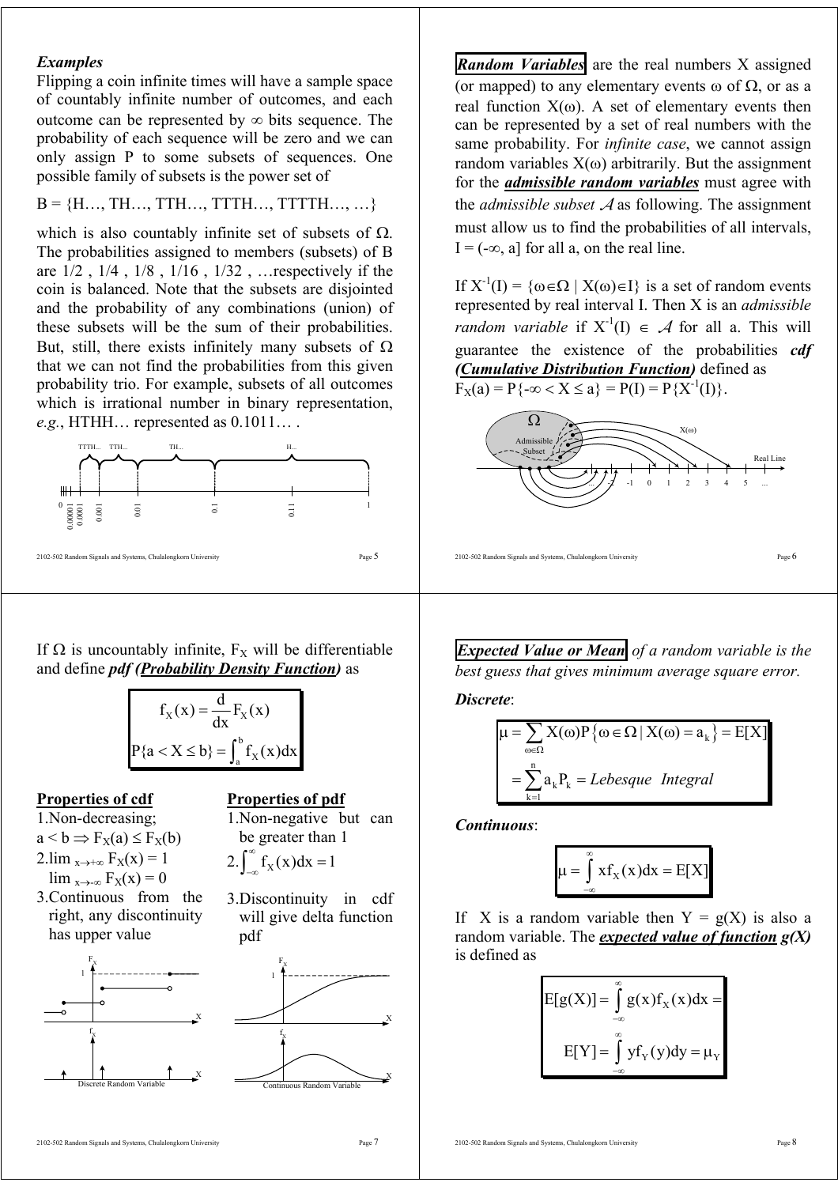***Examples***

Flipping a coin infinite times will have a sample space of countably infinite number of outcomes, and each outcome can be represented by $\infty$ bits sequence. The probability of each sequence will be zero and we can only assign P to some subsets of sequences. One possible family of subsets is the power set of

B = {H…, TH…, TTH…, TTTH…, TTTTH…, …}

which is also countably infinite set of subsets of $\Omega$. The probabilities assigned to members (subsets) of B are 1/2 , 1/4 , 1/8 , 1/16 , 1/32 , …respectively if the coin is balanced. Note that the subsets are disjointed and the probability of any combinations (union) of these subsets will be the sum of their probabilities. But, still, there exists infinitely many subsets of $\Omega$ that we can not find the probabilities from this given probability trio. For example, subsets of all outcomes which is irrational number in binary representation, *e.g.*, HTHH… represented as 0.1011… .

**Random Variables** are the real numbers X assigned (or mapped) to any elementary events $\omega$ of $\Omega$, or as a real function $X(\omega)$. A set of elementary events then can be represented by a set of real numbers with the same probability. For *infinite case*, we cannot assign random variables $X(\omega)$ arbitrarily. But the assignment for the ***admissible random variables*** must agree with the *admissible subset* $\mathcal{A}$ as following. The assignment must allow us to find the probabilities of all intervals, I = $(-\infty, a]$ for all a, on the real line.

If $X^{-1}(I) = \{\omega \in \Omega \mid X(\omega) \in I\}$ is a set of random events represented by real interval I. Then X is an *admissible random variable* if $X^{-1}(I) \in \mathcal{A}$ for all a. This will guarantee the existence of the probabilities ***cdf (Cumulative Distribution Function)*** defined as

$F_X(a) = P\{-\infty < X \le a\} = P(I) = P\{X^{-1}(I)\}$.

If $\Omega$ is uncountably infinite, $F_X$ will be differentiable and define ***pdf (Probability Density Function)*** as

$$f_X(x) = \frac{d}{dx}F_X(x)$$

$$P\{a < X \le b\} = \int_a^b f_X(x)dx$$

**Properties of cdf**

1. Non-decreasing; $a < b \Rightarrow F_X(a) \le F_X(b)$
2. $\lim_{x\to+\infty} F_X(x) = 1$, $\lim_{x\to-\infty} F_X(x) = 0$
3. Continuous from the right, any discontinuity has upper value

**Properties of pdf**

1. Non-negative but can be greater than 1
2. $\int_{-\infty}^{\infty} f_X(x)dx = 1$
3. Discontinuity in cdf will give delta function pdf

Discrete Random Variable

Continuous Random Variable

**Expected Value or Mean** *of a random variable is the best guess that gives minimum average square error.*

***Discrete***:

$$\mu = \sum_{\omega\in\Omega} X(\omega)P\{\omega\in\Omega \mid X(\omega) = a_k\} = E[X]$$
$$= \sum_{k=1}^{n} a_k P_k = \textit{Lebesque Integral}$$

***Continuous***:

$$\mu = \int_{-\infty}^{\infty} x f_X(x)dx = E[X]$$

If X is a random variable then Y = g(X) is also a random variable. The ***expected value of function g(X)*** is defined as

$$E[g(X)] = \int_{-\infty}^{\infty} g(x)f_X(x)dx =$$
$$E[Y] = \int_{-\infty}^{\infty} y f_Y(y)dy = \mu_Y$$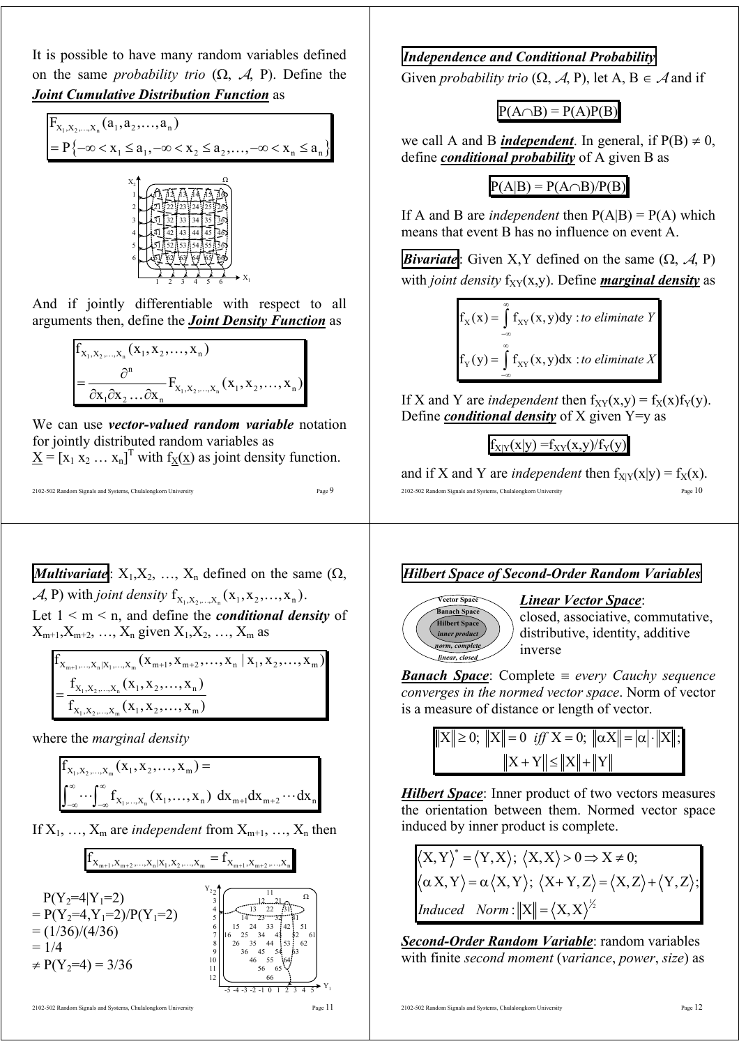It is possible to have many random variables defined on the same *probability trio* (Ω, $\mathcal{A}$, P). Define the ***Joint Cumulative Distribution Function*** as

$$F_{X_1,X_2,\ldots,X_n}(a_1,a_2,\ldots,a_n) = P\{-\infty < x_1 \le a_1, -\infty < x_2 \le a_2, \ldots, -\infty < x_n \le a_n\}$$

And if jointly differentiable with respect to all arguments then, define the ***Joint Density Function*** as

$$f_{X_1,X_2,\ldots,X_n}(x_1,x_2,\ldots,x_n) = \frac{\partial^n}{\partial x_1 \partial x_2 \ldots \partial x_n} F_{X_1,X_2,\ldots,X_n}(x_1,x_2,\ldots,x_n)$$

We can use ***vector-valued random variable*** notation for jointly distributed random variables as $\underline{X} = [x_1\ x_2\ \ldots\ x_n]^T$ with $f_{\underline{X}}(\underline{x})$ as joint density function.

## Independence and Conditional Probability

Given *probability trio* (Ω, $\mathcal{A}$, P), let A, B ∈ $\mathcal{A}$ and if

$$P(A \cap B) = P(A)P(B)$$

we call A and B ***independent***. In general, if P(B) ≠ 0, define ***conditional probability*** of A given B as

$$P(A|B) = P(A \cap B)/P(B)$$

If A and B are *independent* then P(A|B) = P(A) which means that event B has no influence on event A.

***Bivariate***: Given X,Y defined on the same (Ω, $\mathcal{A}$, P) with *joint density* $f_{XY}(x,y)$. Define ***marginal density*** as

$$f_X(x) = \int_{-\infty}^{\infty} f_{XY}(x,y)dy \text{ : to eliminate } Y$$

$$f_Y(y) = \int_{-\infty}^{\infty} f_{XY}(x,y)dx \text{ : to eliminate } X$$

If X and Y are *independent* then $f_{XY}(x,y) = f_X(x)f_Y(y)$. Define ***conditional density*** of X given Y=y as

$$f_{X|Y}(x|y) = f_{XY}(x,y)/f_Y(y)$$

and if X and Y are *independent* then $f_{X|Y}(x|y) = f_X(x)$.

***Multivariate***: $X_1, X_2, \ldots, X_n$ defined on the same (Ω, $\mathcal{A}$, P) with *joint density* $f_{X_1,X_2,\ldots,X_n}(x_1,x_2,\ldots,x_n)$.
Let 1 < m < n, and define the ***conditional density*** of $X_{m+1}, X_{m+2}, \ldots, X_n$ given $X_1, X_2, \ldots, X_m$ as

$$f_{X_{m+1},\ldots,X_n|X_1,\ldots,X_m}(x_{m+1},x_{m+2},\ldots,x_n \mid x_1,x_2,\ldots,x_m) = \frac{f_{X_1,X_2,\ldots,X_n}(x_1,x_2,\ldots,x_n)}{f_{X_1,X_2,\ldots,X_m}(x_1,x_2,\ldots,x_m)}$$

where the *marginal density*

$$f_{X_1,X_2,\ldots,X_m}(x_1,x_2,\ldots,x_m) = \int_{-\infty}^{\infty}\cdots\int_{-\infty}^{\infty} f_{X_1,\ldots,X_n}(x_1,\ldots,x_n)\ dx_{m+1}dx_{m+2}\cdots dx_n$$

If $X_1, \ldots, X_m$ are *independent* from $X_{m+1}, \ldots, X_n$ then

$$f_{X_{m+1},X_{m+2},\ldots,X_n|X_1,X_2,\ldots,X_m} = f_{X_{m+1},X_{m+2},\ldots,X_n}$$

$P(Y_2=4|Y_1=2)$
$= P(Y_2=4, Y_1=2)/P(Y_1=2)$
$= (1/36)/(4/36)$
$= 1/4$
$\neq P(Y_2=4) = 3/36$

## Hilbert Space of Second-Order Random Variables

***Linear Vector Space***: closed, associative, commutative, distributive, identity, additive inverse

***Banach Space***: Complete ≡ *every Cauchy sequence converges in the normed vector space*. Norm of vector is a measure of distance or length of vector.

$$\|X\| \ge 0;\ \|X\| = 0 \text{ iff } X = 0;\ \|\alpha X\| = |\alpha| \cdot \|X\|;$$
$$\|X + Y\| \le \|X\| + \|Y\|$$

***Hilbert Space***: Inner product of two vectors measures the orientation between them. Normed vector space induced by inner product is complete.

$$\langle X,Y\rangle^* = \langle Y,X\rangle;\ \langle X,X\rangle > 0 \Rightarrow X \neq 0;$$
$$\langle \alpha X,Y\rangle = \alpha\langle X,Y\rangle;\ \langle X+Y,Z\rangle = \langle X,Z\rangle + \langle Y,Z\rangle;$$
$$\textit{Induced Norm}: \|X\| = \langle X,X\rangle^{1/2}$$

***Second-Order Random Variable***: random variables with finite *second moment* (*variance*, *power*, *size*) as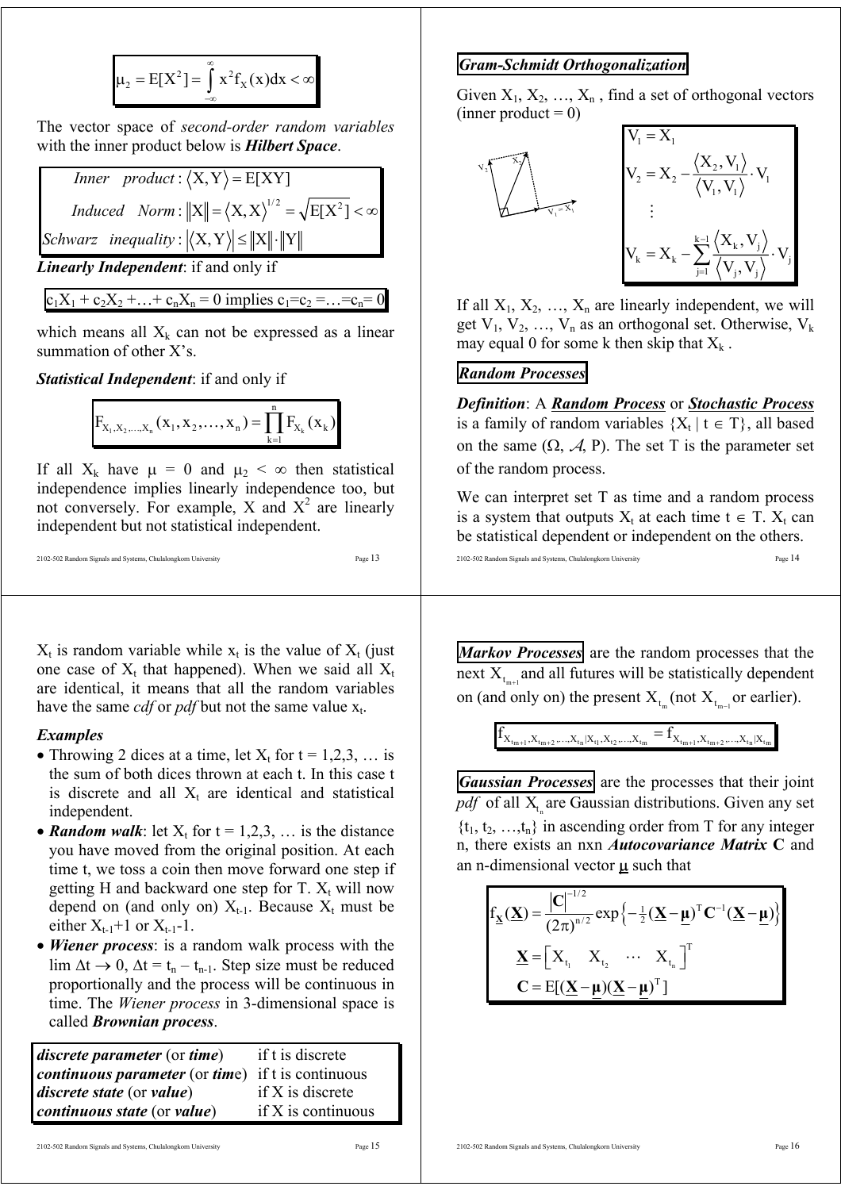$$\mu_2 = E[X^2] = \int_{-\infty}^{\infty} x^2 f_X(x)dx < \infty$$

The vector space of *second-order random variables* with the inner product below is ***Hilbert Space***.

$$\begin{aligned}
&\textit{Inner product}: \langle X, Y \rangle = E[XY] \\
&\textit{Induced Norm}: \|X\| = \langle X, X \rangle^{1/2} = \sqrt{E[X^2]} < \infty \\
&\textit{Schwarz inequality}: |\langle X, Y \rangle| \le \|X\| \cdot \|Y\|
\end{aligned}$$

***Linearly Independent***: if and only if

$c_1X_1 + c_2X_2 + \ldots + c_nX_n = 0$ implies $c_1 = c_2 = \ldots = c_n = 0$

which means all $X_k$ can not be expressed as a linear summation of other X's.

***Statistical Independent***: if and only if

$$F_{X_1, X_2, \ldots, X_n}(x_1, x_2, \ldots, x_n) = \prod_{k=1}^{n} F_{X_k}(x_k)$$

If all $X_k$ have $\mu = 0$ and $\mu_2 < \infty$ then statistical independence implies linearly independence too, but not conversely. For example, X and $X^2$ are linearly independent but not statistical independent.

***Gram-Schmidt Orthogonalization***

Given $X_1, X_2, \ldots, X_n$, find a set of orthogonal vectors (inner product = 0)

$$\begin{aligned}
V_1 &= X_1 \\
V_2 &= X_2 - \frac{\langle X_2, V_1 \rangle}{\langle V_1, V_1 \rangle} \cdot V_1 \\
&\vdots \\
V_k &= X_k - \sum_{j=1}^{k-1} \frac{\langle X_k, V_j \rangle}{\langle V_j, V_j \rangle} \cdot V_j
\end{aligned}$$

If all $X_1, X_2, \ldots, X_n$ are linearly independent, we will get $V_1, V_2, \ldots, V_n$ as an orthogonal set. Otherwise, $V_k$ may equal 0 for some k then skip that $X_k$.

***Random Processes***

***Definition***: A ***Random Process*** or ***Stochastic Process*** is a family of random variables $\{X_t \mid t \in T\}$, all based on the same $(\Omega, \mathcal{A}, P)$. The set T is the parameter set of the random process.

We can interpret set T as time and a random process is a system that outputs $X_t$ at each time $t \in T$. $X_t$ can be statistical dependent or independent on the others.

$X_t$ is random variable while $x_t$ is the value of $X_t$ (just one case of $X_t$ that happened). When we said all $X_t$ are identical, it means that all the random variables have the same *cdf* or *pdf* but not the same value $x_t$.

### *Examples*

- Throwing 2 dices at a time, let $X_t$ for t = 1,2,3, … is the sum of both dices thrown at each t. In this case t is discrete and all $X_t$ are identical and statistical independent.
- ***Random walk***: let $X_t$ for t = 1,2,3, … is the distance you have moved from the original position. At each time t, we toss a coin then move forward one step if getting H and backward one step for T. $X_t$ will now depend on (and only on) $X_{t-1}$. Because $X_t$ must be either $X_{t-1}+1$ or $X_{t-1}-1$.
- ***Wiener process***: is a random walk process with the $\lim \Delta t \to 0$, $\Delta t = t_n - t_{n-1}$. Step size must be reduced proportionally and the process will be continuous in time. The *Wiener process* in 3-dimensional space is called ***Brownian process***.

| | |
|---|---|
| ***discrete parameter*** (or ***time***) | if t is discrete |
| ***continuous parameter*** (or ***time***) | if t is continuous |
| ***discrete state*** (or ***value***) | if X is discrete |
| ***continuous state*** (or ***value***) | if X is continuous |

***Markov Processes*** are the random processes that the next $X_{t_{m+1}}$ and all futures will be statistically dependent on (and only on) the present $X_{t_m}$ (not $X_{t_{m-1}}$ or earlier).

$$f_{X_{t_{m+1}}, X_{t_{m+2}}, \ldots, X_{t_n} | X_{t_1}, X_{t_2}, \ldots, X_{t_m}} = f_{X_{t_{m+1}}, X_{t_{m+2}}, \ldots, X_{t_n} | X_{t_m}}$$

***Gaussian Processes*** are the processes that their joint *pdf* of all $X_{t_n}$ are Gaussian distributions. Given any set $\{t_1, t_2, \ldots, t_n\}$ in ascending order from T for any integer n, there exists an nxn ***Autocovariance Matrix*** **C** and an n-dimensional vector $\underline{\boldsymbol{\mu}}$ such that

$$\begin{aligned}
f_{\underline{X}}(\underline{X}) &= \frac{|\mathbf{C}|^{-1/2}}{(2\pi)^{n/2}} \exp\left\{-\tfrac{1}{2}(\underline{X} - \underline{\boldsymbol{\mu}})^T \mathbf{C}^{-1} (\underline{X} - \underline{\boldsymbol{\mu}})\right\} \\
\underline{X} &= \begin{bmatrix} X_{t_1} & X_{t_2} & \cdots & X_{t_n} \end{bmatrix}^T \\
\mathbf{C} &= E[(\underline{X} - \underline{\boldsymbol{\mu}})(\underline{X} - \underline{\boldsymbol{\mu}})^T]
\end{aligned}$$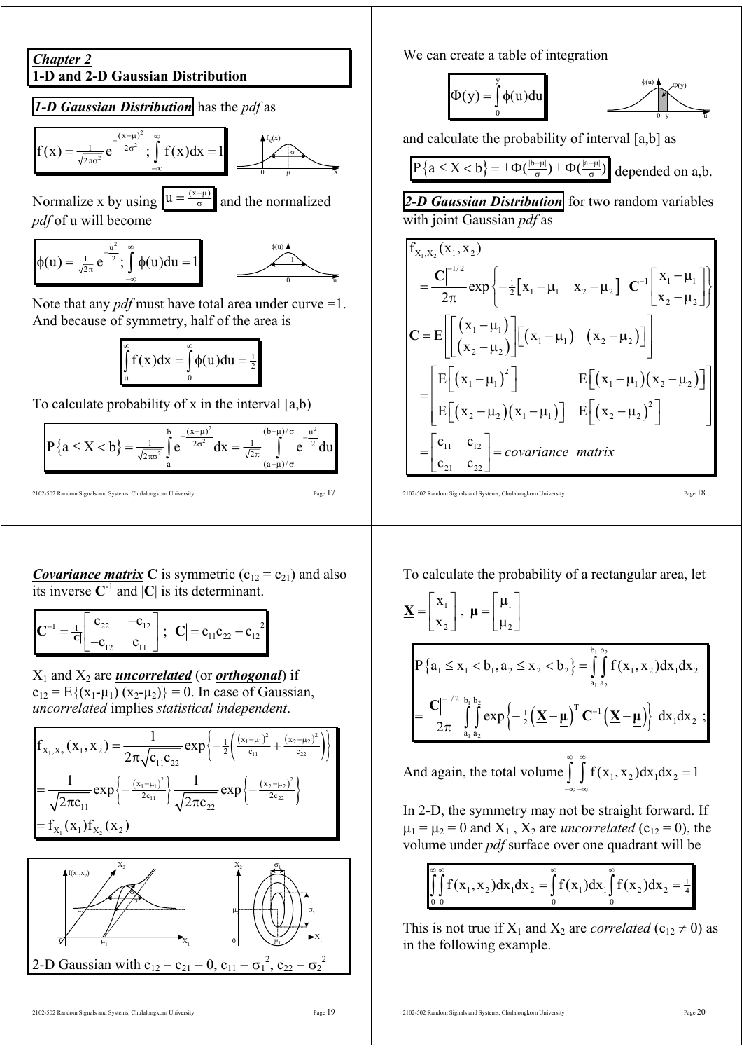## *Chapter 2*
## 1-D and 2-D Gaussian Distribution

***1-D Gaussian Distribution*** has the *pdf* as

$$f(x) = \frac{1}{\sqrt{2\pi\sigma^2}} e^{-\frac{(x-\mu)^2}{2\sigma^2}} \; ; \; \int_{-\infty}^{\infty} f(x)dx = 1$$

Normalize x by using $u = \frac{(x-\mu)}{\sigma}$ and the normalized *pdf* of u will become

$$\phi(u) = \frac{1}{\sqrt{2\pi}} e^{-\frac{u^2}{2}} \; ; \; \int_{-\infty}^{\infty} \phi(u)du = 1$$

Note that any *pdf* must have total area under curve =1. And because of symmetry, half of the area is

$$\int_{\mu}^{\infty} f(x)dx = \int_{0}^{\infty} \phi(u)du = \tfrac{1}{2}$$

To calculate probability of x in the interval [a,b)

$$P\{a \le X < b\} = \frac{1}{\sqrt{2\pi\sigma^2}} \int_a^b e^{-\frac{(x-\mu)^2}{2\sigma^2}} dx = \frac{1}{\sqrt{2\pi}} \int_{(a-\mu)/\sigma}^{(b-\mu)/\sigma} e^{-\frac{u^2}{2}} du$$

We can create a table of integration

$$\Phi(y) = \int_0^y \phi(u)du$$

and calculate the probability of interval [a,b] as

$$P\{a \le X < b\} = \pm\Phi\left(\tfrac{|b-\mu|}{\sigma}\right) \pm \Phi\left(\tfrac{|a-\mu|}{\sigma}\right)$$ depended on a,b.

***2-D Gaussian Distribution*** for two random variables with joint Gaussian *pdf* as

$$f_{X_1,X_2}(x_1,x_2) = \frac{|\mathbf{C}|^{-1/2}}{2\pi} \exp\left\{-\tfrac{1}{2}\begin{bmatrix} x_1-\mu_1 & x_2-\mu_2 \end{bmatrix} \mathbf{C}^{-1} \begin{bmatrix} x_1-\mu_1 \\ x_2-\mu_2 \end{bmatrix}\right\}$$

$$\mathbf{C} = E\left[\begin{bmatrix} (x_1-\mu_1) \\ (x_2-\mu_2) \end{bmatrix} \begin{bmatrix} (x_1-\mu_1) & (x_2-\mu_2) \end{bmatrix}\right]$$

$$= \begin{bmatrix} E\left[(x_1-\mu_1)^2\right] & E\left[(x_1-\mu_1)(x_2-\mu_2)\right] \\ E\left[(x_2-\mu_2)(x_1-\mu_1)\right] & E\left[(x_2-\mu_2)^2\right] \end{bmatrix}$$

$$= \begin{bmatrix} c_{11} & c_{12} \\ c_{21} & c_{22} \end{bmatrix} = \textit{covariance matrix}$$

***Covariance matrix*** **C** is symmetric ($c_{12} = c_{21}$) and also its inverse $\mathbf{C}^{-1}$ and $|\mathbf{C}|$ is its determinant.

$$\mathbf{C}^{-1} = \frac{1}{|\mathbf{C}|}\begin{bmatrix} c_{22} & -c_{12} \\ -c_{12} & c_{11} \end{bmatrix} \; ; \; |\mathbf{C}| = c_{11}c_{22} - c_{12}^2$$

$X_1$ and $X_2$ are ***uncorrelated*** (or ***orthogonal***) if $c_{12} = E\{(x_1-\mu_1)(x_2-\mu_2)\} = 0$. In case of Gaussian, *uncorrelated* implies *statistical independent*.

$$f_{X_1,X_2}(x_1,x_2) = \frac{1}{2\pi\sqrt{c_{11}c_{22}}} \exp\left\{-\tfrac{1}{2}\left(\tfrac{(x_1-\mu_1)^2}{c_{11}} + \tfrac{(x_2-\mu_2)^2}{c_{22}}\right)\right\}$$
$$= \frac{1}{\sqrt{2\pi c_{11}}} \exp\left\{-\tfrac{(x_1-\mu_1)^2}{2c_{11}}\right\} \frac{1}{\sqrt{2\pi c_{22}}} \exp\left\{-\tfrac{(x_2-\mu_2)^2}{2c_{22}}\right\}$$
$$= f_{X_1}(x_1) f_{X_2}(x_2)$$

2-D Gaussian with $c_{12} = c_{21} = 0$, $c_{11} = \sigma_1^2$, $c_{22} = \sigma_2^2$

To calculate the probability of a rectangular area, let

$$\underline{\mathbf{X}} = \begin{bmatrix} x_1 \\ x_2 \end{bmatrix}, \; \underline{\boldsymbol{\mu}} = \begin{bmatrix} \mu_1 \\ \mu_2 \end{bmatrix}$$

$$P\{a_1 \le x_1 < b_1, a_2 \le x_2 < b_2\} = \int_{a_1}^{b_1}\int_{a_2}^{b_2} f(x_1,x_2)dx_1dx_2$$
$$= \frac{|\mathbf{C}|^{-1/2}}{2\pi} \int_{a_1}^{b_1}\int_{a_2}^{b_2} \exp\left\{-\tfrac{1}{2}\left(\underline{\mathbf{X}}-\underline{\boldsymbol{\mu}}\right)^T \mathbf{C}^{-1}\left(\underline{\mathbf{X}}-\underline{\boldsymbol{\mu}}\right)\right\} dx_1dx_2 \; ;$$

And again, the total volume $\int_{-\infty}^{\infty}\int_{-\infty}^{\infty} f(x_1,x_2)dx_1dx_2 = 1$

In 2-D, the symmetry may not be straight forward. If $\mu_1 = \mu_2 = 0$ and $X_1$, $X_2$ are *uncorrelated* ($c_{12} = 0$), the volume under *pdf* surface over one quadrant will be

$$\int_0^{\infty}\int_0^{\infty} f(x_1,x_2)dx_1dx_2 = \int_0^{\infty} f(x_1)dx_1 \int_0^{\infty} f(x_2)dx_2 = \tfrac{1}{4}$$

This is not true if $X_1$ and $X_2$ are *correlated* ($c_{12} \ne 0$) as in the following example.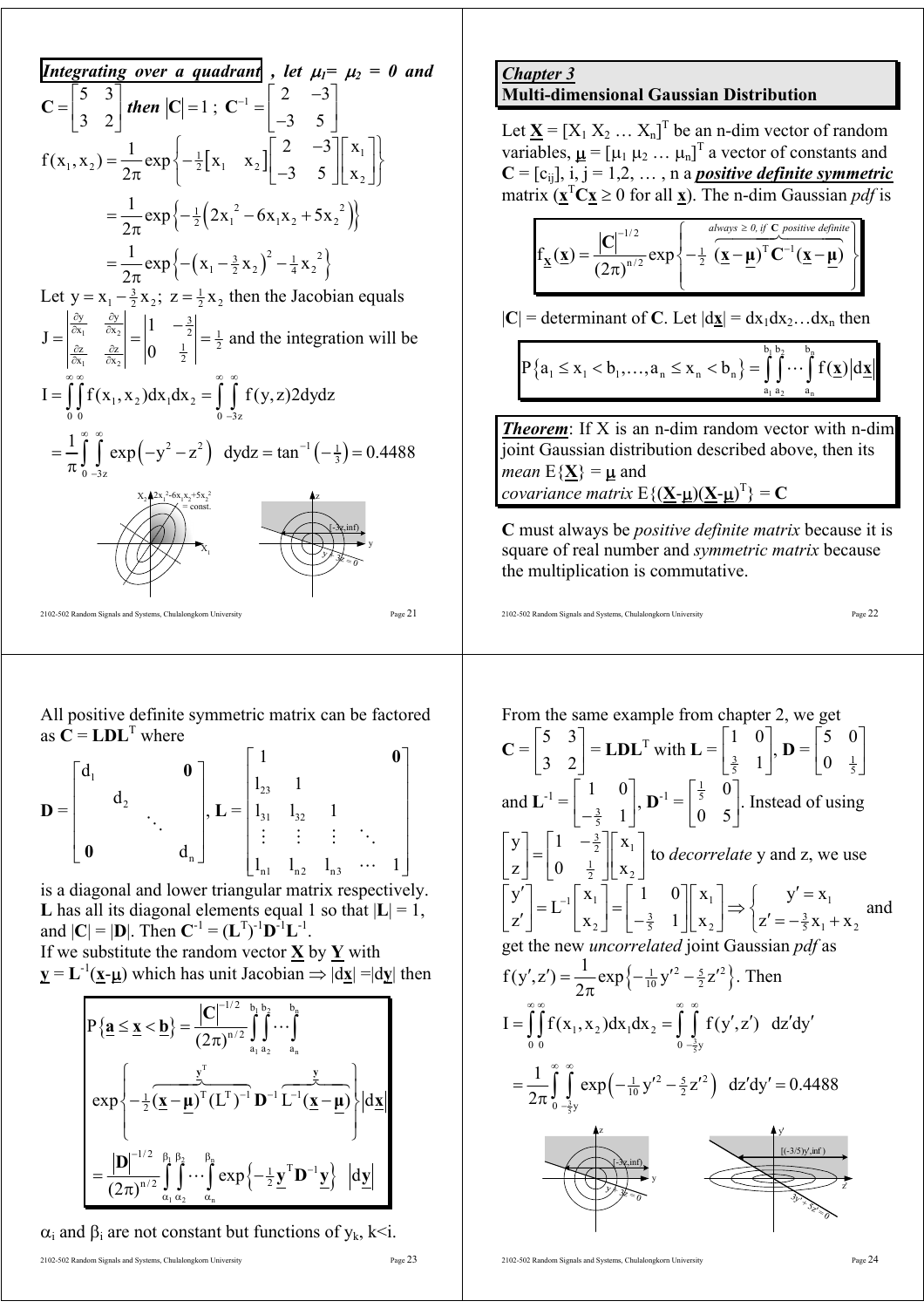**Integrating over a quadrant**, *let* $\mu_1 = \mu_2 = 0$ *and* $\mathbf{C} = \begin{bmatrix} 5 & 3 \\ 3 & 2 \end{bmatrix}$ *then* $|\mathbf{C}| = 1$ ; $\mathbf{C}^{-1} = \begin{bmatrix} 2 & -3 \\ -3 & 5 \end{bmatrix}$

$$f(x_1, x_2) = \frac{1}{2\pi}\exp\left\{-\tfrac{1}{2}\begin{bmatrix} x_1 & x_2 \end{bmatrix}\begin{bmatrix} 2 & -3 \\ -3 & 5 \end{bmatrix}\begin{bmatrix} x_1 \\ x_2 \end{bmatrix}\right\}$$

$$= \frac{1}{2\pi}\exp\left\{-\tfrac{1}{2}\left(2x_1^2 - 6x_1x_2 + 5x_2^2\right)\right\}$$

$$= \frac{1}{2\pi}\exp\left\{-\left(x_1 - \tfrac{3}{2}x_2\right)^2 - \tfrac{1}{4}x_2^2\right\}$$

Let $y = x_1 - \frac{3}{2}x_2$; $z = \frac{1}{2}x_2$ then the Jacobian equals

$J = \begin{vmatrix} \frac{\partial y}{\partial x_1} & \frac{\partial y}{\partial x_2} \\ \frac{\partial z}{\partial x_1} & \frac{\partial z}{\partial x_2} \end{vmatrix} = \begin{vmatrix} 1 & -\frac{3}{2} \\ 0 & \frac{1}{2} \end{vmatrix} = \frac{1}{2}$ and the integration will be

$$I = \int_0^\infty\int_0^\infty f(x_1, x_2)dx_1dx_2 = \int_0^\infty\int_{-3z}^\infty f(y, z)2dydz$$

$$= \frac{1}{\pi}\int_0^\infty\int_{-3z}^\infty \exp\left(-y^2 - z^2\right)\ dydz = \tan^{-1}\left(-\tfrac{1}{3}\right) = 0.4488$$

## Chapter 3
## Multi-dimensional Gaussian Distribution

Let $\underline{\mathbf{X}} = [X_1\ X_2\ \dots\ X_n]^T$ be an n-dim vector of random variables, $\underline{\mu} = [\mu_1\ \mu_2\ \dots\ \mu_n]^T$ a vector of constants and $\mathbf{C} = [c_{ij}]$, i, j = 1,2, … , n a ***positive definite symmetric*** matrix ($\underline{\mathbf{x}}^T\mathbf{C}\underline{\mathbf{x}} \geq 0$ for all $\underline{\mathbf{x}}$). The n-dim Gaussian *pdf* is

$$f_{\underline{\mathbf{X}}}(\underline{\mathbf{x}}) = \frac{|\mathbf{C}|^{-1/2}}{(2\pi)^{n/2}}\exp\left\{-\tfrac{1}{2}\overbrace{(\underline{\mathbf{x}} - \underline{\mu})^T\mathbf{C}^{-1}(\underline{\mathbf{x}} - \underline{\mu})}^{\text{always} \geq 0,\ \text{if } \mathbf{C}\ \text{positive definite}}\right\}$$

$|\mathbf{C}|$ = determinant of $\mathbf{C}$. Let $|d\underline{\mathbf{x}}| = dx_1dx_2\dots dx_n$ then

$$P\{a_1 \leq x_1 < b_1, \dots, a_n \leq x_n < b_n\} = \int_{a_1}^{b_1}\int_{a_2}^{b_2}\cdots\int_{a_n}^{b_n} f(\underline{\mathbf{x}})|d\underline{\mathbf{x}}|$$

***Theorem***: If X is an n-dim random vector with n-dim joint Gaussian distribution described above, then its *mean* $E\{\underline{\mathbf{X}}\} = \underline{\mu}$ and *covariance matrix* $E\{(\underline{\mathbf{X}}-\underline{\mu})(\underline{\mathbf{X}}-\underline{\mu})^T\} = \mathbf{C}$

**C** must always be *positive definite matrix* because it is square of real number and *symmetric matrix* because the multiplication is commutative.

All positive definite symmetric matrix can be factored as $\mathbf{C} = \mathbf{LDL}^T$ where

$$\mathbf{D} = \begin{bmatrix} d_1 & & & \mathbf{0} \\ & d_2 & & \\ & & \ddots & \\ \mathbf{0} & & & d_n \end{bmatrix}, \mathbf{L} = \begin{bmatrix} 1 & & & & \mathbf{0} \\ l_{23} & 1 & & & \\ l_{31} & l_{32} & 1 & & \\ \vdots & \vdots & \vdots & \ddots & \\ l_{n1} & l_{n2} & l_{n3} & \cdots & 1 \end{bmatrix}$$

is a diagonal and lower triangular matrix respectively. **L** has all its diagonal elements equal 1 so that $|\mathbf{L}| = 1$, and $|\mathbf{C}| = |\mathbf{D}|$. Then $\mathbf{C}^{-1} = (\mathbf{L}^T)^{-1}\mathbf{D}^{-1}\mathbf{L}^{-1}$.
If we substitute the random vector $\underline{\mathbf{X}}$ by $\underline{\mathbf{Y}}$ with $\underline{\mathbf{y}} = \mathbf{L}^{-1}(\underline{\mathbf{x}}-\underline{\mu})$ which has unit Jacobian $\Rightarrow |d\underline{\mathbf{x}}| = |d\underline{\mathbf{y}}|$ then

$$P\{\underline{\mathbf{a}} \leq \underline{\mathbf{x}} < \underline{\mathbf{b}}\} = \frac{|\mathbf{C}|^{-1/2}}{(2\pi)^{n/2}}\int_{a_1}^{b_1}\int_{a_2}^{b_2}\cdots\int_{a_n}^{b_n}$$

$$\exp\left\{-\tfrac{1}{2}\overbrace{(\underline{\mathbf{x}} - \underline{\mu})^T(\mathbf{L}^T)^{-1}}^{\underline{\mathbf{y}}^T}\mathbf{D}^{-1}\overbrace{\mathbf{L}^{-1}(\underline{\mathbf{x}} - \underline{\mu})}^{\underline{\mathbf{y}}}\right\}|d\underline{\mathbf{x}}|$$

$$= \frac{|\mathbf{D}|^{-1/2}}{(2\pi)^{n/2}}\int_{\alpha_1}^{\beta_1}\int_{\alpha_2}^{\beta_2}\cdots\int_{\alpha_n}^{\beta_n}\exp\left\{-\tfrac{1}{2}\underline{\mathbf{y}}^T\mathbf{D}^{-1}\underline{\mathbf{y}}\right\}\ |d\underline{\mathbf{y}}|$$

$\alpha_i$ and $\beta_i$ are not constant but functions of $y_k$, k<i.

From the same example from chapter 2, we get

$\mathbf{C} = \begin{bmatrix} 5 & 3 \\ 3 & 2 \end{bmatrix} = \mathbf{LDL}^T$ with $\mathbf{L} = \begin{bmatrix} 1 & 0 \\ \frac{3}{5} & 1 \end{bmatrix}$, $\mathbf{D} = \begin{bmatrix} 5 & 0 \\ 0 & \frac{1}{5} \end{bmatrix}$

and $\mathbf{L}^{-1} = \begin{bmatrix} 1 & 0 \\ -\frac{3}{5} & 1 \end{bmatrix}$, $\mathbf{D}^{-1} = \begin{bmatrix} \frac{1}{5} & 0 \\ 0 & 5 \end{bmatrix}$. Instead of using

$\begin{bmatrix} y \\ z \end{bmatrix} = \begin{bmatrix} 1 & -\frac{3}{2} \\ 0 & \frac{1}{2} \end{bmatrix}\begin{bmatrix} x_1 \\ x_2 \end{bmatrix}$ to *decorrelate* y and z, we use

$\begin{bmatrix} y' \\ z' \end{bmatrix} = \mathbf{L}^{-1}\begin{bmatrix} x_1 \\ x_2 \end{bmatrix} = \begin{bmatrix} 1 & 0 \\ -\frac{3}{5} & 1 \end{bmatrix}\begin{bmatrix} x_1 \\ x_2 \end{bmatrix} \Rightarrow \begin{cases} y' = x_1 \\ z' = -\frac{3}{5}x_1 + x_2 \end{cases}$ and

get the new *uncorrelated* joint Gaussian *pdf* as

$f(y', z') = \frac{1}{2\pi}\exp\left\{-\frac{1}{10}y'^2 - \frac{5}{2}z'^2\right\}$. Then

$$I = \int_0^\infty\int_0^\infty f(x_1, x_2)dx_1dx_2 = \int_0^\infty\int_{-\frac{3}{5}y}^\infty f(y', z')\ dz'dy'$$

$$= \frac{1}{2\pi}\int_0^\infty\int_{-\frac{3}{5}y}^\infty \exp\left(-\tfrac{1}{10}y'^2 - \tfrac{5}{2}z'^2\right)\ dz'dy' = 0.4488$$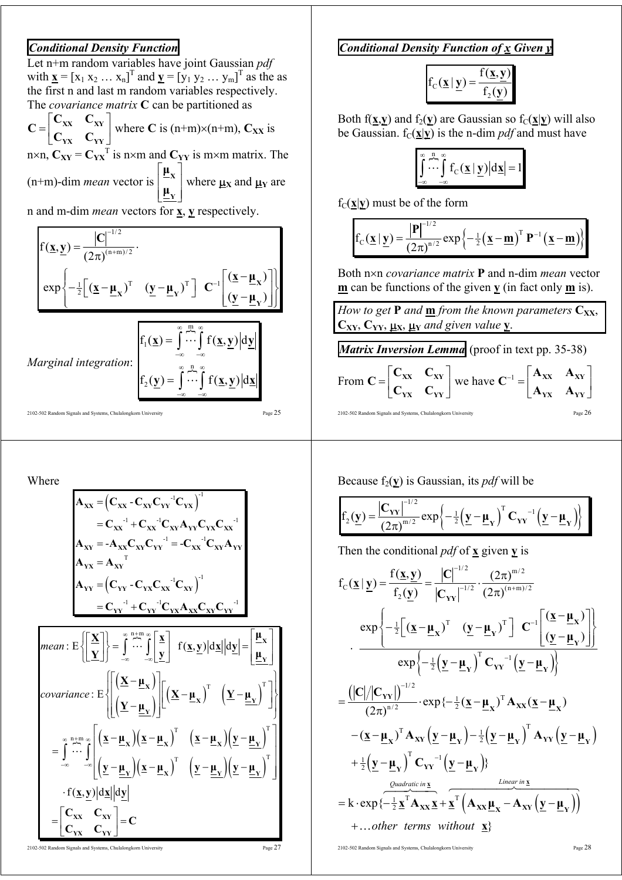## Conditional Density Function

Let n+m random variables have joint Gaussian *pdf* with $\underline{\mathbf{x}} = [x_1\ x_2\ \dots\ x_n]^T$ and $\underline{\mathbf{y}} = [y_1\ y_2\ \dots\ y_m]^T$ as the as the first n and last m random variables respectively. The *covariance matrix* $\mathbf{C}$ can be partitioned as $\mathbf{C} = \begin{bmatrix} \mathbf{C_{XX}} & \mathbf{C_{XY}} \\ \mathbf{C_{YX}} & \mathbf{C_{YY}} \end{bmatrix}$ where $\mathbf{C}$ is $(n+m)\times(n+m)$, $\mathbf{C_{XX}}$ is $n\times n$, $\mathbf{C_{XY}} = \mathbf{C_{YX}}^T$ is $n\times m$ and $\mathbf{C_{YY}}$ is $m\times m$ matrix. The (n+m)-dim *mean* vector is $\begin{bmatrix} \boldsymbol{\mu}_\mathbf{X} \\ \boldsymbol{\mu}_\mathbf{Y} \end{bmatrix}$ where $\boldsymbol{\mu}_\mathbf{X}$ and $\boldsymbol{\mu}_\mathbf{Y}$ are n and m-dim *mean* vectors for $\underline{\mathbf{x}}$, $\underline{\mathbf{y}}$ respectively.

$$
f(\underline{\mathbf{x}},\underline{\mathbf{y}}) = \frac{|\mathbf{C}|^{-1/2}}{(2\pi)^{(n+m)/2}} \cdot \exp\left\{ -\tfrac{1}{2}\begin{bmatrix} (\underline{\mathbf{x}}-\boldsymbol{\mu}_\mathbf{X})^T & (\underline{\mathbf{y}}-\boldsymbol{\mu}_\mathbf{Y})^T \end{bmatrix} \mathbf{C}^{-1} \begin{bmatrix} (\underline{\mathbf{x}}-\boldsymbol{\mu}_\mathbf{X}) \\ (\underline{\mathbf{y}}-\boldsymbol{\mu}_\mathbf{Y}) \end{bmatrix} \right\}
$$

*Marginal integration*:

$$
f_1(\underline{\mathbf{x}}) = \overbrace{\int_{-\infty}^{\infty}\cdots\int_{-\infty}^{\infty}}^{m} f(\underline{\mathbf{x}},\underline{\mathbf{y}})\,|d\underline{\mathbf{y}}|
$$

$$
f_2(\underline{\mathbf{y}}) = \overbrace{\int_{-\infty}^{\infty}\cdots\int_{-\infty}^{\infty}}^{n} f(\underline{\mathbf{x}},\underline{\mathbf{y}})\,|d\underline{\mathbf{x}}|
$$

## Conditional Density Function of $\underline{\mathbf{x}}$ Given $\underline{\mathbf{y}}$

$$
f_C(\underline{\mathbf{x}}\,|\,\underline{\mathbf{y}}) = \frac{f(\underline{\mathbf{x}},\underline{\mathbf{y}})}{f_2(\underline{\mathbf{y}})}
$$

Both $f(\underline{\mathbf{x}},\underline{\mathbf{y}})$ and $f_2(\underline{\mathbf{y}})$ are Gaussian so $f_C(\underline{\mathbf{x}}|\underline{\mathbf{y}})$ will also be Gaussian. $f_C(\underline{\mathbf{x}}|\underline{\mathbf{y}})$ is the n-dim *pdf* and must have

$$
\overbrace{\int_{-\infty}^{\infty}\cdots\int_{-\infty}^{\infty}}^{n} f_C(\underline{\mathbf{x}}\,|\,\underline{\mathbf{y}})\,|d\underline{\mathbf{x}}| = 1
$$

$f_C(\underline{\mathbf{x}}|\underline{\mathbf{y}})$ must be of the form

$$
f_C(\underline{\mathbf{x}}\,|\,\underline{\mathbf{y}}) = \frac{|\mathbf{P}|^{-1/2}}{(2\pi)^{n/2}} \exp\left\{ -\tfrac{1}{2}(\underline{\mathbf{x}}-\underline{\mathbf{m}})^T \mathbf{P}^{-1} (\underline{\mathbf{x}}-\underline{\mathbf{m}}) \right\}
$$

Both $n\times n$ *covariance matrix* $\mathbf{P}$ and n-dim *mean* vector $\underline{\mathbf{m}}$ can be functions of the given $\underline{\mathbf{y}}$ (in fact only $\underline{\mathbf{m}}$ is).

*How to get* $\mathbf{P}$ *and* $\underline{\mathbf{m}}$ *from the known parameters* $\mathbf{C_{XX}}$, $\mathbf{C_{XY}}$, $\mathbf{C_{YY}}$, $\boldsymbol{\mu}_\mathbf{X}$, $\boldsymbol{\mu}_\mathbf{Y}$ *and given value* $\underline{\mathbf{y}}$.

**Matrix Inversion Lemma** (proof in text pp. 35-38)

From $\mathbf{C} = \begin{bmatrix} \mathbf{C_{XX}} & \mathbf{C_{XY}} \\ \mathbf{C_{YX}} & \mathbf{C_{YY}} \end{bmatrix}$ we have $\mathbf{C}^{-1} = \begin{bmatrix} \mathbf{A_{XX}} & \mathbf{A_{XY}} \\ \mathbf{A_{YX}} & \mathbf{A_{YY}} \end{bmatrix}$

Where

$$
\begin{aligned}
\mathbf{A_{XX}} &= \left(\mathbf{C_{XX}} - \mathbf{C_{XY}}\mathbf{C_{YY}}^{-1}\mathbf{C_{YX}}\right)^{-1} \\
&= \mathbf{C_{XX}}^{-1} + \mathbf{C_{XX}}^{-1}\mathbf{C_{XY}}\mathbf{A_{YY}}\mathbf{C_{YX}}\mathbf{C_{XX}}^{-1} \\
\mathbf{A_{XY}} &= -\mathbf{A_{XX}}\mathbf{C_{XY}}\mathbf{C_{YY}}^{-1} = -\mathbf{C_{XX}}^{-1}\mathbf{C_{XY}}\mathbf{A_{YY}} \\
\mathbf{A_{YX}} &= \mathbf{A_{XY}}^T \\
\mathbf{A_{YY}} &= \left(\mathbf{C_{YY}} - \mathbf{C_{YX}}\mathbf{C_{XX}}^{-1}\mathbf{C_{XY}}\right)^{-1} \\
&= \mathbf{C_{YY}}^{-1} + \mathbf{C_{YY}}^{-1}\mathbf{C_{YX}}\mathbf{A_{XX}}\mathbf{C_{XY}}\mathbf{C_{YY}}^{-1}
\end{aligned}
$$

$$
mean: E\left\{\begin{bmatrix} \underline{\mathbf{X}} \\ \underline{\mathbf{Y}} \end{bmatrix}\right\} = \overbrace{\int_{-\infty}^{\infty}\cdots\int_{-\infty}^{\infty}}^{n+m} \begin{bmatrix} \underline{\mathbf{x}} \\ \underline{\mathbf{y}} \end{bmatrix} f(\underline{\mathbf{x}},\underline{\mathbf{y}})\,|d\underline{\mathbf{x}}|\,|d\underline{\mathbf{y}}| = \begin{bmatrix} \boldsymbol{\mu}_\mathbf{X} \\ \boldsymbol{\mu}_\mathbf{Y} \end{bmatrix}
$$

$$
\begin{aligned}
covariance: &\ E\left\{ \begin{bmatrix} (\underline{\mathbf{X}}-\boldsymbol{\mu}_\mathbf{X}) \\ (\underline{\mathbf{Y}}-\boldsymbol{\mu}_\mathbf{Y}) \end{bmatrix} \begin{bmatrix} (\underline{\mathbf{X}}-\boldsymbol{\mu}_\mathbf{X})^T & (\underline{\mathbf{Y}}-\boldsymbol{\mu}_\mathbf{Y})^T \end{bmatrix} \right\} \\
&= \overbrace{\int_{-\infty}^{\infty}\cdots\int_{-\infty}^{\infty}}^{n+m} \begin{bmatrix} (\underline{\mathbf{x}}-\boldsymbol{\mu}_\mathbf{X})(\underline{\mathbf{x}}-\boldsymbol{\mu}_\mathbf{X})^T & (\underline{\mathbf{x}}-\boldsymbol{\mu}_\mathbf{X})(\underline{\mathbf{y}}-\boldsymbol{\mu}_\mathbf{Y})^T \\ (\underline{\mathbf{y}}-\boldsymbol{\mu}_\mathbf{Y})(\underline{\mathbf{x}}-\boldsymbol{\mu}_\mathbf{X})^T & (\underline{\mathbf{y}}-\boldsymbol{\mu}_\mathbf{Y})(\underline{\mathbf{y}}-\boldsymbol{\mu}_\mathbf{Y})^T \end{bmatrix} \\
&\quad \cdot f(\underline{\mathbf{x}},\underline{\mathbf{y}})\,|d\underline{\mathbf{x}}|\,|d\underline{\mathbf{y}}| \\
&= \begin{bmatrix} \mathbf{C_{XX}} & \mathbf{C_{XY}} \\ \mathbf{C_{YX}} & \mathbf{C_{YY}} \end{bmatrix} = \mathbf{C}
\end{aligned}
$$

Because $f_2(\underline{\mathbf{y}})$ is Gaussian, its *pdf* will be

$$
f_2(\underline{\mathbf{y}}) = \frac{|\mathbf{C_{YY}}|^{-1/2}}{(2\pi)^{m/2}} \exp\left\{ -\tfrac{1}{2}(\underline{\mathbf{y}}-\boldsymbol{\mu}_\mathbf{Y})^T \mathbf{C_{YY}}^{-1} (\underline{\mathbf{y}}-\boldsymbol{\mu}_\mathbf{Y}) \right\}
$$

Then the conditional *pdf* of $\underline{\mathbf{x}}$ given $\underline{\mathbf{y}}$ is

$$
\begin{aligned}
f_C(\underline{\mathbf{x}}\,|\,\underline{\mathbf{y}}) &= \frac{f(\underline{\mathbf{x}},\underline{\mathbf{y}})}{f_2(\underline{\mathbf{y}})} = \frac{|\mathbf{C}|^{-1/2}}{|\mathbf{C_{YY}}|^{-1/2}} \cdot \frac{(2\pi)^{m/2}}{(2\pi)^{(n+m)/2}} \\
&\quad \cdot \frac{\exp\left\{ -\tfrac{1}{2}\begin{bmatrix} (\underline{\mathbf{x}}-\boldsymbol{\mu}_\mathbf{X})^T & (\underline{\mathbf{y}}-\boldsymbol{\mu}_\mathbf{Y})^T \end{bmatrix} \mathbf{C}^{-1} \begin{bmatrix} (\underline{\mathbf{x}}-\boldsymbol{\mu}_\mathbf{X}) \\ (\underline{\mathbf{y}}-\boldsymbol{\mu}_\mathbf{Y}) \end{bmatrix} \right\}}{\exp\left\{ -\tfrac{1}{2}(\underline{\mathbf{y}}-\boldsymbol{\mu}_\mathbf{Y})^T \mathbf{C_{YY}}^{-1} (\underline{\mathbf{y}}-\boldsymbol{\mu}_\mathbf{Y}) \right\}} \\
&= \frac{\left(|\mathbf{C}|/|\mathbf{C_{YY}}|\right)^{-1/2}}{(2\pi)^{n/2}} \cdot \exp\{ -\tfrac{1}{2}(\underline{\mathbf{x}}-\boldsymbol{\mu}_\mathbf{X})^T \mathbf{A_{XX}} (\underline{\mathbf{x}}-\boldsymbol{\mu}_\mathbf{X}) \\
&\quad - (\underline{\mathbf{x}}-\boldsymbol{\mu}_\mathbf{X})^T \mathbf{A_{XY}} (\underline{\mathbf{y}}-\boldsymbol{\mu}_\mathbf{Y}) - \tfrac{1}{2}(\underline{\mathbf{y}}-\boldsymbol{\mu}_\mathbf{Y})^T \mathbf{A_{YY}} (\underline{\mathbf{y}}-\boldsymbol{\mu}_\mathbf{Y}) \\
&\quad + \tfrac{1}{2}(\underline{\mathbf{y}}-\boldsymbol{\mu}_\mathbf{Y})^T \mathbf{C_{YY}}^{-1} (\underline{\mathbf{y}}-\boldsymbol{\mu}_\mathbf{Y}) \} \\
&= k \cdot \exp\{ \overbrace{-\tfrac{1}{2}\underline{\mathbf{x}}^T \mathbf{A_{XX}} \underline{\mathbf{x}}}^{\text{Quadratic in } \underline{\mathbf{x}}} + \overbrace{\underline{\mathbf{x}}^T \left( \mathbf{A_{XX}}\boldsymbol{\mu}_\mathbf{X} - \mathbf{A_{XY}}(\underline{\mathbf{y}}-\boldsymbol{\mu}_\mathbf{Y}) \right)}^{\text{Linear in } \underline{\mathbf{x}}} \\
&\quad + \dots \textit{other terms without } \underline{\mathbf{x}} \}
\end{aligned}
$$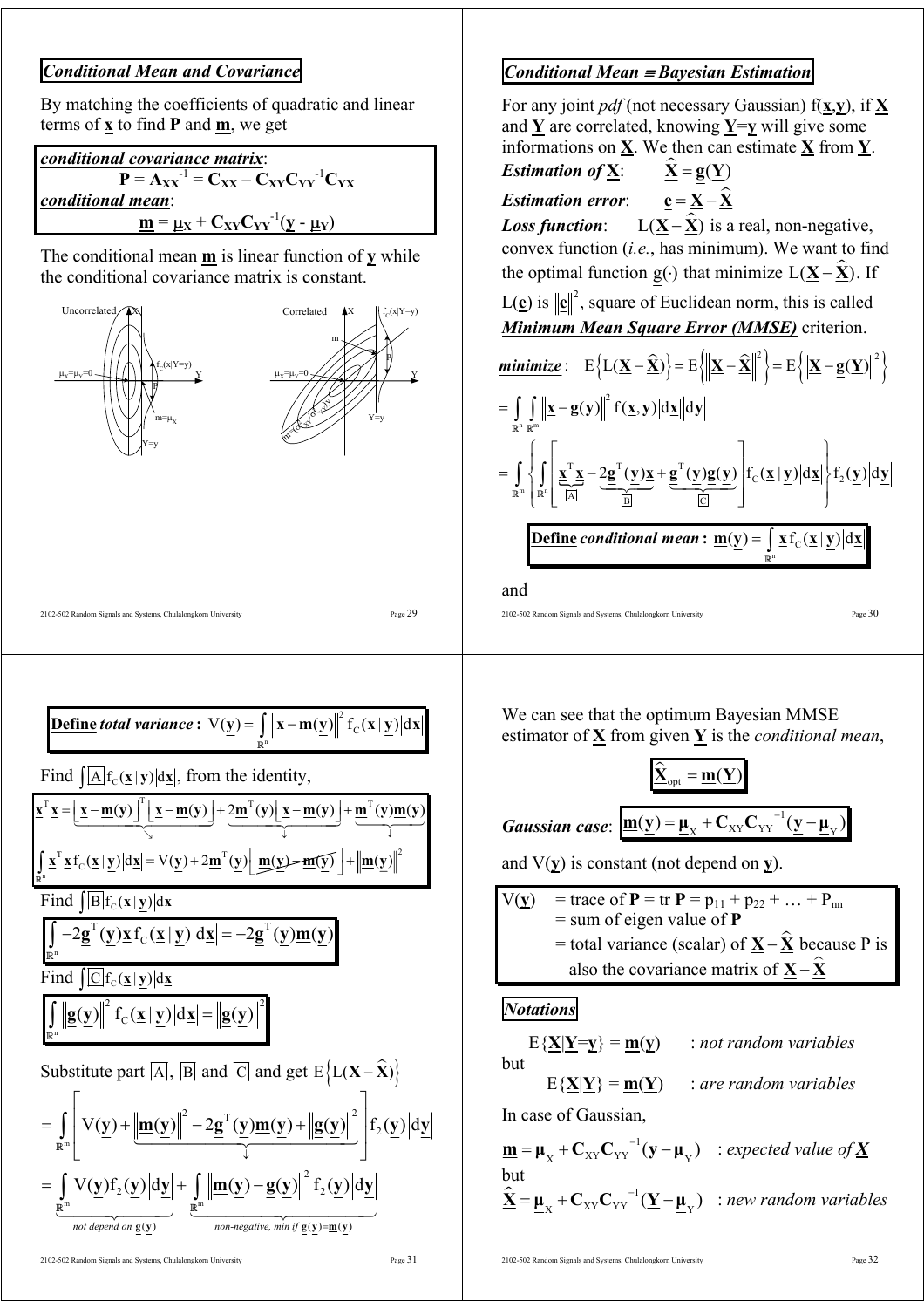## Conditional Mean and Covariance

By matching the coefficients of quadratic and linear terms of $\underline{\mathbf{x}}$ to find $\mathbf{P}$ and $\underline{\mathbf{m}}$, we get

***conditional covariance matrix***:

$$\mathbf{P} = \mathbf{A}_{\mathbf{XX}}^{-1} = \mathbf{C}_{\mathbf{XX}} - \mathbf{C}_{\mathbf{XY}}\mathbf{C}_{\mathbf{YY}}^{-1}\mathbf{C}_{\mathbf{YX}}$$

***conditional mean***:

$$\underline{\mathbf{m}} = \mu_{\mathbf{X}} + \mathbf{C}_{\mathbf{XY}}\mathbf{C}_{\mathbf{YY}}^{-1}(\underline{\mathbf{y}} - \mu_{\mathbf{Y}})$$

The conditional mean $\underline{\mathbf{m}}$ is linear function of $\underline{\mathbf{y}}$ while the conditional covariance matrix is constant.

Uncorrelated: $\mu_X=\mu_Y=0$, $f_C(x|Y=y)$, P, $m=\mu_X$, Y=y

Correlated: $\mu_X=\mu_Y=0$, $f_C(x|Y=y)$, m, P, $m=(c_{XY}/c_{YY})y$, Y=y

## Conditional Mean ≡ Bayesian Estimation

For any joint *pdf* (not necessary Gaussian) $f(\underline{\mathbf{x}},\underline{\mathbf{y}})$, if $\underline{\mathbf{X}}$ and $\underline{\mathbf{Y}}$ are correlated, knowing $\underline{\mathbf{Y}}=\underline{\mathbf{y}}$ will give some informations on $\underline{\mathbf{X}}$. We then can estimate $\underline{\mathbf{X}}$ from $\underline{\mathbf{Y}}$.

***Estimation of*** $\underline{\mathbf{X}}$: $\quad \widehat{\underline{\mathbf{X}}} = \mathbf{g}(\underline{\mathbf{Y}})$

***Estimation error***: $\quad \underline{\mathbf{e}} = \underline{\mathbf{X}} - \widehat{\underline{\mathbf{X}}}$

***Loss function***: $\quad L(\underline{\mathbf{X}} - \widehat{\underline{\mathbf{X}}})$ is a real, non-negative, convex function (*i.e.*, has minimum). We want to find the optimal function $\underline{g}(\cdot)$ that minimize $L(\underline{\mathbf{X}} - \widehat{\underline{\mathbf{X}}})$. If $L(\underline{\mathbf{e}})$ is $\|\underline{\mathbf{e}}\|^2$, square of Euclidean norm, this is called ***Minimum Mean Square Error (MMSE)*** criterion.

$$\underline{\textit{minimize}}:\quad E\left\{L(\underline{\mathbf{X}} - \widehat{\underline{\mathbf{X}}})\right\} = E\left\{\left\|\underline{\mathbf{X}} - \widehat{\underline{\mathbf{X}}}\right\|^2\right\} = E\left\{\left\|\underline{\mathbf{X}} - \mathbf{g}(\underline{\mathbf{Y}})\right\|^2\right\}$$

$$= \int_{\mathbb{R}^n}\int_{\mathbb{R}^m} \left\|\underline{\mathbf{x}} - \mathbf{g}(\underline{\mathbf{y}})\right\|^2 f(\underline{\mathbf{x}},\underline{\mathbf{y}})\,|d\underline{\mathbf{x}}|\,|d\underline{\mathbf{y}}|$$

$$= \int_{\mathbb{R}^m}\left\{\int_{\mathbb{R}^n}\left[\underbrace{\underline{\mathbf{x}}^T\underline{\mathbf{x}}}_{\boxed{A}} - \underbrace{2\mathbf{g}^T(\underline{\mathbf{y}})\underline{\mathbf{x}}}_{\boxed{B}} + \underbrace{\mathbf{g}^T(\underline{\mathbf{y}})\mathbf{g}(\underline{\mathbf{y}})}_{\boxed{C}}\right] f_C(\underline{\mathbf{x}}\,|\,\underline{\mathbf{y}})\,|d\underline{\mathbf{x}}|\right\} f_2(\underline{\mathbf{y}})\,|d\underline{\mathbf{y}}|$$

$$\underline{\textbf{Define}}\ \textit{conditional mean}: \ \underline{\mathbf{m}}(\underline{\mathbf{y}}) = \int_{\mathbb{R}^n}\underline{\mathbf{x}}\, f_C(\underline{\mathbf{x}}\,|\,\underline{\mathbf{y}})\,|d\underline{\mathbf{x}}|$$

and

$$\underline{\textbf{Define}}\ \textit{total variance}: \ V(\underline{\mathbf{y}}) = \int_{\mathbb{R}^n}\left\|\underline{\mathbf{x}} - \underline{\mathbf{m}}(\underline{\mathbf{y}})\right\|^2 f_C(\underline{\mathbf{x}}\,|\,\underline{\mathbf{y}})\,|d\underline{\mathbf{x}}|$$

Find $\int \boxed{A} f_C(\underline{\mathbf{x}}\,|\,\underline{\mathbf{y}})|d\underline{\mathbf{x}}|$, from the identity,

$$\underline{\mathbf{x}}^T\underline{\mathbf{x}} = \left[\underline{\mathbf{x}} - \underline{\mathbf{m}}(\underline{\mathbf{y}})\right]^T\left[\underline{\mathbf{x}} - \underline{\mathbf{m}}(\underline{\mathbf{y}})\right] + 2\underline{\mathbf{m}}^T(\underline{\mathbf{y}})\left[\underline{\mathbf{x}} - \underline{\mathbf{m}}(\underline{\mathbf{y}})\right] + \underline{\mathbf{m}}^T(\underline{\mathbf{y}})\underline{\mathbf{m}}(\underline{\mathbf{y}})$$

$$\int_{\mathbb{R}^n}\underline{\mathbf{x}}^T\underline{\mathbf{x}}\, f_C(\underline{\mathbf{x}}\,|\,\underline{\mathbf{y}})|d\underline{\mathbf{x}}| = V(\underline{\mathbf{y}}) + 2\underline{\mathbf{m}}^T(\underline{\mathbf{y}})\left[\underline{\mathbf{m}}(\underline{\mathbf{y}}) - \underline{\mathbf{m}}(\underline{\mathbf{y}})\right] + \left\|\underline{\mathbf{m}}(\underline{\mathbf{y}})\right\|^2$$

Find $\int \boxed{B} f_C(\underline{\mathbf{x}}\,|\,\underline{\mathbf{y}})|d\underline{\mathbf{x}}|$

$$\int_{\mathbb{R}^n} -2\mathbf{g}^T(\underline{\mathbf{y}})\underline{\mathbf{x}}\, f_C(\underline{\mathbf{x}}\,|\,\underline{\mathbf{y}})|d\underline{\mathbf{x}}| = -2\mathbf{g}^T(\underline{\mathbf{y}})\underline{\mathbf{m}}(\underline{\mathbf{y}})$$

Find $\int \boxed{C} f_C(\underline{\mathbf{x}}\,|\,\underline{\mathbf{y}})|d\underline{\mathbf{x}}|$

$$\int_{\mathbb{R}^n}\left\|\mathbf{g}(\underline{\mathbf{y}})\right\|^2 f_C(\underline{\mathbf{x}}\,|\,\underline{\mathbf{y}})|d\underline{\mathbf{x}}| = \left\|\mathbf{g}(\underline{\mathbf{y}})\right\|^2$$

Substitute part $\boxed{A}$, $\boxed{B}$ and $\boxed{C}$ and get $E\left\{L(\underline{\mathbf{X}} - \widehat{\underline{\mathbf{X}}})\right\}$

$$= \int_{\mathbb{R}^m}\left[V(\underline{\mathbf{y}}) + \underbrace{\left\|\underline{\mathbf{m}}(\underline{\mathbf{y}})\right\|^2 - 2\mathbf{g}^T(\underline{\mathbf{y}})\underline{\mathbf{m}}(\underline{\mathbf{y}}) + \left\|\mathbf{g}(\underline{\mathbf{y}})\right\|^2}\right] f_2(\underline{\mathbf{y}})|d\underline{\mathbf{y}}|$$

$$= \underbrace{\int_{\mathbb{R}^m} V(\underline{\mathbf{y}}) f_2(\underline{\mathbf{y}})|d\underline{\mathbf{y}}|}_{\textit{not depend on } \mathbf{g}(\underline{\mathbf{y}})} + \underbrace{\int_{\mathbb{R}^m}\left\|\underline{\mathbf{m}}(\underline{\mathbf{y}}) - \mathbf{g}(\underline{\mathbf{y}})\right\|^2 f_2(\underline{\mathbf{y}})|d\underline{\mathbf{y}}|}_{\textit{non-negative, min if } \mathbf{g}(\underline{\mathbf{y}}) = \underline{\mathbf{m}}(\underline{\mathbf{y}})}$$

We can see that the optimum Bayesian MMSE estimator of $\underline{\mathbf{X}}$ from given $\underline{\mathbf{Y}}$ is the *conditional mean*,

$$\widehat{\underline{\mathbf{X}}}_{\text{opt}} = \underline{\mathbf{m}}(\underline{\mathbf{Y}})$$

*Gaussian case*: $\quad \underline{\mathbf{m}}(\underline{\mathbf{y}}) = \underline{\boldsymbol{\mu}}_X + \mathbf{C}_{XY}\mathbf{C}_{YY}^{-1}(\underline{\mathbf{y}} - \underline{\boldsymbol{\mu}}_Y)$

and $V(\underline{\mathbf{y}})$ is constant (not depend on $\underline{\mathbf{y}}$).

$V(\underline{\mathbf{y}})$ = trace of $\mathbf{P}$ = tr $\mathbf{P}$ = $p_{11} + p_{22} + \ldots + P_{nn}$
= sum of eigen value of $\mathbf{P}$
= total variance (scalar) of $\underline{\mathbf{X}} - \widehat{\underline{\mathbf{X}}}$ because P is also the covariance matrix of $\underline{\mathbf{X}} - \widehat{\underline{\mathbf{X}}}$

### Notations

$E\{\underline{\mathbf{X}}|\underline{\mathbf{Y}}=\underline{\mathbf{y}}\} = \underline{\mathbf{m}}(\underline{\mathbf{y}})$ : *not random variables*

but

$E\{\underline{\mathbf{X}}|\underline{\mathbf{Y}}\} = \underline{\mathbf{m}}(\underline{\mathbf{Y}})$ : *are random variables*

In case of Gaussian,

$\underline{\mathbf{m}} = \underline{\boldsymbol{\mu}}_X + \mathbf{C}_{XY}\mathbf{C}_{YY}^{-1}(\underline{\mathbf{y}} - \underline{\boldsymbol{\mu}}_Y)$ : *expected value of* $\underline{\mathbf{X}}$

but

$\widehat{\underline{\mathbf{X}}} = \underline{\boldsymbol{\mu}}_X + \mathbf{C}_{XY}\mathbf{C}_{YY}^{-1}(\underline{\mathbf{Y}} - \underline{\boldsymbol{\mu}}_Y)$ : *new random variables*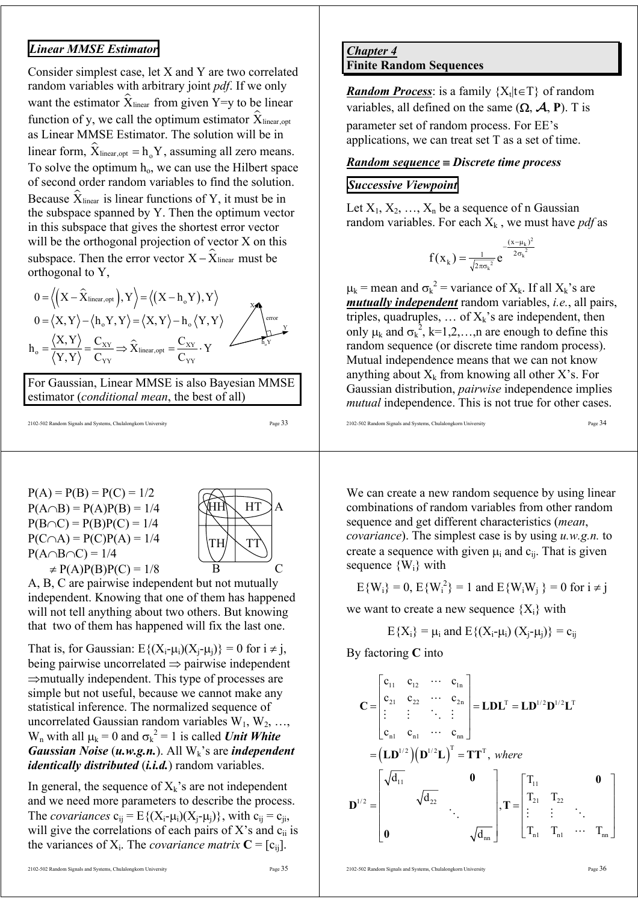## Linear MMSE Estimator

Consider simplest case, let X and Y are two correlated random variables with arbitrary joint *pdf*. If we only want the estimator $\widehat{X}_{\text{linear}}$ from given Y=y to be linear function of y, we call the optimum estimator $\widehat{X}_{\text{linear,opt}}$ as Linear MMSE Estimator. The solution will be in linear form, $\widehat{X}_{\text{linear,opt}} = h_o Y$, assuming all zero means. To solve the optimum $h_o$, we can use the Hilbert space of second order random variables to find the solution. Because $\widehat{X}_{\text{linear}}$ is linear functions of Y, it must be in the subspace spanned by Y. Then the optimum vector in this subspace that gives the shortest error vector will be the orthogonal projection of vector X on this subspace. Then the error vector $X - \widehat{X}_{\text{linear}}$ must be orthogonal to Y,

$$0 = \left\langle \left( X - \widehat{X}_{\text{linear,opt}} \right), Y \right\rangle = \left\langle \left( X - h_o Y \right), Y \right\rangle$$

$$0 = \langle X, Y \rangle - \langle h_o Y, Y \rangle = \langle X, Y \rangle - h_o \langle Y, Y \rangle$$

$$h_o = \frac{\langle X, Y \rangle}{\langle Y, Y \rangle} = \frac{C_{XY}}{C_{YY}} \Rightarrow \widehat{X}_{\text{linear,opt}} = \frac{C_{XY}}{C_{YY}} \cdot Y$$

For Gaussian, Linear MMSE is also Bayesian MMSE estimator (*conditional mean*, the best of all)

## Chapter 4
## Finite Random Sequences

***Random Process***: is a family $\{X_t | t \in T\}$ of random variables, all defined on the same $(\Omega, \mathcal{A}, \mathbf{P})$. T is parameter set of random process. For EE's applications, we can treat set T as a set of time.

***Random sequence* ≡ *Discrete time process***

### Successive Viewpoint

Let $X_1, X_2, \ldots, X_n$ be a sequence of n Gaussian random variables. For each $X_k$, we must have *pdf* as

$$f(x_k) = \frac{1}{\sqrt{2\pi\sigma_k^2}} e^{-\frac{(x-\mu_k)^2}{2\sigma_k^2}}$$

$\mu_k$ = mean and $\sigma_k^2$ = variance of $X_k$. If all $X_k$'s are ***mutually independent*** random variables, *i.e.*, all pairs, triples, quadruples, … of $X_k$'s are independent, then only $\mu_k$ and $\sigma_k^2$, k=1,2,…,n are enough to define this random sequence (or discrete time random process). Mutual independence means that we can not know anything about $X_k$ from knowing all other X's. For Gaussian distribution, *pairwise* independence implies *mutual* independence. This is not true for other cases.

P(A) = P(B) = P(C) = 1/2
$P(A \cap B) = P(A)P(B) = 1/4$
$P(B \cap C) = P(B)P(C) = 1/4$
$P(C \cap A) = P(C)P(A) = 1/4$
$P(A \cap B \cap C) = 1/4$
$\neq P(A)P(B)P(C) = 1/8$

A, B, C are pairwise independent but not mutually independent. Knowing that one of them has happened will not tell anything about two others. But knowing that two of them has happened will fix the last one.

That is, for Gaussian: $E\{(X_i-\mu_i)(X_j-\mu_j)\} = 0$ for $i \neq j$, being pairwise uncorrelated ⇒ pairwise independent ⇒mutually independent. This type of processes are simple but not useful, because we cannot make any statistical inference. The normalized sequence of uncorrelated Gaussian random variables $W_1, W_2, \ldots, W_n$ with all $\mu_k = 0$ and $\sigma_k^2 = 1$ is called ***Unit White Gaussian Noise*** (***u.w.g.n.***). All $W_k$'s are ***independent identically distributed*** (***i.i.d.***) random variables.

In general, the sequence of $X_k$'s are not independent and we need more parameters to describe the process. The *covariances* $c_{ij} = E\{(X_i-\mu_i)(X_j-\mu_j)\}$, with $c_{ij} = c_{ji}$, will give the correlations of each pairs of X's and $c_{ii}$ is the variances of $X_i$. The *covariance matrix* $\mathbf{C} = [c_{ij}]$.

We can create a new random sequence by using linear combinations of random variables from other random sequence and get different characteristics (*mean*, *covariance*). The simplest case is by using *u.w.g.n.* to create a sequence with given $\mu_i$ and $c_{ij}$. That is given sequence $\{W_i\}$ with

$$E\{W_i\} = 0,\ E\{W_i^2\} = 1 \text{ and } E\{W_i W_j\} = 0 \text{ for } i \neq j$$

we want to create a new sequence $\{X_i\}$ with

$$E\{X_i\} = \mu_i \text{ and } E\{(X_i-\mu_i)(X_j-\mu_j)\} = c_{ij}$$

By factoring **C** into

$$\mathbf{C} = \begin{bmatrix} c_{11} & c_{12} & \cdots & c_{1n} \\ c_{21} & c_{22} & \cdots & c_{2n} \\ \vdots & \vdots & \ddots & \vdots \\ c_{n1} & c_{n1} & \cdots & c_{nn} \end{bmatrix} = \mathbf{LDL}^T = \mathbf{LD}^{1/2}\mathbf{D}^{1/2}\mathbf{L}^T$$

$$= \left(\mathbf{LD}^{1/2}\right)\left(\mathbf{D}^{1/2}\mathbf{L}\right)^T = \mathbf{TT}^T, \text{ where}$$

$$\mathbf{D}^{1/2} = \begin{bmatrix} \sqrt{d_{11}} & & & \mathbf{0} \\ & \sqrt{d_{22}} & & \\ & & \ddots & \\ \mathbf{0} & & & \sqrt{d_{nn}} \end{bmatrix}, \mathbf{T} = \begin{bmatrix} T_{11} & & & \mathbf{0} \\ T_{21} & T_{22} & & \\ \vdots & \vdots & \ddots & \\ T_{n1} & T_{n1} & \cdots & T_{nn} \end{bmatrix}$$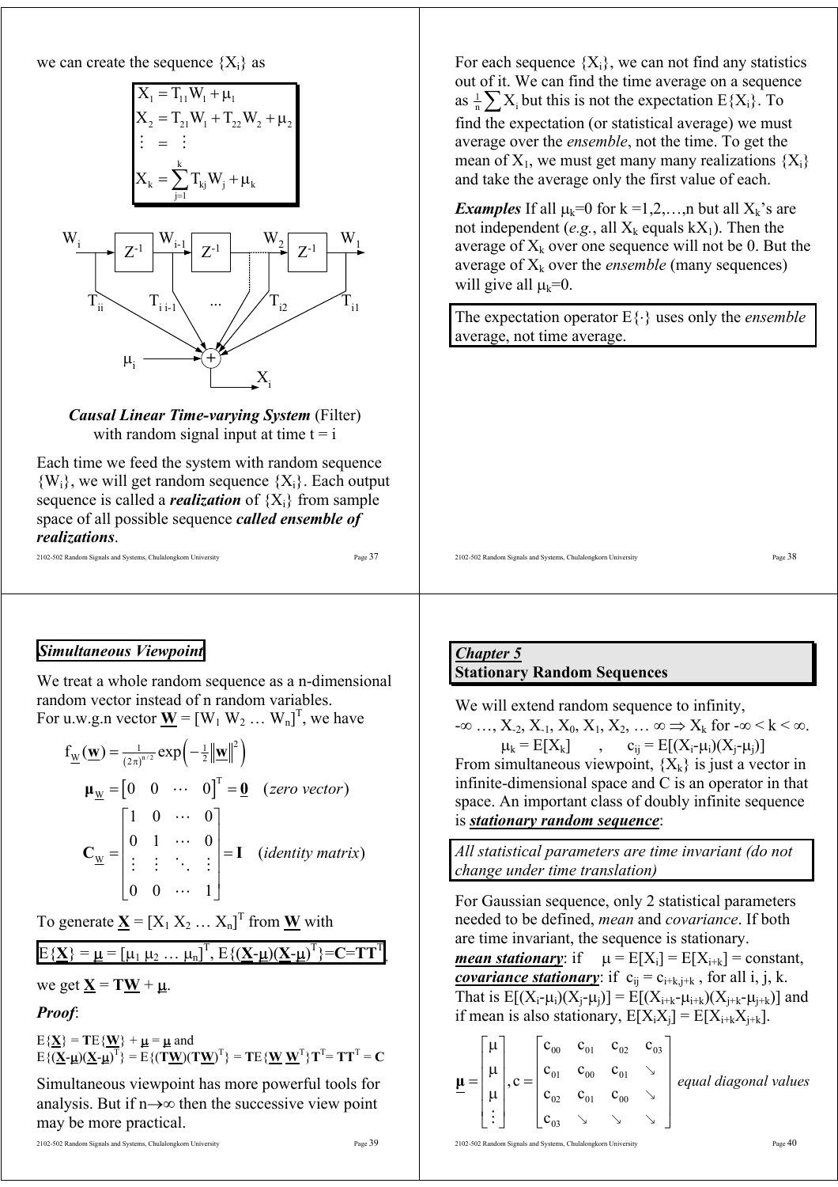we can create the sequence $\{X_i\}$ as

$$\begin{aligned}
X_1 &= T_{11}W_1 + \mu_1 \\
X_2 &= T_{21}W_1 + T_{22}W_2 + \mu_2 \\
\vdots &= \vdots \\
X_k &= \sum_{j=1}^{k} T_{kj}W_j + \mu_k
\end{aligned}$$

***Causal Linear Time-varying System*** (Filter) with random signal input at time t = i

Each time we feed the system with random sequence $\{W_i\}$, we will get random sequence $\{X_i\}$. Each output sequence is called a ***realization*** of $\{X_i\}$ from sample space of all possible sequence ***called ensemble of realizations***.

For each sequence $\{X_i\}$, we can not find any statistics out of it. We can find the time average on a sequence as $\frac{1}{n}\sum X_i$ but this is not the expectation $E\{X_i\}$. To find the expectation (or statistical average) we must average over the *ensemble*, not the time. To get the mean of $X_1$, we must get many many realizations $\{X_i\}$ and take the average only the first value of each.

***Examples*** If all $\mu_k=0$ for k =1,2,…,n but all $X_k$'s are not independent (*e.g.*, all $X_k$ equals $kX_1$). Then the average of $X_k$ over one sequence will not be 0. But the average of $X_k$ over the *ensemble* (many sequences) will give all $\mu_k=0$.

The expectation operator $E\{\cdot\}$ uses only the *ensemble* average, not time average.

### *Simultaneous Viewpoint*

We treat a whole random sequence as a n-dimensional random vector instead of n random variables.
For u.w.g.n vector $\underline{\mathbf{W}} = [W_1\ W_2\ \dots\ W_n]^T$, we have

$$f_{\underline{W}}(\underline{\mathbf{w}}) = \frac{1}{(2\pi)^{n/2}}\exp\left(-\tfrac{1}{2}\|\underline{\mathbf{w}}\|^2\right)$$

$$\boldsymbol{\mu}_{\underline{W}} = \begin{bmatrix}0 & 0 & \cdots & 0\end{bmatrix}^T = \underline{\mathbf{0}} \quad (\textit{zero vector})$$

$$\mathbf{C}_{\underline{W}} = \begin{bmatrix}1 & 0 & \cdots & 0\\ 0 & 1 & \cdots & 0\\ \vdots & \vdots & \ddots & \vdots\\ 0 & 0 & \cdots & 1\end{bmatrix} = \mathbf{I} \quad (\textit{identity matrix})$$

To generate $\underline{\mathbf{X}} = [X_1\ X_2\ \dots\ X_n]^T$ from $\underline{\mathbf{W}}$ with

$E\{\underline{\mathbf{X}}\} = \underline{\mu} = [\mu_1\ \mu_2\ \dots\ \mu_n]^T$, $E\{(\underline{\mathbf{X}}-\underline{\mu})(\underline{\mathbf{X}}-\underline{\mu})^T\}=\mathbf{C}=\mathbf{T}\mathbf{T}^T$,

we get $\underline{\mathbf{X}} = \mathbf{T}\underline{\mathbf{W}} + \underline{\mu}$.

***Proof***:

$E\{\underline{\mathbf{X}}\} = \mathbf{T}E\{\underline{\mathbf{W}}\} + \underline{\mu} = \underline{\mu}$ and
$E\{(\underline{\mathbf{X}}-\underline{\mu})(\underline{\mathbf{X}}-\underline{\mu})^T\} = E\{(\mathbf{T}\underline{\mathbf{W}})(\mathbf{T}\underline{\mathbf{W}})^T\} = \mathbf{T}E\{\underline{\mathbf{W}}\,\underline{\mathbf{W}}^T\}\mathbf{T}^T = \mathbf{T}\mathbf{T}^T = \mathbf{C}$

Simultaneous viewpoint has more powerful tools for analysis. But if $n\to\infty$ then the successive view point may be more practical.

## *Chapter 5*
## Stationary Random Sequences

We will extend random sequence to infinity,
$-\infty \dots, X_{-2}, X_{-1}, X_0, X_1, X_2, \dots \infty \Rightarrow X_k$ for $-\infty < k < \infty$.

$$\mu_k = E[X_k] \quad , \quad c_{ij} = E[(X_i-\mu_i)(X_j-\mu_j)]$$

From simultaneous viewpoint, $\{X_k\}$ is just a vector in infinite-dimensional space and C is an operator in that space. An important class of doubly infinite sequence is ***stationary random sequence***:

*All statistical parameters are time invariant (do not change under time translation)*

For Gaussian sequence, only 2 statistical parameters needed to be defined, *mean* and *covariance*. If both are time invariant, the sequence is stationary.
***mean stationary***: if $\mu = E[X_i] = E[X_{i+k}]$ = constant,
***covariance stationary***: if $c_{ij} = c_{i+k,j+k}$, for all i, j, k.
That is $E[(X_i-\mu_i)(X_j-\mu_j)] = E[(X_{i+k}-\mu_{i+k})(X_{j+k}-\mu_{j+k})]$ and if mean is also stationary, $E[X_iX_j] = E[X_{i+k}X_{j+k}]$.

$$\underline{\boldsymbol{\mu}} = \begin{bmatrix}\mu\\ \mu\\ \mu\\ \vdots\end{bmatrix}, c = \begin{bmatrix}c_{00} & c_{01} & c_{02} & c_{03}\\ c_{01} & c_{00} & c_{01} & \searrow\\ c_{02} & c_{01} & c_{00} & \searrow\\ c_{03} & \searrow & \searrow & \searrow\end{bmatrix} \quad \textit{equal diagonal values}$$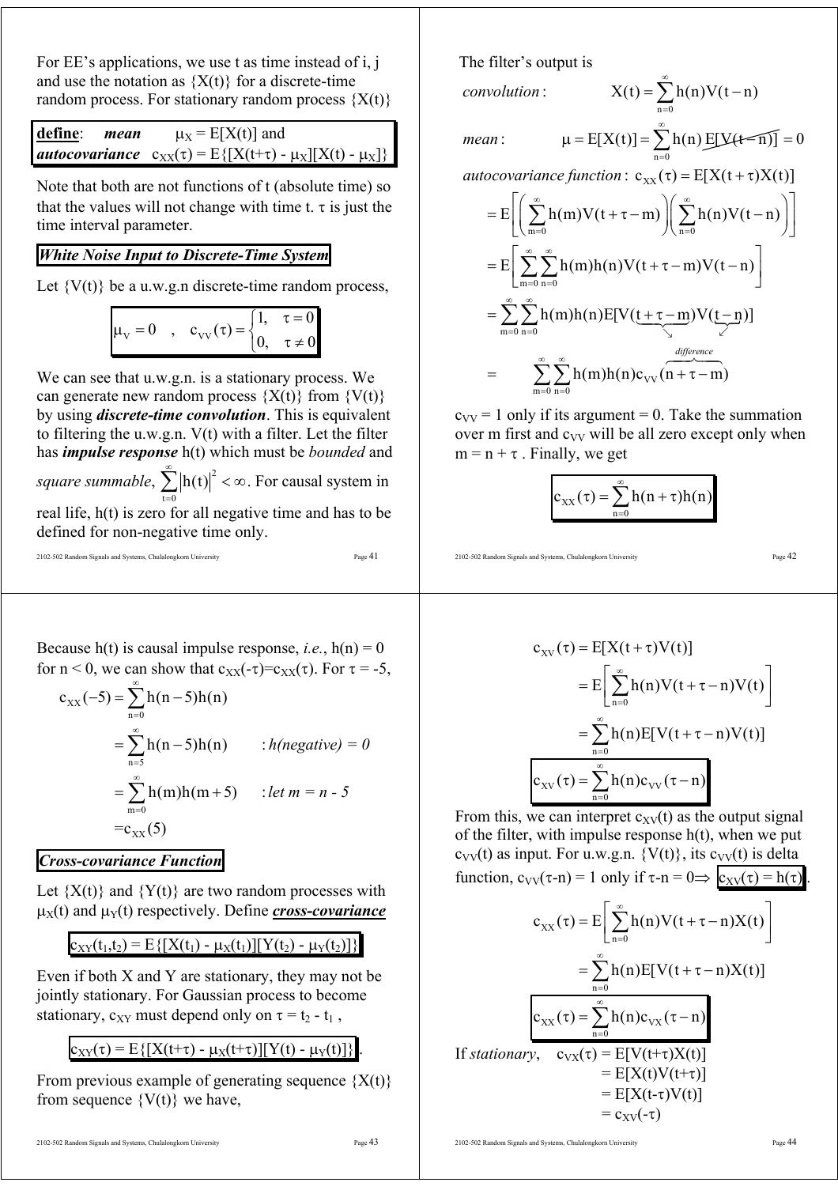For EE's applications, we use t as time instead of i, j and use the notation as $\{X(t)\}$ for a discrete-time random process. For stationary random process $\{X(t)\}$

**define**: ***mean*** $\mu_X = E[X(t)]$ and
***autocovariance*** $c_{XX}(\tau) = E\{[X(t+\tau) - \mu_X][X(t) - \mu_X]\}$

Note that both are not functions of t (absolute time) so that the values will not change with time t. $\tau$ is just the time interval parameter.

***White Noise Input to Discrete-Time System***

Let $\{V(t)\}$ be a u.w.g.n discrete-time random process,

$$\mu_V = 0 \quad , \quad c_{VV}(\tau) = \begin{cases} 1, & \tau = 0 \\ 0, & \tau \neq 0 \end{cases}$$

We can see that u.w.g.n. is a stationary process. We can generate new random process $\{X(t)\}$ from $\{V(t)\}$ by using ***discrete-time convolution***. This is equivalent to filtering the u.w.g.n. V(t) with a filter. Let the filter has ***impulse response*** h(t) which must be *bounded* and *square summable*, $\sum_{t=0}^{\infty} |h(t)|^2 < \infty$. For causal system in real life, h(t) is zero for all negative time and has to be defined for non-negative time only.

The filter's output is

*convolution*:
$$X(t) = \sum_{n=0}^{\infty} h(n)V(t-n)$$

*mean*:
$$\mu = E[X(t)] = \sum_{n=0}^{\infty} h(n)\, E[V(t-n)] = 0$$

*autocovariance function*:
$$c_{XX}(\tau) = E[X(t+\tau)X(t)]$$

$$= E\left[\left(\sum_{m=0}^{\infty} h(m)V(t+\tau-m)\right)\left(\sum_{n=0}^{\infty} h(n)V(t-n)\right)\right]$$

$$= E\left[\sum_{m=0}^{\infty}\sum_{n=0}^{\infty} h(m)h(n)V(t+\tau-m)V(t-n)\right]$$

$$= \sum_{m=0}^{\infty}\sum_{n=0}^{\infty} h(m)h(n)E[V(t+\tau-m)V(t-n)]$$

$$= \sum_{m=0}^{\infty}\sum_{n=0}^{\infty} h(m)h(n)c_{VV}(\underbrace{n+\tau-m}_{difference})$$

$c_{VV} = 1$ only if its argument = 0. Take the summation over m first and $c_{VV}$ will be all zero except only when $m = n + \tau$. Finally, we get

$$c_{XX}(\tau) = \sum_{n=0}^{\infty} h(n+\tau)h(n)$$

Because h(t) is causal impulse response, *i.e.*, $h(n) = 0$ for $n < 0$, we can show that $c_{XX}(-\tau)=c_{XX}(\tau)$. For $\tau = -5$,

$$c_{XX}(-5) = \sum_{n=0}^{\infty} h(n-5)h(n)$$

$$= \sum_{n=5}^{\infty} h(n-5)h(n) \qquad : h(negative) = 0$$

$$= \sum_{m=0}^{\infty} h(m)h(m+5) \qquad : let\ m = n - 5$$

$$= c_{XX}(5)$$

***Cross-covariance Function***

Let $\{X(t)\}$ and $\{Y(t)\}$ are two random processes with $\mu_X(t)$ and $\mu_Y(t)$ respectively. Define ***cross-covariance***

$$c_{XY}(t_1,t_2) = E\{[X(t_1) - \mu_X(t_1)][Y(t_2) - \mu_Y(t_2)]\}$$

Even if both X and Y are stationary, they may not be jointly stationary. For Gaussian process to become stationary, $c_{XY}$ must depend only on $\tau = t_2 - t_1$,

$$c_{XY}(\tau) = E\{[X(t+\tau) - \mu_X(t+\tau)][Y(t) - \mu_Y(t)]\}.$$

From previous example of generating sequence $\{X(t)\}$ from sequence $\{V(t)\}$ we have,

$$c_{XV}(\tau) = E[X(t+\tau)V(t)]$$

$$= E\left[\sum_{n=0}^{\infty} h(n)V(t+\tau-n)V(t)\right]$$

$$= \sum_{n=0}^{\infty} h(n)E[V(t+\tau-n)V(t)]$$

$$c_{XV}(\tau) = \sum_{n=0}^{\infty} h(n)c_{VV}(\tau-n)$$

From this, we can interpret $c_{XV}(t)$ as the output signal of the filter, with impulse response h(t), when we put $c_{VV}(t)$ as input. For u.w.g.n. $\{V(t)\}$, its $c_{VV}(t)$ is delta function, $c_{VV}(\tau-n) = 1$ only if $\tau-n = 0 \Rightarrow$ $c_{XV}(\tau) = h(\tau)$.

$$c_{XX}(\tau) = E\left[\sum_{n=0}^{\infty} h(n)V(t+\tau-n)X(t)\right]$$

$$= \sum_{n=0}^{\infty} h(n)E[V(t+\tau-n)X(t)]$$

$$c_{XX}(\tau) = \sum_{n=0}^{\infty} h(n)c_{VX}(\tau-n)$$

If *stationary*, $c_{VX}(\tau) = E[V(t+\tau)X(t)]$
$= E[X(t)V(t+\tau)]$
$= E[X(t-\tau)V(t)]$
$= c_{XV}(-\tau)$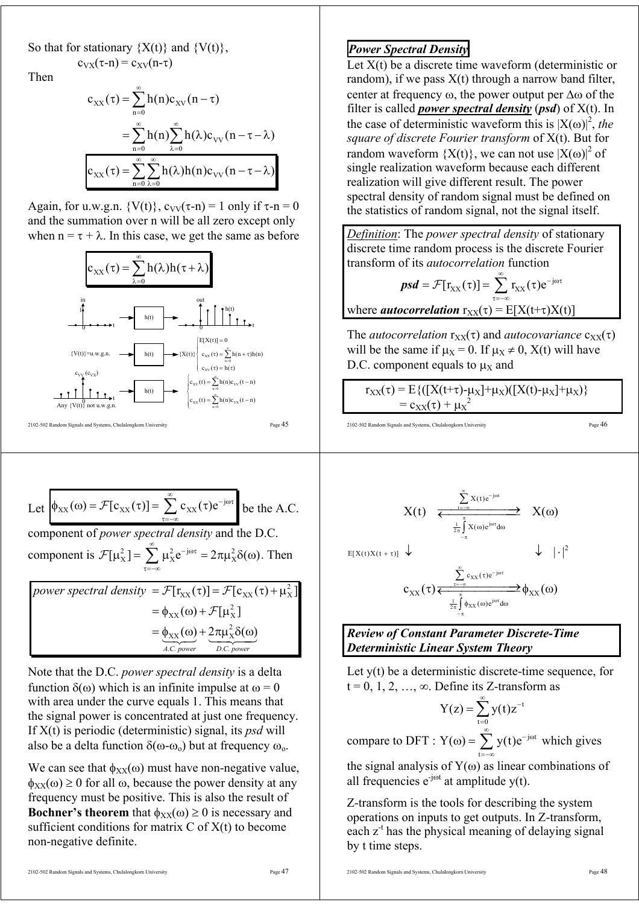So that for stationary $\{X(t)\}$ and $\{V(t)\}$,

$$c_{VX}(\tau-n) = c_{XV}(n-\tau)$$

Then

$$c_{XX}(\tau) = \sum_{n=0}^{\infty} h(n) c_{XV}(n-\tau)$$

$$= \sum_{n=0}^{\infty} h(n) \sum_{\lambda=0}^{\infty} h(\lambda) c_{VV}(n-\tau-\lambda)$$

$$\boxed{c_{XX}(\tau) = \sum_{n=0}^{\infty}\sum_{\lambda=0}^{\infty} h(\lambda)h(n) c_{VV}(n-\tau-\lambda)}$$

Again, for u.w.g.n. $\{V(t)\}$, $c_{VV}(\tau-n) = 1$ only if $\tau-n = 0$ and the summation over n will be all zero except only when $n = \tau + \lambda$. In this case, we get the same as before

$$\boxed{c_{XX}(\tau) = \sum_{\lambda=0}^{\infty} h(\lambda)h(\tau+\lambda)}$$

in → h(t) → out

$\{V(t)\}$=u.w.g.n. → h(t) → $\{X(t)\}$ $\begin{cases} E[X(t)] = 0 \\ c_{XX}(\tau) = \sum_{n=0}^{\infty} h(n+\tau)h(n) \\ c_{XV}(\tau) = h(\tau) \end{cases}$

$c_{VV}$ ($c_{VX}$), Any $\{V(t)\}$ not u.w.g.n. → h(t) → $\begin{cases} c_{XV}(t) = \sum_{n=0}^{\infty} h(n)c_{VV}(t-n) \\ c_{XX}(t) = \sum_{n=0}^{\infty} h(n)c_{VX}(t-n) \end{cases}$

## Power Spectral Density

Let X(t) be a discrete time waveform (deterministic or random), if we pass X(t) through a narrow band filter, center at frequency $\omega$, the power output per $\Delta\omega$ of the filter is called ***power spectral density*** (***psd***) of X(t). In the case of deterministic waveform this is $|X(\omega)|^2$, *the square of discrete Fourier transform* of X(t). But for random waveform $\{X(t)\}$, we can not use $|X(\omega)|^2$ of single realization waveform because each different realization will give different result. The power spectral density of random signal must be defined on the statistics of random signal, not the signal itself.

*Definition*: The *power spectral density* of stationary discrete time random process is the discrete Fourier transform of its *autocorrelation* function

$$\textbf{\textit{psd}} = \mathcal{F}[r_{XX}(\tau)] = \sum_{\tau=-\infty}^{\infty} r_{XX}(\tau)e^{-j\omega\tau}$$

where ***autocorrelation*** $r_{XX}(\tau) = E[X(t+\tau)X(t)]$

The *autocorrelation* $r_{XX}(\tau)$ and *autocovariance* $c_{XX}(\tau)$ will be the same if $\mu_X = 0$. If $\mu_X \neq 0$, X(t) will have D.C. component equals to $\mu_X$ and

$$r_{XX}(\tau) = E\{([X(t+\tau)-\mu_X]+\mu_X)([X(t)-\mu_X]+\mu_X)\} = c_{XX}(\tau) + \mu_X^2$$

Let $\boxed{\phi_{XX}(\omega) = \mathcal{F}[c_{XX}(\tau)] = \sum_{\tau=-\infty}^{\infty} c_{XX}(\tau)e^{-j\omega\tau}}$ be the A.C. component of *power spectral density* and the D.C. component is $\mathcal{F}[\mu_X^2] = \sum_{\tau=-\infty}^{\infty} \mu_X^2 e^{-j\omega\tau} = 2\pi\mu_X^2\delta(\omega)$. Then

$$\begin{aligned} \textit{power spectral density} &= \mathcal{F}[r_{XX}(\tau)] = \mathcal{F}[c_{XX}(\tau) + \mu_X^2] \\ &= \phi_{XX}(\omega) + \mathcal{F}[\mu_X^2] \\ &= \underbrace{\phi_{XX}(\omega)}_{\textit{A.C. power}} + \underbrace{2\pi\mu_X^2\delta(\omega)}_{\textit{D.C. power}} \end{aligned}$$

Note that the D.C. *power spectral density* is a delta function $\delta(\omega)$ which is an infinite impulse at $\omega = 0$ with area under the curve equals 1. This means that the signal power is concentrated at just one frequency. If X(t) is periodic (deterministic) signal, its *psd* will also be a delta function $\delta(\omega-\omega_o)$ but at frequency $\omega_o$.

We can see that $\phi_{XX}(\omega)$ must have non-negative value, $\phi_{XX}(\omega) \geq 0$ for all $\omega$, because the power density at any frequency must be positive. This is also the result of **Bochner's theorem** that $\phi_{XX}(\omega) \geq 0$ is necessary and sufficient conditions for matrix C of X(t) to become non-negative definite.

$$X(t) \underset{\frac{1}{2\pi}\int_{-\pi}^{\pi} X(\omega)e^{j\omega\tau}d\omega}{\overset{\sum_{t=-\infty}^{\infty} X(t)e^{-j\omega t}}{\rightleftarrows}} X(\omega)$$

$E[X(t)X(t+\tau)] \downarrow \qquad\qquad \downarrow |\cdot|^2$

$$c_{XX}(\tau) \underset{\frac{1}{2\pi}\int_{-\pi}^{\pi} \phi_{XX}(\omega)e^{j\omega\tau}d\omega}{\overset{\sum_{\tau=-\infty}^{\infty} c_{XX}(\tau)e^{-j\omega\tau}}{\rightleftarrows}} \phi_{XX}(\omega)$$

## Review of Constant Parameter Discrete-Time Deterministic Linear System Theory

Let y(t) be a deterministic discrete-time sequence, for $t = 0, 1, 2, \ldots, \infty$. Define its Z-transform as

$$Y(z) = \sum_{t=0}^{\infty} y(t)z^{-t}$$

compare to DFT : $Y(\omega) = \sum_{t=-\infty}^{\infty} y(t)e^{-j\omega t}$ which gives the signal analysis of $Y(\omega)$ as linear combinations of all frequencies $e^{j\omega t}$ at amplitude y(t).

Z-transform is the tools for describing the system operations on inputs to get outputs. In Z-transform, each $z^{-t}$ has the physical meaning of delaying signal by t time steps.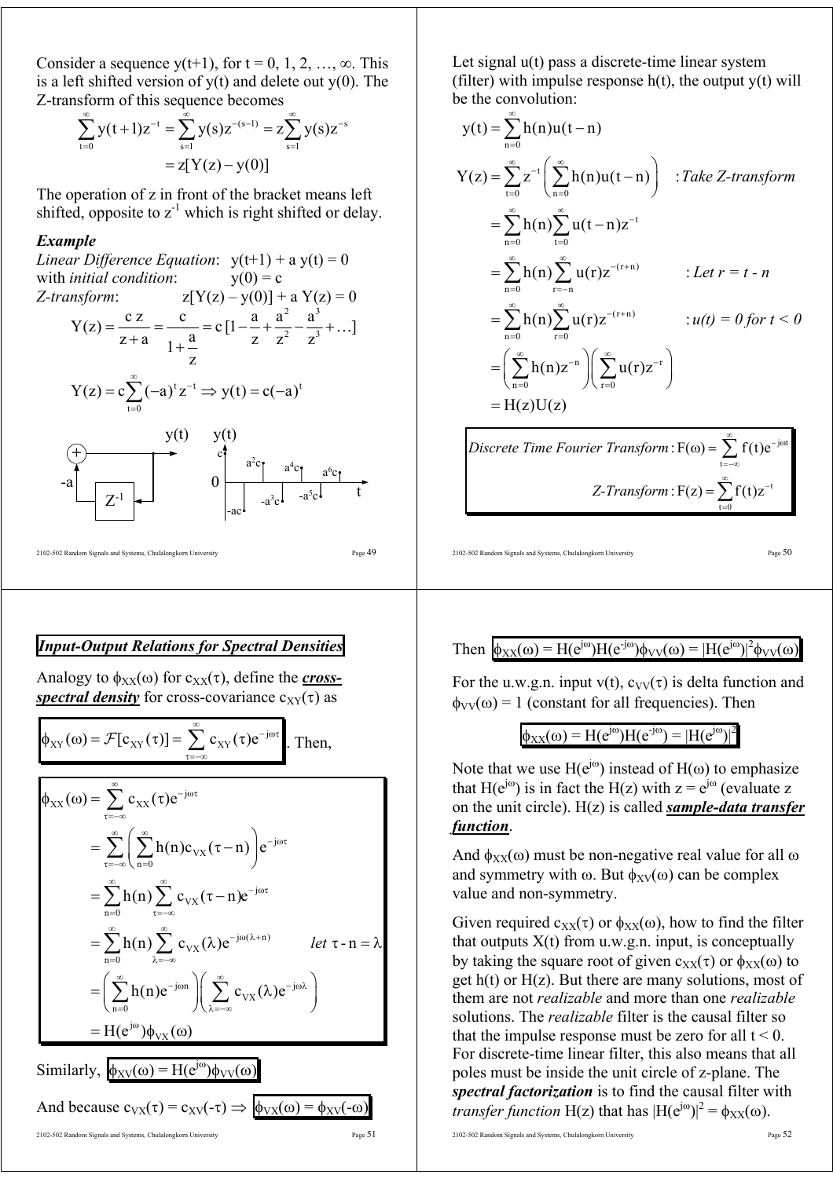Consider a sequence y(t+1), for t = 0, 1, 2, …, ∞. This is a left shifted version of y(t) and delete out y(0). The Z-transform of this sequence becomes

$$\sum_{t=0}^{\infty} y(t+1)z^{-t} = \sum_{s=1}^{\infty} y(s)z^{-(s-1)} = z\sum_{s=1}^{\infty} y(s)z^{-s}$$

$$= z[Y(z) - y(0)]$$

The operation of z in front of the bracket means left shifted, opposite to $z^{-1}$ which is right shifted or delay.

***Example***

*Linear Difference Equation*: y(t+1) + a y(t) = 0
with *initial condition*: y(0) = c
*Z-transform*: z[Y(z) – y(0)] + a Y(z) = 0

$$Y(z) = \frac{c\,z}{z+a} = \frac{c}{1+\frac{a}{z}} = c\,[1 - \frac{a}{z} + \frac{a^2}{z^2} - \frac{a^3}{z^3} + \ldots]$$

$$Y(z) = c\sum_{t=0}^{\infty}(-a)^t z^{-t} \Rightarrow y(t) = c(-a)^t$$

(Block diagram: y(t) fed back through $Z^{-1}$ and gain -a to a summer; plot of y(t): c, -ac, $a^2c$, $-a^3c$, $a^4c$, $-a^5c$, $a^6c$ versus t.)

Let signal u(t) pass a discrete-time linear system (filter) with impulse response h(t), the output y(t) will be the convolution:

$$y(t) = \sum_{n=0}^{\infty} h(n)u(t-n)$$

$$Y(z) = \sum_{t=0}^{\infty} z^{-t}\left(\sum_{n=0}^{\infty} h(n)u(t-n)\right) \quad : \textit{Take Z-transform}$$

$$= \sum_{n=0}^{\infty} h(n)\sum_{t=0}^{\infty} u(t-n)z^{-t}$$

$$= \sum_{n=0}^{\infty} h(n)\sum_{r=-n}^{\infty} u(r)z^{-(r+n)} \quad : \textit{Let } r = t - n$$

$$= \sum_{n=0}^{\infty} h(n)\sum_{r=0}^{\infty} u(r)z^{-(r+n)} \quad : u(t) = 0 \textit{ for } t < 0$$

$$= \left(\sum_{n=0}^{\infty} h(n)z^{-n}\right)\left(\sum_{r=0}^{\infty} u(r)z^{-r}\right)$$

$$= H(z)U(z)$$

$$\textit{Discrete Time Fourier Transform}: F(\omega) = \sum_{t=-\infty}^{\infty} f(t)e^{-j\omega t}$$

$$\textit{Z-Transform}: F(z) = \sum_{t=0}^{\infty} f(t)z^{-t}$$

## *Input-Output Relations for Spectral Densities*

Analogy to $\phi_{XX}(\omega)$ for $c_{XX}(\tau)$, define the ***cross-spectral density*** for cross-covariance $c_{XY}(\tau)$ as

$$\phi_{XY}(\omega) = \mathcal{F}[c_{XY}(\tau)] = \sum_{\tau=-\infty}^{\infty} c_{XY}(\tau)e^{-j\omega\tau}$$

. Then,

$$\phi_{XX}(\omega) = \sum_{\tau=-\infty}^{\infty} c_{XX}(\tau)e^{-j\omega\tau}$$

$$= \sum_{\tau=-\infty}^{\infty}\left(\sum_{n=0}^{\infty} h(n)c_{VX}(\tau-n)\right)e^{-j\omega\tau}$$

$$= \sum_{n=0}^{\infty} h(n)\sum_{\tau=-\infty}^{\infty} c_{VX}(\tau-n)e^{-j\omega\tau}$$

$$= \sum_{n=0}^{\infty} h(n)\sum_{\lambda=-\infty}^{\infty} c_{VX}(\lambda)e^{-j\omega(\lambda+n)} \qquad \textit{let } \tau - n = \lambda$$

$$= \left(\sum_{n=0}^{\infty} h(n)e^{-j\omega n}\right)\left(\sum_{\lambda=-\infty}^{\infty} c_{VX}(\lambda)e^{-j\omega\lambda}\right)$$

$$= H(e^{j\omega})\phi_{VX}(\omega)$$

Similarly, $\phi_{XV}(\omega) = H(e^{j\omega})\phi_{VV}(\omega)$

And because $c_{VX}(\tau) = c_{XV}(-\tau) \Rightarrow \phi_{VX}(\omega) = \phi_{XV}(-\omega)$

Then $\phi_{XX}(\omega) = H(e^{j\omega})H(e^{-j\omega})\phi_{VV}(\omega) = |H(e^{j\omega})|^2\phi_{VV}(\omega)$

For the u.w.g.n. input v(t), $c_{VV}(\tau)$ is delta function and $\phi_{VV}(\omega) = 1$ (constant for all frequencies). Then

$$\phi_{XX}(\omega) = H(e^{j\omega})H(e^{-j\omega}) = |H(e^{j\omega})|^2$$

Note that we use $H(e^{j\omega})$ instead of $H(\omega)$ to emphasize that $H(e^{j\omega})$ is in fact the H(z) with $z = e^{j\omega}$ (evaluate z on the unit circle). H(z) is called ***sample-data transfer function***.

And $\phi_{XX}(\omega)$ must be non-negative real value for all ω and symmetry with ω. But $\phi_{XV}(\omega)$ can be complex value and non-symmetry.

Given required $c_{XX}(\tau)$ or $\phi_{XX}(\omega)$, how to find the filter that outputs X(t) from u.w.g.n. input, is conceptually by taking the square root of given $c_{XX}(\tau)$ or $\phi_{XX}(\omega)$ to get h(t) or H(z). But there are many solutions, most of them are not *realizable* and more than one *realizable* solutions. The *realizable* filter is the causal filter so that the impulse response must be zero for all t < 0. For discrete-time linear filter, this also means that all poles must be inside the unit circle of z-plane. The ***spectral factorization*** is to find the causal filter with *transfer function* H(z) that has $|H(e^{j\omega})|^2 = \phi_{XX}(\omega)$.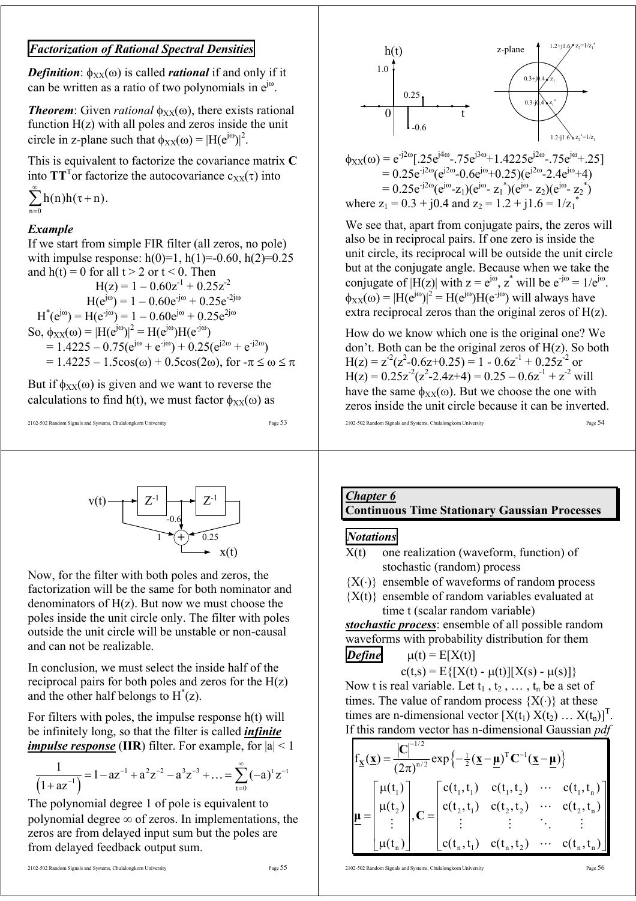## *Factorization of Rational Spectral Densities*

***Definition***: $\phi_{XX}(\omega)$ is called ***rational*** if and only if it can be written as a ratio of two polynomials in $e^{j\omega}$.

***Theorem***: Given *rational* $\phi_{XX}(\omega)$, there exists rational function $H(z)$ with all poles and zeros inside the unit circle in z-plane such that $\phi_{XX}(\omega) = |H(e^{j\omega})|^2$.

This is equivalent to factorize the covariance matrix $\mathbf{C}$ into $\mathbf{T}\mathbf{T}^T$ or factorize the autocovariance $c_{XX}(\tau)$ into

$$\sum_{n=0}^{\infty} h(n)h(\tau+n).$$

***Example***

If we start from simple FIR filter (all zeros, no pole) with impulse response: $h(0)=1$, $h(1)=-0.60$, $h(2)=0.25$ and $h(t) = 0$ for all $t > 2$ or $t < 0$. Then

$$H(z) = 1 - 0.60z^{-1} + 0.25z^{-2}$$

$$H(e^{j\omega}) = 1 - 0.60e^{-j\omega} + 0.25e^{-2j\omega}$$

$$H^*(e^{j\omega}) = H(e^{-j\omega}) = 1 - 0.60e^{j\omega} + 0.25e^{2j\omega}$$

So, $\phi_{XX}(\omega) = |H(e^{j\omega})|^2 = H(e^{j\omega})H(e^{-j\omega})$

$= 1.4225 - 0.75(e^{j\omega} + e^{-j\omega}) + 0.25(e^{j2\omega} + e^{-j2\omega})$

$= 1.4225 - 1.5\cos(\omega) + 0.5\cos(2\omega)$, for $-\pi \le \omega \le \pi$

But if $\phi_{XX}(\omega)$ is given and we want to reverse the calculations to find $h(t)$, we must factor $\phi_{XX}(\omega)$ as

$\phi_{XX}(\omega) = e^{-j2\omega}[.25e^{j4\omega} - .75e^{j3\omega} + 1.4225e^{j2\omega} - .75e^{j\omega} + .25]$

$= 0.25e^{-j2\omega}(e^{j2\omega} - 0.6e^{j\omega} + 0.25)(e^{j2\omega} - 2.4e^{j\omega} + 4)$

$= 0.25e^{-j2\omega}(e^{j\omega} - z_1)(e^{j\omega} - z_1^*)(e^{j\omega} - z_2)(e^{j\omega} - z_2^*)$

where $z_1 = 0.3 + j0.4$ and $z_2 = 1.2 + j1.6 = 1/z_1^*$

We see that, apart from conjugate pairs, the zeros will also be in reciprocal pairs. If one zero is inside the unit circle, its reciprocal will be outside the unit circle but at the conjugate angle. Because when we take the conjugate of $|H(z)|$ with $z = e^{j\omega}$, $z^*$ will be $e^{-j\omega} = 1/e^{j\omega}$. $\phi_{XX}(\omega) = |H(e^{j\omega})|^2 = H(e^{j\omega})H(e^{-j\omega})$ will always have extra reciprocal zeros than the original zeros of $H(z)$.

How do we know which one is the original one? We don't. Both can be the original zeros of $H(z)$. So both $H(z) = z^{-2}(z^2 - 0.6z + 0.25) = 1 - 0.6z^{-1} + 0.25z^{-2}$ or $H(z) = 0.25z^{-2}(z^2 - 2.4z + 4) = 0.25 - 0.6z^{-1} + z^{-2}$ will have the same $\phi_{XX}(\omega)$. But we choose the one with zeros inside the unit circle because it can be inverted.

Now, for the filter with both poles and zeros, the factorization will be the same for both nominator and denominators of $H(z)$. But now we must choose the poles inside the unit circle only. The filter with poles outside the unit circle will be unstable or non-causal and can not be realizable.

In conclusion, we must select the inside half of the reciprocal pairs for both poles and zeros for the $H(z)$ and the other half belongs to $H^*(z)$.

For filters with poles, the impulse response $h(t)$ will be infinitely long, so that the filter is called ***infinite impulse response*** (**IIR**) filter. For example, for $|a| < 1$

$$\frac{1}{\left(1+az^{-1}\right)} = 1 - az^{-1} + a^2z^{-2} - a^3z^{-3} + \ldots = \sum_{t=0}^{\infty}(-a)^t z^{-t}$$

The polynomial degree 1 of pole is equivalent to polynomial degree $\infty$ of zeros. In implementations, the zeros are from delayed input sum but the poles are from delayed feedback output sum.

## *Chapter 6*
## **Continuous Time Stationary Gaussian Processes**

### *Notations*

- $X(t)$ one realization (waveform, function) of stochastic (random) process
- $\{X(\cdot)\}$ ensemble of waveforms of random process
- $\{X(t)\}$ ensemble of random variables evaluated at time t (scalar random variable)

***stochastic process***: ensemble of all possible random waveforms with probability distribution for them

***Define*** $\mu(t) = E[X(t)]$

$c(t,s) = E\{[X(t) - \mu(t)][X(s) - \mu(s)]\}$

Now t is real variable. Let $t_1, t_2, \ldots, t_n$ be a set of times. The value of random process $\{X(\cdot)\}$ at these times are n-dimensional vector $[X(t_1)\ X(t_2) \ldots X(t_n)]^T$. If this random vector has n-dimensional Gaussian *pdf*

$$f_{\underline{x}}(\underline{x}) = \frac{|\mathbf{C}|^{-1/2}}{(2\pi)^{n/2}} \exp\left\{-\tfrac{1}{2}(\underline{x}-\underline{\mu})^T \mathbf{C}^{-1}(\underline{x}-\underline{\mu})\right\}$$

$$\underline{\mu} = \begin{bmatrix} \mu(t_1) \\ \mu(t_2) \\ \vdots \\ \mu(t_n) \end{bmatrix}, \mathbf{C} = \begin{bmatrix} c(t_1,t_1) & c(t_1,t_2) & \cdots & c(t_1,t_n) \\ c(t_2,t_1) & c(t_2,t_2) & \cdots & c(t_2,t_n) \\ \vdots & \vdots & \ddots & \vdots \\ c(t_n,t_1) & c(t_n,t_2) & \cdots & c(t_n,t_n) \end{bmatrix}$$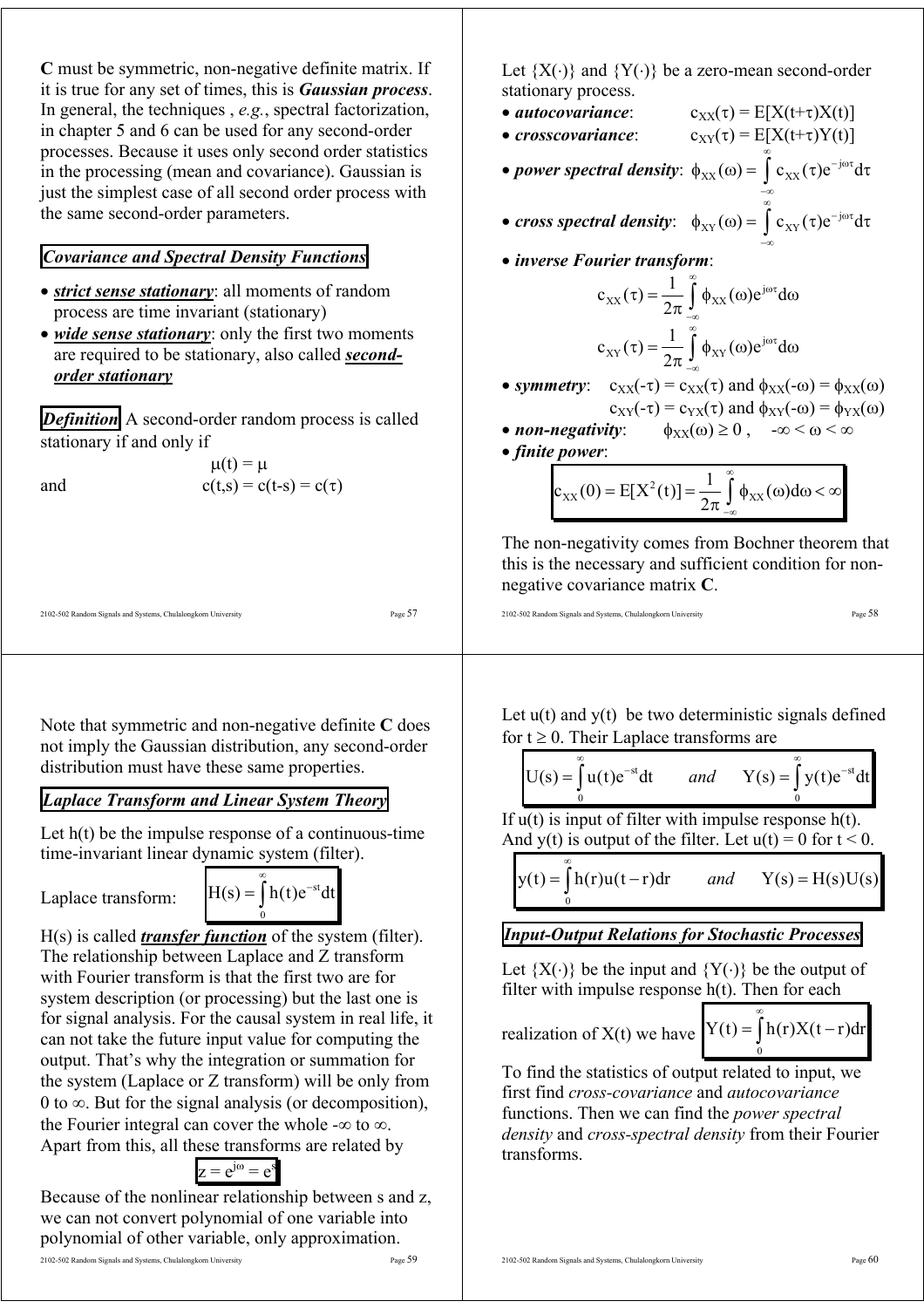**C** must be symmetric, non-negative definite matrix. If it is true for any set of times, this is ***Gaussian process***. In general, the techniques , *e.g.*, spectral factorization, in chapter 5 and 6 can be used for any second-order processes. Because it uses only second order statistics in the processing (mean and covariance). Gaussian is just the simplest case of all second order process with the same second-order parameters.

### *Covariance and Spectral Density Functions*

- ***strict sense stationary***: all moments of random process are time invariant (stationary)
- ***wide sense stationary***: only the first two moments are required to be stationary, also called ***second-order stationary***

***Definition*** A second-order random process is called stationary if and only if

$$\mu(t) = \mu$$

and

$$c(t,s) = c(t-s) = c(\tau)$$

Let $\{X(\cdot)\}$ and $\{Y(\cdot)\}$ be a zero-mean second-order stationary process.

- ***autocovariance***: $c_{XX}(\tau) = E[X(t+\tau)X(t)]$
- ***crosscovariance***: $c_{XY}(\tau) = E[X(t+\tau)Y(t)]$
- ***power spectral density***: $\phi_{XX}(\omega) = \int_{-\infty}^{\infty} c_{XX}(\tau)e^{-j\omega\tau}d\tau$
- ***cross spectral density***: $\phi_{XY}(\omega) = \int_{-\infty}^{\infty} c_{XY}(\tau)e^{-j\omega\tau}d\tau$
- ***inverse Fourier transform***:

$$c_{XX}(\tau) = \frac{1}{2\pi}\int_{-\infty}^{\infty} \phi_{XX}(\omega)e^{j\omega\tau}d\omega$$

$$c_{XY}(\tau) = \frac{1}{2\pi}\int_{-\infty}^{\infty} \phi_{XY}(\omega)e^{j\omega\tau}d\omega$$

- ***symmetry***: $c_{XX}(-\tau) = c_{XX}(\tau)$ and $\phi_{XX}(-\omega) = \phi_{XX}(\omega)$
  $c_{XY}(-\tau) = c_{YX}(\tau)$ and $\phi_{XY}(-\omega) = \phi_{YX}(\omega)$
- ***non-negativity***: $\phi_{XX}(\omega) \geq 0$ , $-\infty < \omega < \infty$
- ***finite power***:

$$c_{XX}(0) = E[X^2(t)] = \frac{1}{2\pi}\int_{-\infty}^{\infty} \phi_{XX}(\omega)d\omega < \infty$$

The non-negativity comes from Bochner theorem that this is the necessary and sufficient condition for non-negative covariance matrix **C**.

Note that symmetric and non-negative definite **C** does not imply the Gaussian distribution, any second-order distribution must have these same properties.

### *Laplace Transform and Linear System Theory*

Let h(t) be the impulse response of a continuous-time time-invariant linear dynamic system (filter).

Laplace transform: $$H(s) = \int_{0}^{\infty} h(t)e^{-st}dt$$

H(s) is called ***transfer function*** of the system (filter). The relationship between Laplace and Z transform with Fourier transform is that the first two are for system description (or processing) but the last one is for signal analysis. For the causal system in real life, it can not take the future input value for computing the output. That's why the integration or summation for the system (Laplace or Z transform) will be only from 0 to ∞. But for the signal analysis (or decomposition), the Fourier integral can cover the whole -∞ to ∞. Apart from this, all these transforms are related by

$$z = e^{j\omega} = e^{s}$$

Because of the nonlinear relationship between s and z, we can not convert polynomial of one variable into polynomial of other variable, only approximation.

Let u(t) and y(t) be two deterministic signals defined for $t \geq 0$. Their Laplace transforms are

$$U(s) = \int_{0}^{\infty} u(t)e^{-st}dt \qquad \textit{and} \qquad Y(s) = \int_{0}^{\infty} y(t)e^{-st}dt$$

If u(t) is input of filter with impulse response h(t). And y(t) is output of the filter. Let u(t) = 0 for t < 0.

$$y(t) = \int_{0}^{\infty} h(r)u(t-r)dr \qquad \textit{and} \qquad Y(s) = H(s)U(s)$$

### *Input-Output Relations for Stochastic Processes*

Let $\{X(\cdot)\}$ be the input and $\{Y(\cdot)\}$ be the output of filter with impulse response h(t). Then for each realization of X(t) we have

$$Y(t) = \int_{0}^{\infty} h(r)X(t-r)dr$$

To find the statistics of output related to input, we first find *cross-covariance* and *autocovariance* functions. Then we can find the *power spectral density* and *cross-spectral density* from their Fourier transforms.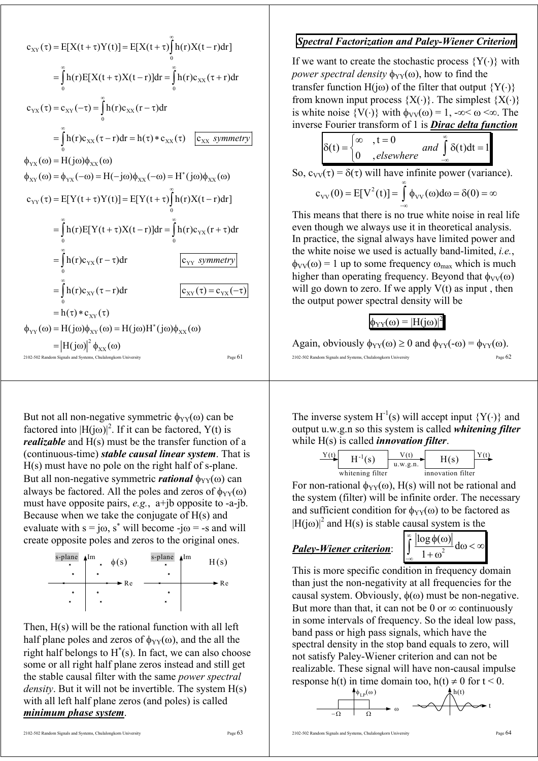$$c_{XY}(\tau) = E[X(t+\tau)Y(t)] = E[X(t+\tau)\int_0^\infty h(r)X(t-r)dr]$$

$$= \int_0^\infty h(r)E[X(t+\tau)X(t-r)]dr = \int_0^\infty h(r)c_{XX}(\tau+r)dr$$

$$c_{YX}(\tau) = c_{XY}(-\tau) = \int_0^\infty h(r)c_{XX}(r-\tau)dr$$

$$= \int_0^\infty h(r)c_{XX}(\tau-r)dr = h(\tau)*c_{XX}(\tau) \quad \boxed{c_{XX}\ \textit{symmetry}}$$

$$\phi_{YX}(\omega) = H(j\omega)\phi_{XX}(\omega)$$

$$\phi_{XY}(\omega) = \phi_{YX}(-\omega) = H(-j\omega)\phi_{XX}(-\omega) = H^*(j\omega)\phi_{XX}(\omega)$$

$$c_{YY}(\tau) = E[Y(t+\tau)Y(t)] = E[Y(t+\tau)\int_0^\infty h(r)X(t-r)dr]$$

$$= \int_0^\infty h(r)E[Y(t+\tau)X(t-r)]dr = \int_0^\infty h(r)c_{YX}(r+\tau)dr$$

$$= \int_0^\infty h(r)c_{YX}(r-\tau)dr \quad \boxed{c_{YY}\ \textit{symmetry}}$$

$$= \int_0^\infty h(r)c_{XY}(\tau-r)dr \quad \boxed{c_{XY}(\tau) = c_{YX}(-\tau)}$$

$$= h(\tau)*c_{XY}(\tau)$$

$$\phi_{YY}(\omega) = H(j\omega)\phi_{XY}(\omega) = H(j\omega)H^*(j\omega)\phi_{XX}(\omega)$$

$$= |H(j\omega)|^2\phi_{XX}(\omega)$$

## ***Spectral Factorization and Paley-Wiener Criterion***

If we want to create the stochastic process $\{Y(\cdot)\}$ with *power spectral density* $\phi_{YY}(\omega)$, how to find the transfer function $H(j\omega)$ of the filter that output $\{Y(\cdot)\}$ from known input process $\{X(\cdot)\}$. The simplest $\{X(\cdot)\}$ is white noise $\{V(\cdot)\}$ with $\phi_{VV}(\omega) = 1$, $-\infty < \omega < \infty$. The inverse Fourier transform of 1 is ***Dirac delta function***

$$\delta(t) = \begin{cases} \infty & , t = 0 \\ 0 & , \textit{elsewhere} \end{cases} \quad \textit{and} \quad \int_{-\infty}^{\infty}\delta(t)dt = 1$$

So, $c_{VV}(\tau) = \delta(\tau)$ will have infinite power (variance).

$$c_{VV}(0) = E[V^2(t)] = \int_{-\infty}^{\infty}\phi_{VV}(\omega)d\omega = \delta(0) = \infty$$

This means that there is no true white noise in real life even though we always use it in theoretical analysis. In practice, the signal always have limited power and the white noise we used is actually band-limited, *i.e.*, $\phi_{VV}(\omega) = 1$ up to some frequency $\omega_{max}$ which is much higher than operating frequency. Beyond that $\phi_{VV}(\omega)$ will go down to zero. If we apply V(t) as input , then the output power spectral density will be

$$\boxed{\phi_{YY}(\omega) = |H(j\omega)|^2}$$

Again, obviously $\phi_{YY}(\omega) \geq 0$ and $\phi_{YY}(-\omega) = \phi_{YY}(\omega)$.

But not all non-negative symmetric $\phi_{YY}(\omega)$ can be factored into $|H(j\omega)|^2$. If it can be factored, Y(t) is ***realizable*** and H(s) must be the transfer function of a (continuous-time) ***stable causal linear system***. That is H(s) must have no pole on the right half of s-plane. But all non-negative symmetric ***rational*** $\phi_{YY}(\omega)$ can always be factored. All the poles and zeros of $\phi_{YY}(\omega)$ must have opposite pairs, *e.g.*, a+jb opposite to -a-jb. Because when we take the conjugate of H(s) and evaluate with $s = j\omega$, $s^*$ will become $-j\omega = -s$ and will create opposite poles and zeros to the original ones.

Then, H(s) will be the rational function with all left half plane poles and zeros of $\phi_{YY}(\omega)$, and the all the right half belongs to $H^*(s)$. In fact, we can also choose some or all right half plane zeros instead and still get the stable causal filter with the same *power spectral density*. But it will not be invertible. The system H(s) with all left half plane zeros (and poles) is called ***minimum phase system***.

The inverse system $H^{-1}(s)$ will accept input $\{Y(\cdot)\}$ and output u.w.g.n so this system is called ***whitening filter*** while H(s) is called ***innovation filter***.

For non-rational $\phi_{YY}(\omega)$, H(s) will not be rational and the system (filter) will be infinite order. The necessary and sufficient condition for $\phi_{YY}(\omega)$ to be factored as $|H(j\omega)|^2$ and H(s) is stable causal system is the

***Paley-Wiener criterion***: $\displaystyle \int_{-\infty}^{\infty}\frac{|\log\phi(\omega)|}{1+\omega^2}d\omega < \infty$

This is more specific condition in frequency domain than just the non-negativity at all frequencies for the causal system. Obviously, $\phi(\omega)$ must be non-negative. But more than that, it can not be 0 or $\infty$ continuously in some intervals of frequency. So the ideal low pass, band pass or high pass signals, which have the spectral density in the stop band equals to zero, will not satisfy Paley-Wiener criterion and can not be realizable. These signal will have non-causal impulse response h(t) in time domain too, $h(t) \neq 0$ for $t < 0$.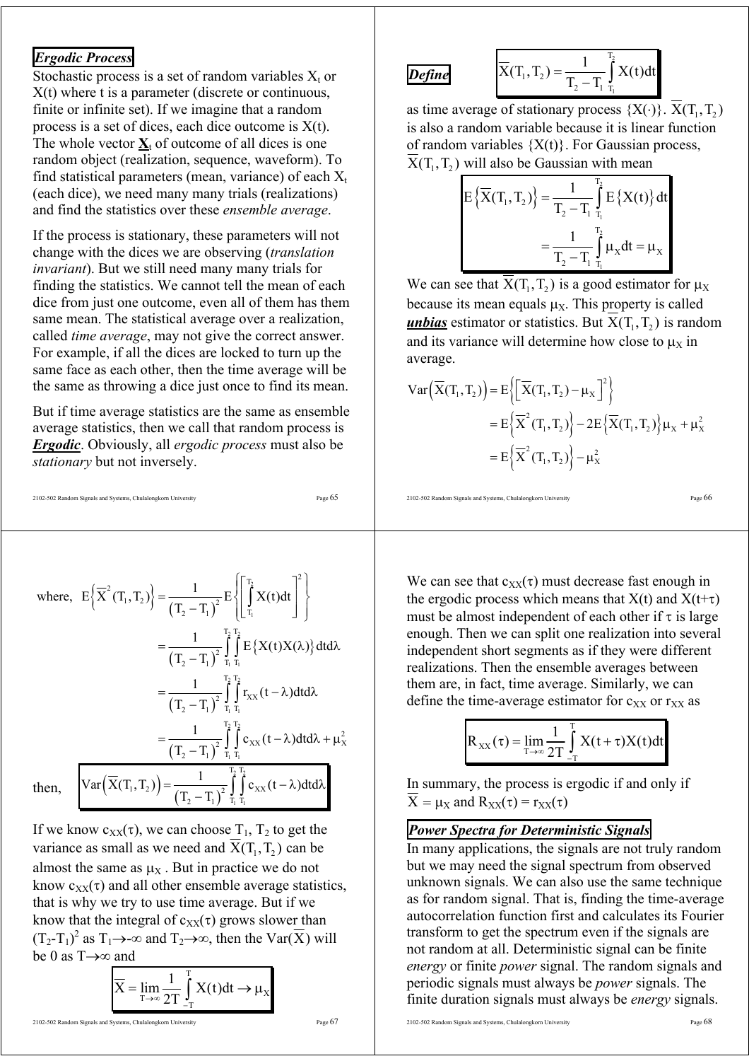***Ergodic Process***

Stochastic process is a set of random variables $X_t$ or $X(t)$ where t is a parameter (discrete or continuous, finite or infinite set). If we imagine that a random process is a set of dices, each dice outcome is $X(t)$. The whole vector $\underline{\mathbf{X}}_t$ of outcome of all dices is one random object (realization, sequence, waveform). To find statistical parameters (mean, variance) of each $X_t$ (each dice), we need many many trials (realizations) and find the statistics over these *ensemble average*.

If the process is stationary, these parameters will not change with the dices we are observing (*translation invariant*). But we still need many many trials for finding the statistics. We cannot tell the mean of each dice from just one outcome, even all of them has them same mean. The statistical average over a realization, called *time average*, may not give the correct answer. For example, if all the dices are locked to turn up the same face as each other, then the time average will be the same as throwing a dice just once to find its mean.

But if time average statistics are the same as ensemble average statistics, then we call that random process is ***Ergodic***. Obviously, all *ergodic process* must also be *stationary* but not inversely.

***Define***

$$\overline{X}(T_1,T_2) = \frac{1}{T_2 - T_1}\int_{T_1}^{T_2} X(t)dt$$

as time average of stationary process $\{X(\cdot)\}$. $\overline{X}(T_1,T_2)$ is also a random variable because it is linear function of random variables $\{X(t)\}$. For Gaussian process, $\overline{X}(T_1,T_2)$ will also be Gaussian with mean

$$\begin{aligned} E\left\{\overline{X}(T_1,T_2)\right\} &= \frac{1}{T_2 - T_1}\int_{T_1}^{T_2} E\left\{X(t)\right\}dt \\ &= \frac{1}{T_2 - T_1}\int_{T_1}^{T_2} \mu_X dt = \mu_X \end{aligned}$$

We can see that $\overline{X}(T_1,T_2)$ is a good estimator for $\mu_X$ because its mean equals $\mu_X$. This property is called ***unbias*** estimator or statistics. But $\overline{X}(T_1,T_2)$ is random and its variance will determine how close to $\mu_X$ in average.

$$\begin{aligned} \operatorname{Var}\left(\overline{X}(T_1,T_2)\right) &= E\left\{\left[\overline{X}(T_1,T_2) - \mu_X\right]^2\right\} \\ &= E\left\{\overline{X}^2(T_1,T_2)\right\} - 2E\left\{\overline{X}(T_1,T_2)\right\}\mu_X + \mu_X^2 \\ &= E\left\{\overline{X}^2(T_1,T_2)\right\} - \mu_X^2 \end{aligned}$$

where,

$$\begin{aligned} E\left\{\overline{X}^2(T_1,T_2)\right\} &= \frac{1}{(T_2 - T_1)^2} E\left\{\left[\int_{T_1}^{T_2} X(t)dt\right]^2\right\} \\ &= \frac{1}{(T_2 - T_1)^2}\int_{T_1}^{T_2}\int_{T_1}^{T_2} E\left\{X(t)X(\lambda)\right\}dtd\lambda \\ &= \frac{1}{(T_2 - T_1)^2}\int_{T_1}^{T_2}\int_{T_1}^{T_2} r_{XX}(t-\lambda)dtd\lambda \\ &= \frac{1}{(T_2 - T_1)^2}\int_{T_1}^{T_2}\int_{T_1}^{T_2} c_{XX}(t-\lambda)dtd\lambda + \mu_X^2 \end{aligned}$$

then,

$$\operatorname{Var}\left(\overline{X}(T_1,T_2)\right) = \frac{1}{(T_2 - T_1)^2}\int_{T_1}^{T_2}\int_{T_1}^{T_2} c_{XX}(t-\lambda)dtd\lambda$$

If we know $c_{XX}(\tau)$, we can choose $T_1$, $T_2$ to get the variance as small as we need and $\overline{X}(T_1,T_2)$ can be almost the same as $\mu_X$. But in practice we do not know $c_{XX}(\tau)$ and all other ensemble average statistics, that is why we try to use time average. But if we know that the integral of $c_{XX}(\tau)$ grows slower than $(T_2-T_1)^2$ as $T_1\to-\infty$ and $T_2\to\infty$, then the $\operatorname{Var}(\overline{X})$ will be 0 as $T\to\infty$ and

$$\overline{X} = \lim_{T\to\infty}\frac{1}{2T}\int_{-T}^{T} X(t)dt \to \mu_X$$

We can see that $c_{XX}(\tau)$ must decrease fast enough in the ergodic process which means that $X(t)$ and $X(t+\tau)$ must be almost independent of each other if $\tau$ is large enough. Then we can split one realization into several independent short segments as if they were different realizations. Then the ensemble averages between them are, in fact, time average. Similarly, we can define the time-average estimator for $c_{XX}$ or $r_{XX}$ as

$$R_{XX}(\tau) = \lim_{T\to\infty}\frac{1}{2T}\int_{-T}^{T} X(t+\tau)X(t)dt$$

In summary, the process is ergodic if and only if $\overline{X} = \mu_X$ and $R_{XX}(\tau) = r_{XX}(\tau)$

***Power Spectra for Deterministic Signals***

In many applications, the signals are not truly random but we may need the signal spectrum from observed unknown signals. We can also use the same technique as for random signal. That is, finding the time-average autocorrelation function first and calculates its Fourier transform to get the spectrum even if the signals are not random at all. Deterministic signal can be finite *energy* or finite *power* signal. The random signals and periodic signals must always be *power* signals. The finite duration signals must always be *energy* signals.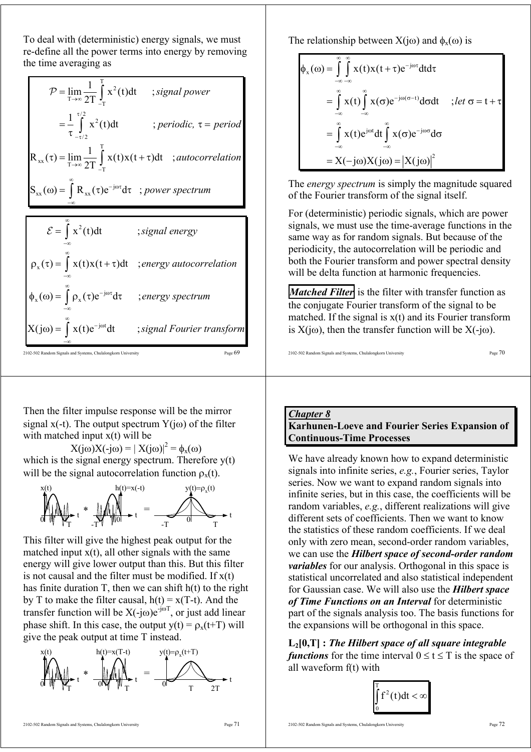To deal with (deterministic) energy signals, we must re-define all the power terms into energy by removing the time averaging as

$$
\begin{aligned}
\mathcal{P} &= \lim_{T\to\infty} \frac{1}{2T}\int_{-T}^{T} x^2(t)dt \quad &&; \textit{signal power} \\
&= \frac{1}{\tau}\int_{-\tau/2}^{\tau/2} x^2(t)dt \quad &&; \textit{periodic, } \tau = \textit{period} \\
R_{xx}(\tau) &= \lim_{T\to\infty} \frac{1}{2T}\int_{-T}^{T} x(t)x(t+\tau)dt \quad &&; \textit{autocorrelation} \\
S_{xx}(\omega) &= \int_{-\infty}^{\infty} R_{xx}(\tau)e^{-j\omega\tau}d\tau \quad &&; \textit{power spectrum}
\end{aligned}
$$

$$
\begin{aligned}
\mathcal{E} &= \int_{-\infty}^{\infty} x^2(t)dt \quad &&; \textit{signal energy} \\
\rho_x(\tau) &= \int_{-\infty}^{\infty} x(t)x(t+\tau)dt \quad &&; \textit{energy autocorrelation} \\
\phi_x(\omega) &= \int_{-\infty}^{\infty} \rho_x(\tau)e^{-j\omega\tau}d\tau \quad &&; \textit{energy spectrum} \\
X(j\omega) &= \int_{-\infty}^{\infty} x(t)e^{-j\omega t}dt \quad &&; \textit{signal Fourier transform}
\end{aligned}
$$

The relationship between $X(j\omega)$ and $\phi_x(\omega)$ is

$$
\begin{aligned}
\phi_x(\omega) &= \int_{-\infty}^{\infty}\int_{-\infty}^{\infty} x(t)x(t+\tau)e^{-j\omega\tau}dtd\tau \\
&= \int_{-\infty}^{\infty} x(t)\int_{-\infty}^{\infty} x(\sigma)e^{-j\omega(\sigma-t)}d\sigma dt \quad ; \textit{let } \sigma = t+\tau \\
&= \int_{-\infty}^{\infty} x(t)e^{j\omega t}dt\int_{-\infty}^{\infty} x(\sigma)e^{-j\omega\sigma}d\sigma \\
&= X(-j\omega)X(j\omega) = |X(j\omega)|^2
\end{aligned}
$$

The *energy spectrum* is simply the magnitude squared of the Fourier transform of the signal itself.

For (deterministic) periodic signals, which are power signals, we must use the time-average functions in the same way as for random signals. But because of the periodicity, the autocorrelation will be periodic and both the Fourier transform and power spectral density will be delta function at harmonic frequencies.

***Matched Filter*** is the filter with transfer function as the conjugate Fourier transform of the signal to be matched. If the signal is $x(t)$ and its Fourier transform is $X(j\omega)$, then the transfer function will be $X(-j\omega)$.

Then the filter impulse response will be the mirror signal $x(-t)$. The output spectrum $Y(j\omega)$ of the filter with matched input $x(t)$ will be

$$X(j\omega)X(-j\omega) = |X(j\omega)|^2 = \phi_x(\omega)$$

which is the signal energy spectrum. Therefore $y(t)$ will be the signal autocorrelation function $\rho_x(t)$.

This filter will give the highest peak output for the matched input $x(t)$, all other signals with the same energy will give lower output than this. But this filter is not causal and the filter must be modified. If $x(t)$ has finite duration T, then we can shift $h(t)$ to the right by T to make the filter causal, $h(t) = x(T-t)$. And the transfer function will be $X(-j\omega)e^{-j\omega T}$, or just add linear phase shift. In this case, the output $y(t) = \rho_x(t+T)$ will give the peak output at time T instead.

## *Chapter 8*
## Karhunen-Loeve and Fourier Series Expansion of Continuous-Time Processes

We have already known how to expand deterministic signals into infinite series, *e.g.*, Fourier series, Taylor series. Now we want to expand random signals into infinite series, but in this case, the coefficients will be random variables, *e.g.*, different realizations will give different sets of coefficients. Then we want to know the statistics of these random coefficients. If we deal only with zero mean, second-order random variables, we can use the ***Hilbert space of second-order random variables*** for our analysis. Orthogonal in this space is statistical uncorrelated and also statistical independent for Gaussian case. We will also use the ***Hilbert space of Time Functions on an Interval*** for deterministic part of the signals analysis too. The basis functions for the expansions will be orthogonal in this space.

**$L_2[0,T]$ :** ***The Hilbert space of all square integrable functions*** for the time interval $0 \le t \le T$ is the space of all waveform $f(t)$ with

$$\int_0^T f^2(t)dt < \infty$$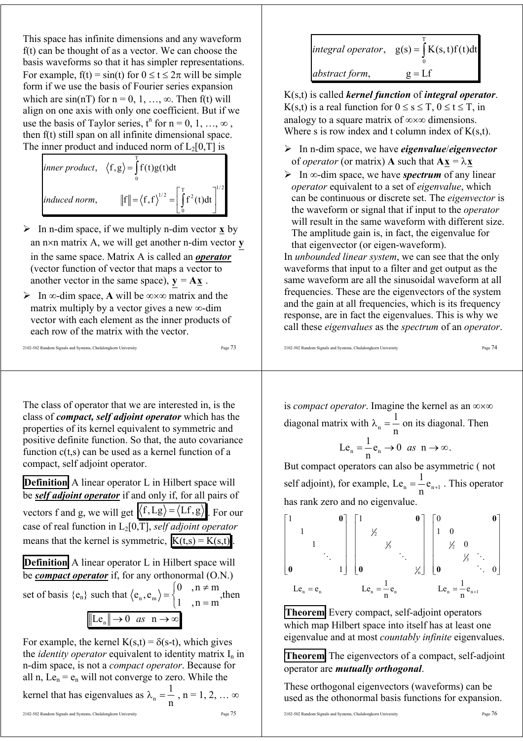This space has infinite dimensions and any waveform f(t) can be thought of as a vector. We can choose the basis waveforms so that it has simpler representations. For example, $f(t) = \sin(t)$ for $0 \le t \le 2\pi$ will be simple form if we use the basis of Fourier series expansion which are $\sin(nT)$ for $n = 0, 1, \ldots, \infty$. Then f(t) will align on one axis with only one coefficient. But if we use the basis of Taylor series, $t^n$ for $n = 0, 1, \ldots, \infty$, then f(t) still span on all infinite dimensional space. The inner product and induced norm of $L_2[0,T]$ is

$$\textit{inner product}, \quad \langle f, g \rangle = \int_0^T f(t)g(t)dt$$

$$\textit{induced norm}, \quad \|f\| = \langle f, f \rangle^{1/2} = \left[\int_0^T f^2(t)dt\right]^{1/2}$$

- In n-dim space, if we multiply n-dim vector $\underline{\mathbf{x}}$ by an $n \times n$ matrix A, we will get another n-dim vector $\underline{\mathbf{y}}$ in the same space. Matrix A is called an ***operator*** (vector function of vector that maps a vector to another vector in the same space), $\underline{\mathbf{y}} = \mathbf{A}\underline{\mathbf{x}}$ .
- In $\infty$-dim space, **A** will be $\infty \times \infty$ matrix and the matrix multiply by a vector gives a new $\infty$-dim vector with each element as the inner products of each row of the matrix with the vector.

$$\textit{integral operator}, \quad g(s) = \int_0^T K(s,t)f(t)dt$$

$$\textit{abstract form}, \quad g = Lf$$

K(s,t) is called ***kernel function*** of ***integral operator***. K(s,t) is a real function for $0 \le s \le T$, $0 \le t \le T$, in analogy to a square matrix of $\infty \times \infty$ dimensions. Where s is row index and t column index of K(s,t).

- In n-dim space, we have ***eigenvalue***/***eigenvector*** of *operator* (or matrix) **A** such that $\mathbf{A}\underline{\mathbf{x}} = \lambda\,\underline{\mathbf{x}}$
- In $\infty$-dim space, we have ***spectrum*** of any linear *operator* equivalent to a set of *eigenvalue*, which can be continuous or discrete set. The *eigenvector* is the waveform or signal that if input to the *operator* will result in the same waveform with different size. The amplitude gain is, in fact, the eigenvalue for that eigenvector (or eigen-waveform).

In *unbounded linear system*, we can see that the only waveforms that input to a filter and get output as the same waveform are all the sinusoidal waveform at all frequencies. These are the eigenvectors of the system and the gain at all frequencies, which is its frequency response, are in fact the eigenvalues. This is why we call these *eigenvalues* as the *spectrum* of an *operator*.

The class of operator that we are interested in, is the class of ***compact, self adjoint operator*** which has the properties of its kernel equivalent to symmetric and positive definite function. So that, the auto covariance function c(t,s) can be used as a kernel function of a compact, self adjoint operator.

**Definition** A linear operator L in Hilbert space will be ***self adjoint operator*** if and only if, for all pairs of vectors f and g, we will get $\langle f, Lg \rangle = \langle Lf, g \rangle$. For our case of real function in $L_2[0,T]$, *self adjoint operator* means that the kernel is symmetric, $K(t,s) = K(s,t)$.

**Definition** A linear operator L in Hilbert space will be ***compact operator*** if, for any orthonormal (O.N.) set of basis $\{e_n\}$ such that $\langle e_n, e_m \rangle = \begin{cases} 0 & , n \ne m \\ 1 & , n = m \end{cases}$,then

$$\|Le_n\| \to 0 \quad as \quad n \to \infty$$

For example, the kernel $K(s,t) = \delta(s\text{-}t)$, which gives the *identity operator* equivalent to identity matrix $I_n$ in n-dim space, is not a *compact operator*. Because for all n, $Le_n = e_n$ will not converge to zero. While the kernel that has eigenvalues as $\lambda_n = \dfrac{1}{n}$ , n = 1, 2, … $\infty$ is *compact operator*. Imagine the kernel as an $\infty \times \infty$ diagonal matrix with $\lambda_n = \dfrac{1}{n}$ on its diagonal. Then

$$Le_n = \frac{1}{n}e_n \to 0 \quad as \quad n \to \infty.$$

But compact operators can also be asymmetric ( not self adjoint), for example, $Le_n = \dfrac{1}{n}e_{n+1}$ . This operator has rank zero and no eigenvalue.

$$\begin{bmatrix} 1 & & & \mathbf{0} \\ & 1 & & \\ & & 1 & \\ & & & \ddots & \\ \mathbf{0} & & & & 1 \end{bmatrix} \quad \begin{bmatrix} 1 & & & \mathbf{0} \\ & \tfrac{1}{2} & & \\ & & \tfrac{1}{3} & \\ & & & \ddots & \\ \mathbf{0} & & & & \tfrac{1}{n} \end{bmatrix} \quad \begin{bmatrix} 0 & & & & \mathbf{0} \\ 1 & 0 & & & \\ & \tfrac{1}{2} & 0 & & \\ & & \tfrac{1}{3} & \ddots & \\ \mathbf{0} & & & \ddots & 0 \end{bmatrix}$$

$$Le_n = e_n \qquad Le_n = \frac{1}{n}e_n \qquad Le_n = \frac{1}{n}e_{n+1}$$

**Theorem** Every compact, self-adjoint operators which map Hilbert space into itself has at least one eigenvalue and at most *countably infinite* eigenvalues.

**Theorem** The eigenvectors of a compact, self-adjoint operator are ***mutually orthogonal***.

These orthogonal eigenvectors (waveforms) can be used as the othonormal basis functions for expansion.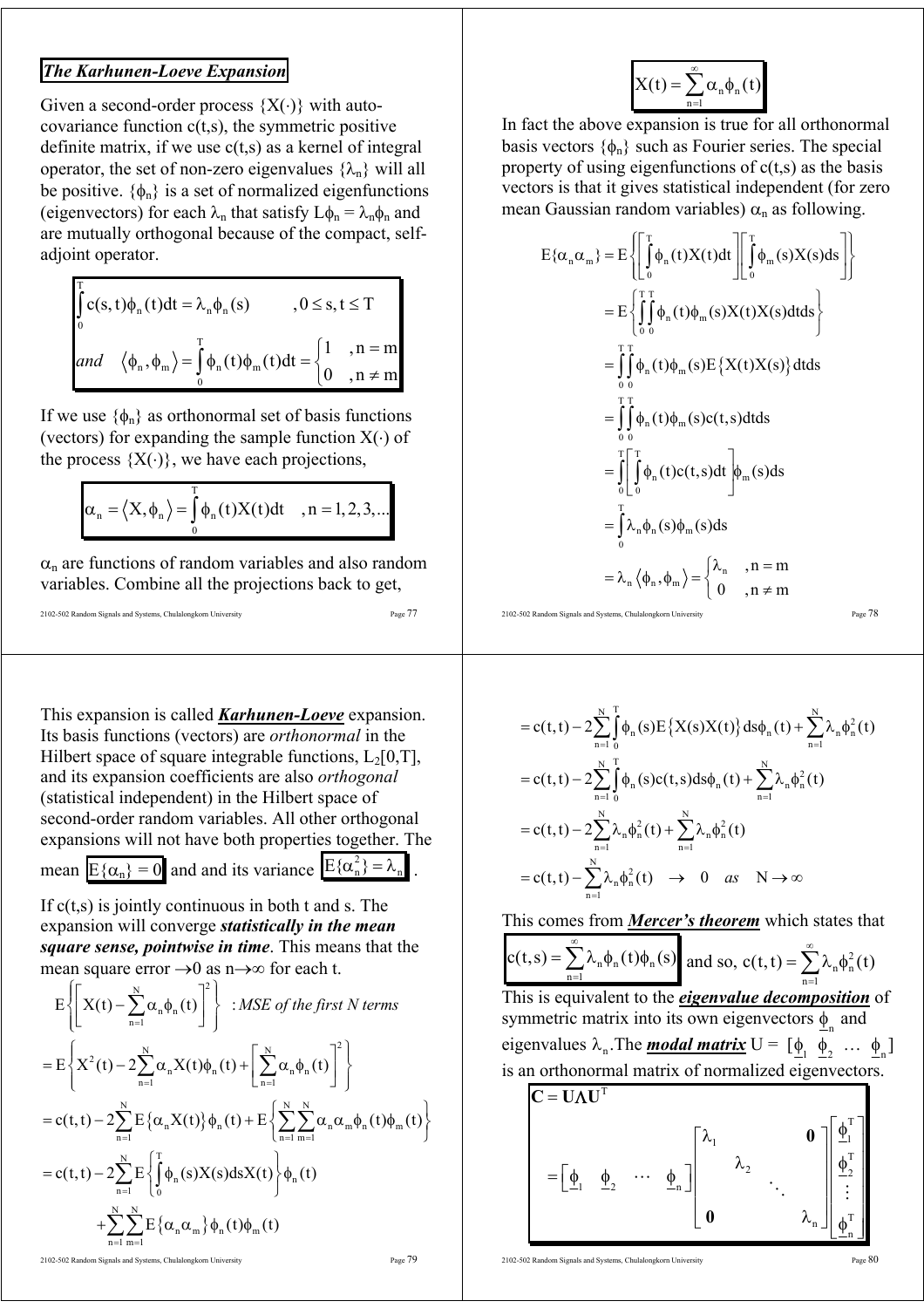***The Karhunen-Loeve Expansion***

Given a second-order process $\{X(\cdot)\}$ with auto-covariance function $c(t,s)$, the symmetric positive definite matrix, if we use $c(t,s)$ as a kernel of integral operator, the set of non-zero eigenvalues $\{\lambda_n\}$ will all be positive. $\{\phi_n\}$ is a set of normalized eigenfunctions (eigenvectors) for each $\lambda_n$ that satisfy $L\phi_n = \lambda_n\phi_n$ and are mutually orthogonal because of the compact, self-adjoint operator.

$$\int_0^T c(s,t)\phi_n(t)dt = \lambda_n\phi_n(s) \qquad ,0 \le s,t \le T$$

$$\textit{and} \quad \langle \phi_n, \phi_m \rangle = \int_0^T \phi_n(t)\phi_m(t)dt = \begin{cases} 1 & ,n = m \\ 0 & ,n \ne m \end{cases}$$

If we use $\{\phi_n\}$ as orthonormal set of basis functions (vectors) for expanding the sample function $X(\cdot)$ of the process $\{X(\cdot)\}$, we have each projections,

$$\alpha_n = \langle X, \phi_n \rangle = \int_0^T \phi_n(t)X(t)dt \quad ,n = 1,2,3,...$$

$\alpha_n$ are functions of random variables and also random variables. Combine all the projections back to get,

$$X(t) = \sum_{n=1}^{\infty} \alpha_n\phi_n(t)$$

In fact the above expansion is true for all orthonormal basis vectors $\{\phi_n\}$ such as Fourier series. The special property of using eigenfunctions of $c(t,s)$ as the basis vectors is that it gives statistical independent (for zero mean Gaussian random variables) $\alpha_n$ as following.

$$\begin{aligned}
E\{\alpha_n\alpha_m\} &= E\left\{\left[\int_0^T \phi_n(t)X(t)dt\right]\left[\int_0^T \phi_m(s)X(s)ds\right]\right\} \\
&= E\left\{\int_0^T\int_0^T \phi_n(t)\phi_m(s)X(t)X(s)dtds\right\} \\
&= \int_0^T\int_0^T \phi_n(t)\phi_m(s)E\{X(t)X(s)\}dtds \\
&= \int_0^T\int_0^T \phi_n(t)\phi_m(s)c(t,s)dtds \\
&= \int_0^T\left[\int_0^T \phi_n(t)c(t,s)dt\right]\phi_m(s)ds \\
&= \int_0^T \lambda_n\phi_n(s)\phi_m(s)ds \\
&= \lambda_n\langle \phi_n, \phi_m \rangle = \begin{cases} \lambda_n & ,n = m \\ 0 & ,n \ne m \end{cases}
\end{aligned}$$

This expansion is called ***Karhunen-Loeve*** expansion. Its basis functions (vectors) are *orthonormal* in the Hilbert space of square integrable functions, $L_2[0,T]$, and its expansion coefficients are also *orthogonal* (statistical independent) in the Hilbert space of second-order random variables. All other orthogonal expansions will not have both properties together. The mean $E\{\alpha_n\} = 0$ and and its variance $E\{\alpha_n^2\} = \lambda_n$.

If $c(t,s)$ is jointly continuous in both t and s. The expansion will converge ***statistically in the mean square sense, pointwise in time***. This means that the mean square error $\to 0$ as $n \to \infty$ for each t.

$$E\left\{\left[X(t) - \sum_{n=1}^{N}\alpha_n\phi_n(t)\right]^2\right\} \quad : \textit{MSE of the first N terms}$$

$$\begin{aligned}
&= E\left\{X^2(t) - 2\sum_{n=1}^{N}\alpha_n X(t)\phi_n(t) + \left[\sum_{n=1}^{N}\alpha_n\phi_n(t)\right]^2\right\} \\
&= c(t,t) - 2\sum_{n=1}^{N}E\{\alpha_n X(t)\}\phi_n(t) + E\left\{\sum_{n=1}^{N}\sum_{m=1}^{N}\alpha_n\alpha_m\phi_n(t)\phi_m(t)\right\} \\
&= c(t,t) - 2\sum_{n=1}^{N}E\left\{\int_0^T \phi_n(s)X(s)dsX(t)\right\}\phi_n(t) \\
&\quad + \sum_{n=1}^{N}\sum_{m=1}^{N}E\{\alpha_n\alpha_m\}\phi_n(t)\phi_m(t)
\end{aligned}$$

$$\begin{aligned}
&= c(t,t) - 2\sum_{n=1}^{N}\int_0^T \phi_n(s)E\{X(s)X(t)\}ds\phi_n(t) + \sum_{n=1}^{N}\lambda_n\phi_n^2(t) \\
&= c(t,t) - 2\sum_{n=1}^{N}\int_0^T \phi_n(s)c(t,s)ds\phi_n(t) + \sum_{n=1}^{N}\lambda_n\phi_n^2(t) \\
&= c(t,t) - 2\sum_{n=1}^{N}\lambda_n\phi_n^2(t) + \sum_{n=1}^{N}\lambda_n\phi_n^2(t) \\
&= c(t,t) - \sum_{n=1}^{N}\lambda_n\phi_n^2(t) \quad \to \quad 0 \quad \textit{as} \quad N \to \infty
\end{aligned}$$

This comes from ***Mercer's theorem*** which states that

$$c(t,s) = \sum_{n=1}^{\infty}\lambda_n\phi_n(t)\phi_n(s) \quad \text{and so,} \quad c(t,t) = \sum_{n=1}^{\infty}\lambda_n\phi_n^2(t)$$

This is equivalent to the ***eigenvalue decomposition*** of symmetric matrix into its own eigenvectors $\underline{\phi}_n$ and eigenvalues $\lambda_n$. The ***modal matrix*** $U = [\underline{\phi}_1 \; \underline{\phi}_2 \; \dots \; \underline{\phi}_n]$ is an orthonormal matrix of normalized eigenvectors.

$$\mathbf{C} = \mathbf{U}\boldsymbol{\Lambda}\mathbf{U}^T$$

$$= \begin{bmatrix} \underline{\phi}_1 & \underline{\phi}_2 & \cdots & \underline{\phi}_n \end{bmatrix} \begin{bmatrix} \lambda_1 & & & \mathbf{0} \\ & \lambda_2 & & \\ & & \ddots & \\ \mathbf{0} & & & \lambda_n \end{bmatrix} \begin{bmatrix} \underline{\phi}_1^T \\ \underline{\phi}_2^T \\ \vdots \\ \underline{\phi}_n^T \end{bmatrix}$$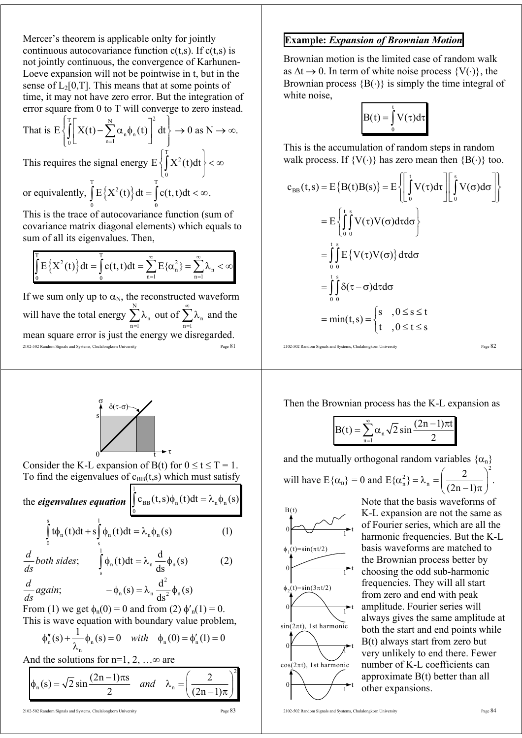Mercer's theorem is applicable onlty for jointly continuous autocovariance function c(t,s). If c(t,s) is not jointly continuous, the convergence of Karhunen-Loeve expansion will not be pointwise in t, but in the sense of $L_2[0,T]$. This means that at some points of time, it may not have zero error. But the integration of error square from 0 to T will converge to zero instead.

That is $E\left\{\int_0^T \left[X(t) - \sum_{n=1}^{N} \alpha_n \phi_n(t)\right]^2 dt\right\} \to 0$ as $N \to \infty$.

This requires the signal energy $E\left\{\int_0^T X^2(t)dt\right\} < \infty$

or equivalently, $\int_0^T E\left\{X^2(t)\right\}dt = \int_0^T c(t,t)dt < \infty$.

This is the trace of autocovariance function (sum of covariance matrix diagonal elements) which equals to sum of all its eigenvalues. Then,

$$\int_0^T E\left\{X^2(t)\right\}dt = \int_0^T c(t,t)dt = \sum_{n=1}^{\infty} E\{\alpha_n^2\} = \sum_{n=1}^{\infty} \lambda_n < \infty$$

If we sum only up to $\alpha_N$, the reconstructed waveform will have the total energy $\sum_{n=1}^{N} \lambda_n$ out of $\sum_{n=1}^{\infty} \lambda_n$ and the mean square error is just the energy we disregarded.

**Example: *Expansion of Brownian Motion***

Brownian motion is the limited case of random walk as $\Delta t \to 0$. In term of white noise process $\{V(\cdot)\}$, the Brownian process $\{B(\cdot)\}$ is simply the time integral of white noise,

$$B(t) = \int_0^t V(\tau)d\tau$$

This is the accumulation of random steps in random walk process. If $\{V(\cdot)\}$ has zero mean then $\{B(\cdot)\}$ too.

$$c_{BB}(t,s) = E\left\{B(t)B(s)\right\} = E\left\{\left[\int_0^t V(\tau)d\tau\right]\left[\int_0^s V(\sigma)d\sigma\right]\right\}$$

$$= E\left\{\int_0^t\int_0^s V(\tau)V(\sigma)d\tau d\sigma\right\}$$

$$= \int_0^t\int_0^s E\left\{V(\tau)V(\sigma)\right\}d\tau d\sigma$$

$$= \int_0^t\int_0^s \delta(\tau-\sigma)d\tau d\sigma$$

$$= \min(t,s) = \begin{cases} s & ,0 \le s \le t \\ t & ,0 \le t \le s \end{cases}$$

Consider the K-L expansion of B(t) for $0 \le t \le T = 1$. To find the eigenvalues of $c_{BB}(t,s)$ which must satisfy the ***eigenvalues equation*** $\int_0^1 c_{BB}(t,s)\phi_n(t)dt = \lambda_n\phi_n(s)$

$$\int_0^s t\phi_n(t)dt + s\int_s^1 \phi_n(t)dt = \lambda_n\phi_n(s) \qquad (1)$$

$\frac{d}{ds}$ *both sides*; $\quad \int_s^1 \phi_n(t)dt = \lambda_n \frac{d}{ds}\phi_n(s) \qquad (2)$

$\frac{d}{ds}$ *again*; $\quad -\phi_n(s) = \lambda_n \frac{d^2}{ds^2}\phi_n(s)$

From (1) we get $\phi_n(0) = 0$ and from (2) $\phi'_n(1) = 0$. This is wave equation with boundary value problem,

$$\phi''_n(s) + \frac{1}{\lambda_n}\phi_n(s) = 0 \quad \textit{with} \quad \phi_n(0) = \phi'_n(1) = 0$$

And the solutions for n=1, 2, …∞ are

$$\phi_n(s) = \sqrt{2}\sin\frac{(2n-1)\pi s}{2} \quad \textit{and} \quad \lambda_n = \left(\frac{2}{(2n-1)\pi}\right)^2$$

Then the Brownian process has the K-L expansion as

$$B(t) = \sum_{n=1}^{\infty} \alpha_n \sqrt{2}\sin\frac{(2n-1)\pi t}{2}$$

and the mutually orthogonal random variables $\{\alpha_n\}$ will have $E\{\alpha_n\} = 0$ and $E\{\alpha_n^2\} = \lambda_n = \left(\frac{2}{(2n-1)\pi}\right)^2$.

Note that the basis waveforms of K-L expansion are not the same as of Fourier series, which are all the harmonic frequencies. But the K-L basis waveforms are matched to the Brownian process better by choosing the odd sub-harmonic frequencies. They will all start from zero and end with peak amplitude. Fourier series will always gives the same amplitude at both the start and end points while B(t) always start from zero but very unlikely to end there. Fewer number of K-L coefficients can approximate B(t) better than all other expansions.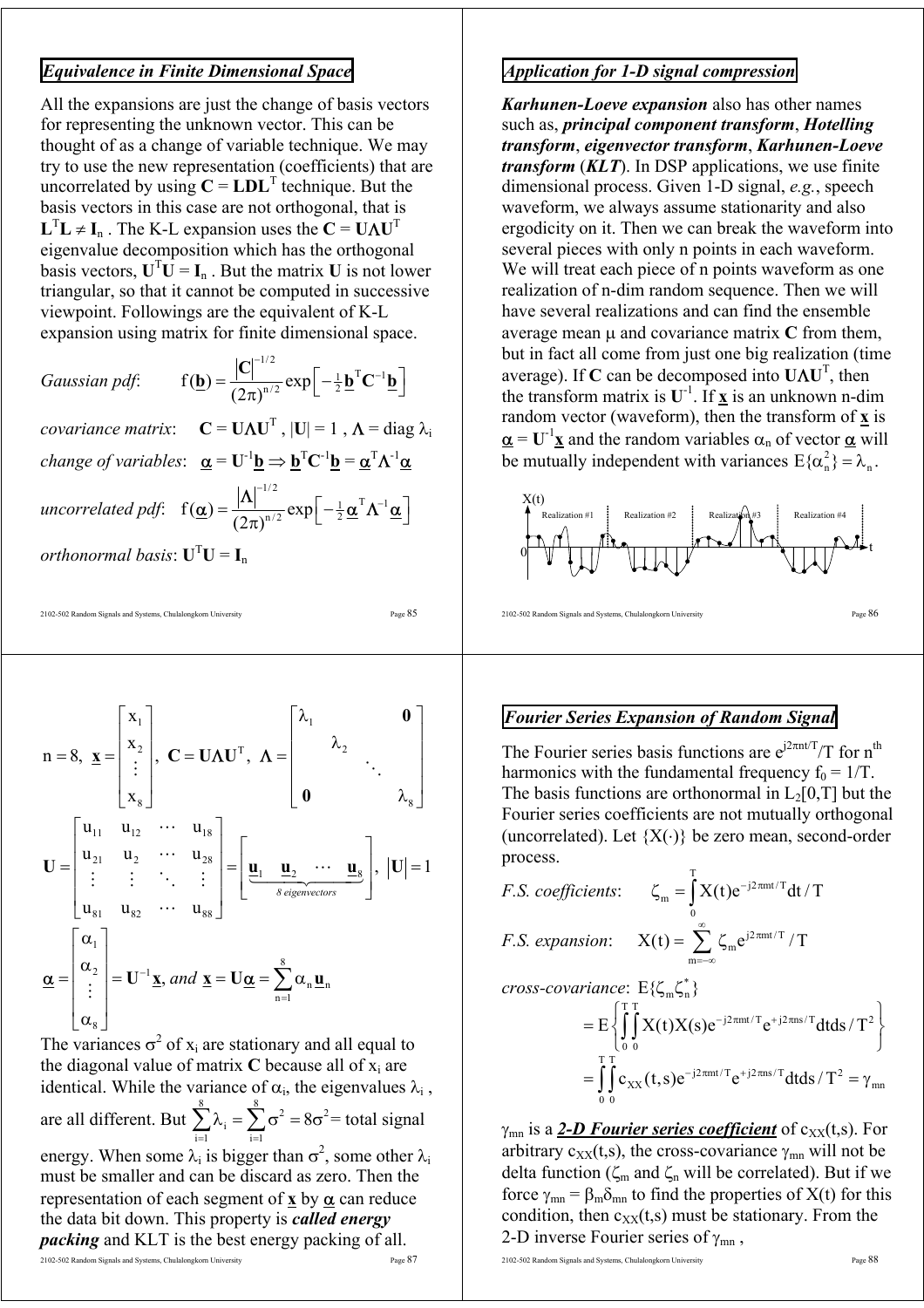## *Equivalence in Finite Dimensional Space*

All the expansions are just the change of basis vectors for representing the unknown vector. This can be thought of as a change of variable technique. We may try to use the new representation (coefficients) that are uncorrelated by using $\mathbf{C} = \mathbf{LDL}^T$ technique. But the basis vectors in this case are not orthogonal, that is $\mathbf{L}^T\mathbf{L} \neq \mathbf{I}_n$ . The K-L expansion uses the $\mathbf{C} = \mathbf{U\Lambda U}^T$ eigenvalue decomposition which has the orthogonal basis vectors, $\mathbf{U}^T\mathbf{U} = \mathbf{I}_n$ . But the matrix $\mathbf{U}$ is not lower triangular, so that it cannot be computed in successive viewpoint. Followings are the equivalent of K-L expansion using matrix for finite dimensional space.

*Gaussian pdf*: $$f(\underline{\mathbf{b}}) = \frac{|\mathbf{C}|^{-1/2}}{(2\pi)^{n/2}} \exp\left[-\tfrac{1}{2}\underline{\mathbf{b}}^T\mathbf{C}^{-1}\underline{\mathbf{b}}\right]$$

*covariance matrix*: $\mathbf{C} = \mathbf{U\Lambda U}^T$ , $|\mathbf{U}| = 1$ , $\Lambda = \text{diag}\ \lambda_i$

*change of variables*: $\underline{\alpha} = \mathbf{U}^{-1}\underline{\mathbf{b}} \Rightarrow \underline{\mathbf{b}}^T\mathbf{C}^{-1}\underline{\mathbf{b}} = \underline{\alpha}^T\Lambda^{-1}\underline{\alpha}$

*uncorrelated pdf*: $$f(\underline{\alpha}) = \frac{|\Lambda|^{-1/2}}{(2\pi)^{n/2}} \exp\left[-\tfrac{1}{2}\underline{\alpha}^T\Lambda^{-1}\underline{\alpha}\right]$$

*orthonormal basis*: $\mathbf{U}^T\mathbf{U} = \mathbf{I}_n$

## *Application for 1-D signal compression*

***Karhunen-Loeve expansion*** also has other names such as, ***principal component transform***, ***Hotelling transform***, ***eigenvector transform***, ***Karhunen-Loeve transform*** (***KLT***). In DSP applications, we use finite dimensional process. Given 1-D signal, *e.g.*, speech waveform, we always assume stationarity and also ergodicity on it. Then we can break the waveform into several pieces with only n points in each waveform. We will treat each piece of n points waveform as one realization of n-dim random sequence. Then we will have several realizations and can find the ensemble average mean $\mu$ and covariance matrix $\mathbf{C}$ from them, but in fact all come from just one big realization (time average). If $\mathbf{C}$ can be decomposed into $\mathbf{U\Lambda U}^T$, then the transform matrix is $\mathbf{U}^{-1}$. If $\underline{\mathbf{x}}$ is an unknown n-dim random vector (waveform), then the transform of $\underline{\mathbf{x}}$ is $\underline{\alpha} = \mathbf{U}^{-1}\underline{\mathbf{x}}$ and the random variables $\alpha_n$ of vector $\underline{\alpha}$ will be mutually independent with variances $E\{\alpha_n^2\} = \lambda_n$.

X(t)

Realization #1 | Realization #2 | Realization #3 | Realization #4

0 t

$$n = 8,\ \underline{\mathbf{x}} = \begin{bmatrix} x_1 \\ x_2 \\ \vdots \\ x_8 \end{bmatrix},\ \mathbf{C} = \mathbf{U\Lambda U}^T,\ \Lambda = \begin{bmatrix} \lambda_1 & & & \mathbf{0} \\ & \lambda_2 & & \\ & & \ddots & \\ \mathbf{0} & & & \lambda_8 \end{bmatrix}$$

$$\mathbf{U} = \begin{bmatrix} u_{11} & u_{12} & \cdots & u_{18} \\ u_{21} & u_2 & \cdots & u_{28} \\ \vdots & \vdots & \ddots & \vdots \\ u_{81} & u_{82} & \cdots & u_{88} \end{bmatrix} = \Big[\underbrace{\underline{\mathbf{u}}_1\ \ \underline{\mathbf{u}}_2\ \ \cdots\ \ \underline{\mathbf{u}}_8}_{\text{8 eigenvectors}}\Big],\ |\mathbf{U}| = 1$$

$$\underline{\alpha} = \begin{bmatrix} \alpha_1 \\ \alpha_2 \\ \vdots \\ \alpha_8 \end{bmatrix} = \mathbf{U}^{-1}\underline{\mathbf{x}},\ \textit{and}\ \underline{\mathbf{x}} = \mathbf{U}\underline{\alpha} = \sum_{n=1}^{8} \alpha_n \underline{\mathbf{u}}_n$$

The variances $\sigma^2$ of $x_i$ are stationary and all equal to the diagonal value of matrix $\mathbf{C}$ because all of $x_i$ are identical. While the variance of $\alpha_i$, the eigenvalues $\lambda_i$ , are all different. But $\sum_{i=1}^{8}\lambda_i = \sum_{i=1}^{8}\sigma^2 = 8\sigma^2$ = total signal energy. When some $\lambda_i$ is bigger than $\sigma^2$, some other $\lambda_i$ must be smaller and can be discard as zero. Then the representation of each segment of $\underline{\mathbf{x}}$ by $\underline{\alpha}$ can reduce the data bit down. This property is ***called energy packing*** and KLT is the best energy packing of all.

## *Fourier Series Expansion of Random Signal*

The Fourier series basis functions are $e^{j2\pi nt/T}/T$ for $n^{th}$ harmonics with the fundamental frequency $f_0 = 1/T$. The basis functions are orthonormal in $L_2[0,T]$ but the Fourier series coefficients are not mutually orthogonal (uncorrelated). Let $\{X(\cdot)\}$ be zero mean, second-order process.

*F.S. coefficients*: $$\zeta_m = \int_0^T X(t)e^{-j2\pi mt/T}dt/T$$

*F.S. expansion*: $$X(t) = \sum_{m=-\infty}^{\infty} \zeta_m e^{j2\pi mt/T}/T$$

*cross-covariance*: $$E\{\zeta_m\zeta_n^*\} = E\left\{\int_0^T\int_0^T X(t)X(s)e^{-j2\pi mt/T}e^{+j2\pi ns/T}dtds/T^2\right\}$$
$$= \int_0^T\int_0^T c_{XX}(t,s)e^{-j2\pi mt/T}e^{+j2\pi ns/T}dtds/T^2 = \gamma_{mn}$$

$\gamma_{mn}$ is a ***2-D Fourier series coefficient*** of $c_{XX}(t,s)$. For arbitrary $c_{XX}(t,s)$, the cross-covariance $\gamma_{mn}$ will not be delta function ($\zeta_m$ and $\zeta_n$ will be correlated). But if we force $\gamma_{mn} = \beta_m\delta_{mn}$ to find the properties of X(t) for this condition, then $c_{XX}(t,s)$ must be stationary. From the 2-D inverse Fourier series of $\gamma_{mn}$ ,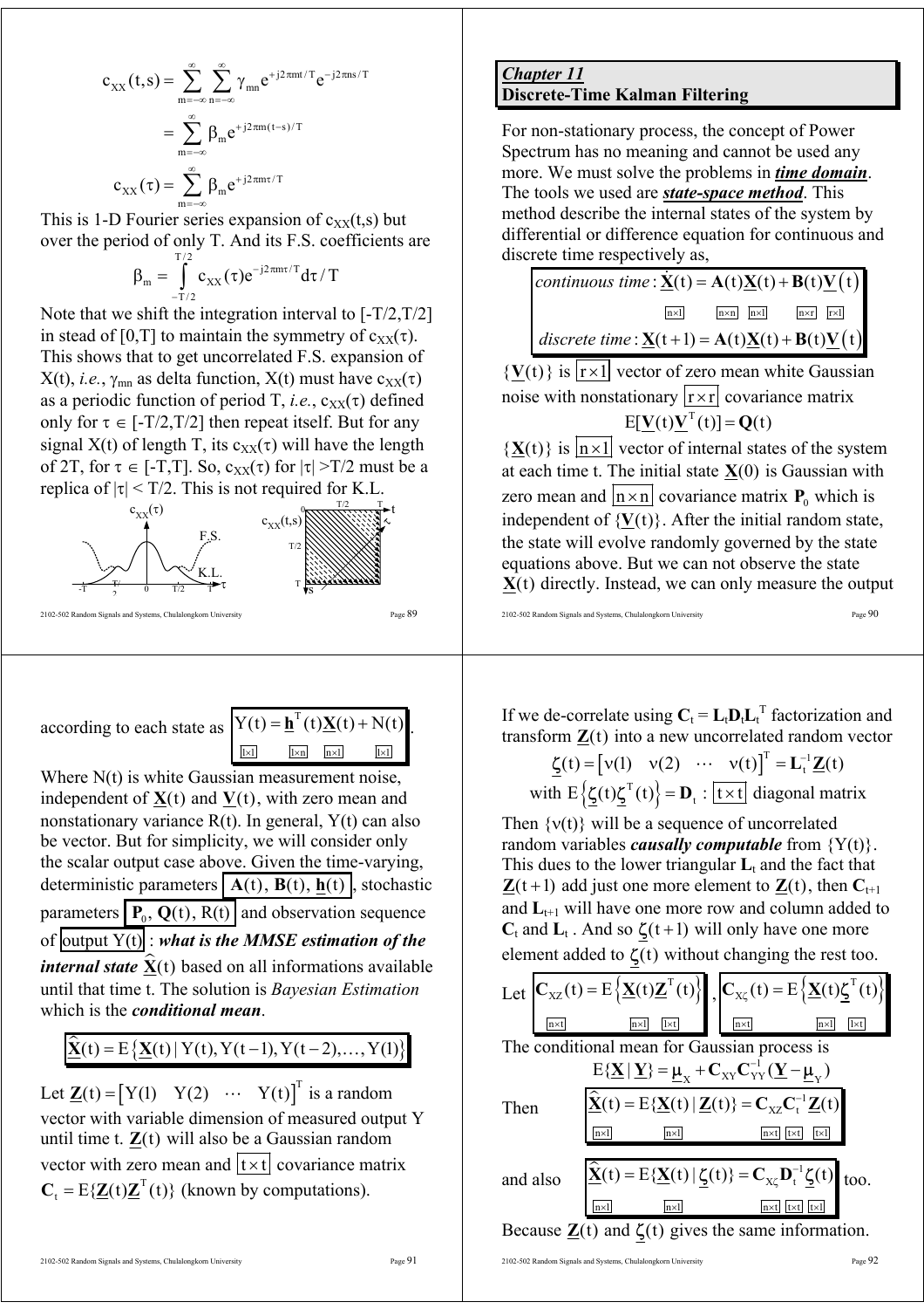$$c_{XX}(t,s) = \sum_{m=-\infty}^{\infty}\sum_{n=-\infty}^{\infty} \gamma_{mn} e^{+j2\pi mt/T} e^{-j2\pi ns/T}$$

$$= \sum_{m=-\infty}^{\infty} \beta_m e^{+j2\pi m(t-s)/T}$$

$$c_{XX}(\tau) = \sum_{m=-\infty}^{\infty} \beta_m e^{+j2\pi m\tau/T}$$

This is 1-D Fourier series expansion of $c_{XX}(t,s)$ but over the period of only T. And its F.S. coefficients are

$$\beta_m = \int_{-T/2}^{T/2} c_{XX}(\tau) e^{-j2\pi m\tau/T} d\tau / T$$

Note that we shift the integration interval to [-T/2,T/2] in stead of [0,T] to maintain the symmetry of $c_{XX}(\tau)$. This shows that to get uncorrelated F.S. expansion of X(t), *i.e.*, $\gamma_{mn}$ as delta function, X(t) must have $c_{XX}(\tau)$ as a periodic function of period T, *i.e.*, $c_{XX}(\tau)$ defined only for $\tau \in$ [-T/2,T/2] then repeat itself. But for any signal X(t) of length T, its $c_{XX}(\tau)$ will have the length of 2T, for $\tau \in$ [-T,T]. So, $c_{XX}(\tau)$ for $|\tau|$ >T/2 must be a replica of $|\tau|$ < T/2. This is not required for K.L.

## Chapter 11
## Discrete-Time Kalman Filtering

For non-stationary process, the concept of Power Spectrum has no meaning and cannot be used any more. We must solve the problems in ***time domain***. The tools we used are ***state-space method***. This method describe the internal states of the system by differential or difference equation for continuous and discrete time respectively as,

$$\text{continuous time}: \dot{\underline{\mathbf{X}}}(t) = \mathbf{A}(t)\underline{\mathbf{X}}(t) + \mathbf{B}(t)\underline{\mathbf{V}}(t)$$

$$n\times 1 \quad n\times n \quad n\times 1 \quad n\times r \quad r\times 1$$

$$\text{discrete time}: \underline{\mathbf{X}}(t+1) = \mathbf{A}(t)\underline{\mathbf{X}}(t) + \mathbf{B}(t)\underline{\mathbf{V}}(t)$$

$\{\underline{\mathbf{V}}(t)\}$ is $r\times 1$ vector of zero mean white Gaussian noise with nonstationary $r\times r$ covariance matrix

$$E[\underline{\mathbf{V}}(t)\underline{\mathbf{V}}^T(t)] = \mathbf{Q}(t)$$

$\{\underline{\mathbf{X}}(t)\}$ is $n\times 1$ vector of internal states of the system at each time t. The initial state $\underline{\mathbf{X}}(0)$ is Gaussian with zero mean and $n\times n$ covariance matrix $\mathbf{P}_0$ which is independent of $\{\underline{\mathbf{V}}(t)\}$. After the initial random state, the state will evolve randomly governed by the state equations above. But we can not observe the state $\underline{\mathbf{X}}(t)$ directly. Instead, we can only measure the output according to each state as

$$Y(t) = \underline{\mathbf{h}}^T(t)\underline{\mathbf{X}}(t) + N(t)$$

$$1\times 1 \quad 1\times n \quad n\times 1 \quad 1\times 1$$

Where N(t) is white Gaussian measurement noise, independent of $\underline{\mathbf{X}}(t)$ and $\underline{\mathbf{V}}(t)$, with zero mean and nonstationary variance R(t). In general, Y(t) can also be vector. But for simplicity, we will consider only the scalar output case above. Given the time-varying, deterministic parameters $\mathbf{A}(t)$, $\mathbf{B}(t)$, $\underline{\mathbf{h}}(t)$, stochastic parameters $\mathbf{P}_0$, $\mathbf{Q}(t)$, $R(t)$ and observation sequence of output Y(t) : ***what is the MMSE estimation of the internal state*** $\hat{\underline{\mathbf{X}}}(t)$ based on all informations available until that time t. The solution is *Bayesian Estimation* which is the ***conditional mean***.

$$\hat{\underline{\mathbf{X}}}(t) = E\{\underline{\mathbf{X}}(t) \mid Y(t), Y(t-1), Y(t-2), \ldots, Y(1)\}$$

Let $\underline{\mathbf{Z}}(t) = [Y(1) \quad Y(2) \quad \cdots \quad Y(t)]^T$ is a random vector with variable dimension of measured output Y until time t. $\underline{\mathbf{Z}}(t)$ will also be a Gaussian random vector with zero mean and $t\times t$ covariance matrix $\mathbf{C}_t = E\{\underline{\mathbf{Z}}(t)\underline{\mathbf{Z}}^T(t)\}$ (known by computations).

If we de-correlate using $\mathbf{C}_t = \mathbf{L}_t\mathbf{D}_t\mathbf{L}_t^T$ factorization and transform $\underline{\mathbf{Z}}(t)$ into a new uncorrelated random vector

$$\underline{\zeta}(t) = [\nu(1) \quad \nu(2) \quad \cdots \quad \nu(t)]^T = \mathbf{L}_t^{-1}\underline{\mathbf{Z}}(t)$$

$$\text{with } E\{\underline{\zeta}(t)\underline{\zeta}^T(t)\} = \mathbf{D}_t : t\times t \text{ diagonal matrix}$$

Then $\{\nu(t)\}$ will be a sequence of uncorrelated random variables ***causally computable*** from $\{Y(t)\}$. This dues to the lower triangular $\mathbf{L}_t$ and the fact that $\underline{\mathbf{Z}}(t+1)$ add just one more element to $\underline{\mathbf{Z}}(t)$, then $\mathbf{C}_{t+1}$ and $\mathbf{L}_{t+1}$ will have one more row and column added to $\mathbf{C}_t$ and $\mathbf{L}_t$ . And so $\underline{\zeta}(t+1)$ will only have one more element added to $\underline{\zeta}(t)$ without changing the rest too.

Let $\mathbf{C}_{XZ}(t) = E\{\underline{\mathbf{X}}(t)\underline{\mathbf{Z}}^T(t)\}$, $\mathbf{C}_{X\zeta}(t) = E\{\underline{\mathbf{X}}(t)\underline{\zeta}^T(t)\}$

$$n\times t \quad n\times 1 \quad 1\times t \qquad n\times t \quad n\times 1 \quad 1\times t$$

The conditional mean for Gaussian process is

$$E\{\underline{\mathbf{X}} \mid \underline{\mathbf{Y}}\} = \underline{\mu}_X + \mathbf{C}_{XY}\mathbf{C}_{YY}^{-1}(\underline{\mathbf{Y}} - \underline{\mu}_Y)$$

Then

$$\hat{\underline{\mathbf{X}}}(t) = E\{\underline{\mathbf{X}}(t) \mid \underline{\mathbf{Z}}(t)\} = \mathbf{C}_{XZ}\mathbf{C}_t^{-1}\underline{\mathbf{Z}}(t)$$

$$n\times 1 \quad n\times 1 \quad n\times t \quad t\times t \quad t\times 1$$

and also

$$\hat{\underline{\mathbf{X}}}(t) = E\{\underline{\mathbf{X}}(t) \mid \underline{\zeta}(t)\} = \mathbf{C}_{X\zeta}\mathbf{D}_t^{-1}\underline{\zeta}(t) \text{ too.}$$

$$n\times 1 \quad n\times 1 \quad n\times t \quad t\times t \quad t\times 1$$

Because $\underline{\mathbf{Z}}(t)$ and $\underline{\zeta}(t)$ gives the same information.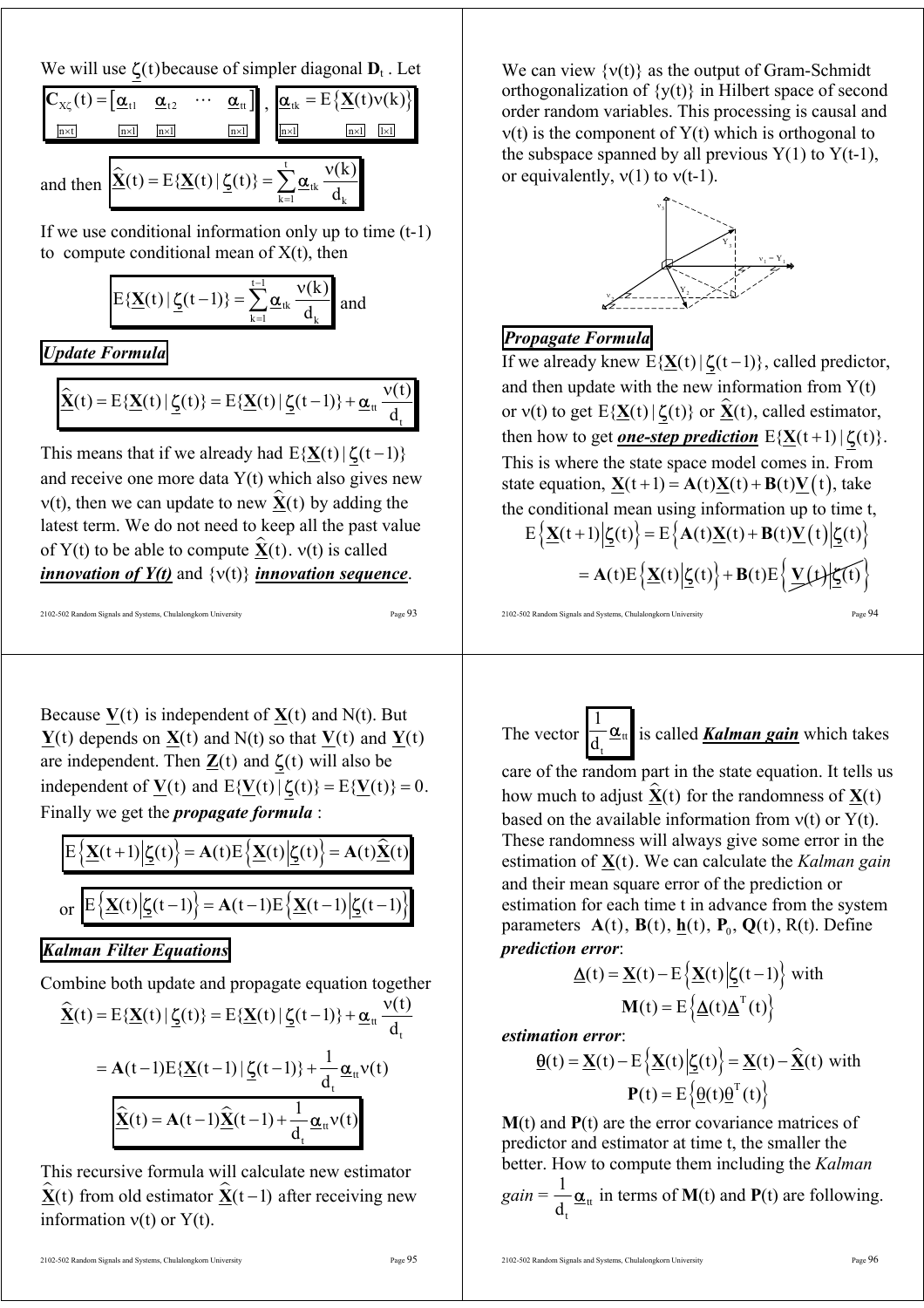We will use $\underline{\zeta}(t)$ because of simpler diagonal $\mathbf{D}_t$ . Let

$$\underset{n\times t}{\mathbf{C}_{X\zeta}(t)} = \begin{bmatrix} \underset{n\times 1}{\underline{\alpha}_{t1}} & \underset{n\times 1}{\underline{\alpha}_{t2}} & \cdots & \underset{n\times 1}{\underline{\alpha}_{tt}} \end{bmatrix}, \quad \underset{n\times 1}{\underline{\alpha}_{tk}} = E\left\{\underset{n\times 1}{\underline{X}(t)}\underset{1\times 1}{\nu(k)}\right\}$$

and then $\widehat{\underline{X}}(t) = E\{\underline{X}(t) \mid \underline{\zeta}(t)\} = \sum_{k=1}^{t} \underline{\alpha}_{tk} \frac{\nu(k)}{d_k}$

If we use conditional information only up to time (t-1) to compute conditional mean of X(t), then

$$E\{\underline{X}(t) \mid \underline{\zeta}(t-1)\} = \sum_{k=1}^{t-1} \underline{\alpha}_{tk} \frac{\nu(k)}{d_k} \text{ and}$$

***Update Formula***

$$\widehat{\underline{X}}(t) = E\{\underline{X}(t) \mid \underline{\zeta}(t)\} = E\{\underline{X}(t) \mid \underline{\zeta}(t-1)\} + \underline{\alpha}_{tt} \frac{\nu(t)}{d_t}$$

This means that if we already had $E\{\underline{X}(t) \mid \underline{\zeta}(t-1)\}$ and receive one more data Y(t) which also gives new $\nu(t)$, then we can update to new $\widehat{\underline{X}}(t)$ by adding the latest term. We do not need to keep all the past value of Y(t) to be able to compute $\widehat{\underline{X}}(t)$. $\nu(t)$ is called ***innovation of Y(t)*** and $\{\nu(t)\}$ ***innovation sequence***.

We can view $\{\nu(t)\}$ as the output of Gram-Schmidt orthogonalization of $\{y(t)\}$ in Hilbert space of second order random variables. This processing is causal and $\nu(t)$ is the component of Y(t) which is orthogonal to the subspace spanned by all previous Y(1) to Y(t-1), or equivalently, $\nu(1)$ to $\nu(t-1)$.

***Propagate Formula***

If we already knew $E\{\underline{X}(t) \mid \underline{\zeta}(t-1)\}$, called predictor, and then update with the new information from Y(t) or $\nu(t)$ to get $E\{\underline{X}(t) \mid \underline{\zeta}(t)\}$ or $\widehat{\underline{X}}(t)$, called estimator, then how to get ***one-step prediction*** $E\{\underline{X}(t+1) \mid \underline{\zeta}(t)\}$. This is where the state space model comes in. From state equation, $\underline{X}(t+1) = \mathbf{A}(t)\underline{X}(t) + \mathbf{B}(t)\underline{V}(t)$, take the conditional mean using information up to time t,

$$E\left\{\underline{X}(t+1)\middle|\underline{\zeta}(t)\right\} = E\left\{\mathbf{A}(t)\underline{X}(t) + \mathbf{B}(t)\underline{V}(t)\middle|\underline{\zeta}(t)\right\}$$

$$= \mathbf{A}(t)E\left\{\underline{X}(t)\middle|\underline{\zeta}(t)\right\} + \mathbf{B}(t)E\left\{\underline{V}(t)\middle|\underline{\zeta}(t)\right\}$$

Because $\underline{V}(t)$ is independent of $\underline{X}(t)$ and N(t). But $\underline{Y}(t)$ depends on $\underline{X}(t)$ and N(t) so that $\underline{V}(t)$ and $\underline{Y}(t)$ are independent. Then $\underline{Z}(t)$ and $\underline{\zeta}(t)$ will also be independent of $\underline{V}(t)$ and $E\{\underline{V}(t) \mid \underline{\zeta}(t)\} = E\{\underline{V}(t)\} = 0$. Finally we get the ***propagate formula*** :

$$E\left\{\underline{X}(t+1)\middle|\underline{\zeta}(t)\right\} = \mathbf{A}(t)E\left\{\underline{X}(t)\middle|\underline{\zeta}(t)\right\} = \mathbf{A}(t)\widehat{\underline{X}}(t)$$

or $$E\left\{\underline{X}(t)\middle|\underline{\zeta}(t-1)\right\} = \mathbf{A}(t-1)E\left\{\underline{X}(t-1)\middle|\underline{\zeta}(t-1)\right\}$$

***Kalman Filter Equations***

Combine both update and propagate equation together

$$\widehat{\underline{X}}(t) = E\{\underline{X}(t) \mid \underline{\zeta}(t)\} = E\{\underline{X}(t) \mid \underline{\zeta}(t-1)\} + \underline{\alpha}_{tt} \frac{\nu(t)}{d_t}$$

$$= \mathbf{A}(t-1)E\{\underline{X}(t-1) \mid \underline{\zeta}(t-1)\} + \frac{1}{d_t}\underline{\alpha}_{tt}\nu(t)$$

$$\widehat{\underline{X}}(t) = \mathbf{A}(t-1)\widehat{\underline{X}}(t-1) + \frac{1}{d_t}\underline{\alpha}_{tt}\nu(t)$$

This recursive formula will calculate new estimator $\widehat{\underline{X}}(t)$ from old estimator $\widehat{\underline{X}}(t-1)$ after receiving new information $\nu(t)$ or Y(t).

The vector $\frac{1}{d_t}\underline{\alpha}_{tt}$ is called ***Kalman gain*** which takes care of the random part in the state equation. It tells us how much to adjust $\widehat{\underline{X}}(t)$ for the randomness of $\underline{X}(t)$ based on the available information from $\nu(t)$ or Y(t). These randomness will always give some error in the estimation of $\underline{X}(t)$. We can calculate the *Kalman gain* and their mean square error of the prediction or estimation for each time t in advance from the system parameters $\mathbf{A}(t)$, $\mathbf{B}(t)$, $\underline{h}(t)$, $\mathbf{P}_0$, $\mathbf{Q}(t)$, R(t). Define

***prediction error***:

$$\underline{\Delta}(t) = \underline{X}(t) - E\left\{\underline{X}(t)\middle|\underline{\zeta}(t-1)\right\} \text{ with}$$
$$\mathbf{M}(t) = E\left\{\underline{\Delta}(t)\underline{\Delta}^T(t)\right\}$$

***estimation error***:

$$\underline{\theta}(t) = \underline{X}(t) - E\left\{\underline{X}(t)\middle|\underline{\zeta}(t)\right\} = \underline{X}(t) - \widehat{\underline{X}}(t) \text{ with}$$
$$\mathbf{P}(t) = E\left\{\underline{\theta}(t)\underline{\theta}^T(t)\right\}$$

**M**(t) and **P**(t) are the error covariance matrices of predictor and estimator at time t, the smaller the better. How to compute them including the *Kalman gain* = $\frac{1}{d_t}\underline{\alpha}_{tt}$ in terms of **M**(t) and **P**(t) are following.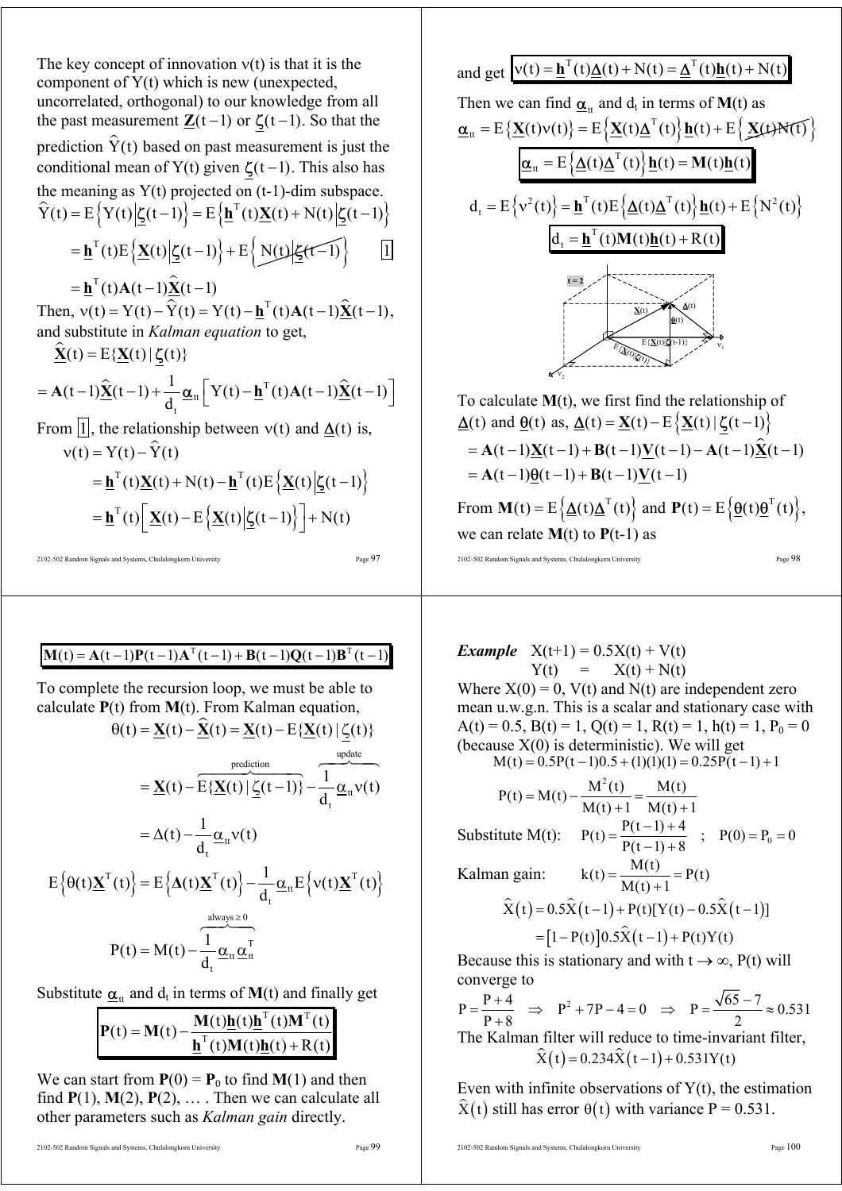The key concept of innovation $\nu(t)$ is that it is the component of $Y(t)$ which is new (unexpected, uncorrelated, orthogonal) to our knowledge from all the past measurement $\underline{\mathbf{Z}}(t-1)$ or $\underline{\zeta}(t-1)$. So that the prediction $\hat{Y}(t)$ based on past measurement is just the conditional mean of $Y(t)$ given $\underline{\zeta}(t-1)$. This also has the meaning as $Y(t)$ projected on (t-1)-dim subspace.

$$\hat{Y}(t) = E\left\{Y(t)\middle|\underline{\zeta}(t-1)\right\} = E\left\{\underline{\mathbf{h}}^T(t)\underline{\mathbf{X}}(t) + N(t)\middle|\underline{\zeta}(t-1)\right\}$$

$$= \underline{\mathbf{h}}^T(t)E\left\{\underline{\mathbf{X}}(t)\middle|\underline{\zeta}(t-1)\right\} + E\left\{N(t)\middle|\underline{\zeta}(t-1)\right\} \qquad \boxed{1}$$

$$= \underline{\mathbf{h}}^T(t)\mathbf{A}(t-1)\hat{\underline{\mathbf{X}}}(t-1)$$

Then, $\nu(t) = Y(t) - \hat{Y}(t) = Y(t) - \underline{\mathbf{h}}^T(t)\mathbf{A}(t-1)\hat{\underline{\mathbf{X}}}(t-1)$, and substitute in *Kalman equation* to get,

$$\hat{\underline{\mathbf{X}}}(t) = E\{\underline{\mathbf{X}}(t)\,|\,\underline{\zeta}(t)\}$$

$$= \mathbf{A}(t-1)\hat{\underline{\mathbf{X}}}(t-1) + \frac{1}{d_t}\underline{\alpha}_{tt}\left[Y(t) - \underline{\mathbf{h}}^T(t)\mathbf{A}(t-1)\hat{\underline{\mathbf{X}}}(t-1)\right]$$

From $\boxed{1}$, the relationship between $\nu(t)$ and $\underline{\Delta}(t)$ is,

$$\nu(t) = Y(t) - \hat{Y}(t)$$

$$= \underline{\mathbf{h}}^T(t)\underline{\mathbf{X}}(t) + N(t) - \underline{\mathbf{h}}^T(t)E\left\{\underline{\mathbf{X}}(t)\middle|\underline{\zeta}(t-1)\right\}$$

$$= \underline{\mathbf{h}}^T(t)\left[\underline{\mathbf{X}}(t) - E\left\{\underline{\mathbf{X}}(t)\middle|\underline{\zeta}(t-1)\right\}\right] + N(t)$$

and get $\boxed{\nu(t) = \underline{\mathbf{h}}^T(t)\underline{\Delta}(t) + N(t) = \underline{\Delta}^T(t)\underline{\mathbf{h}}(t) + N(t)}$

Then we can find $\underline{\alpha}_{tt}$ and $d_t$ in terms of $\mathbf{M}(t)$ as

$$\underline{\alpha}_{tt} = E\{\underline{\mathbf{X}}(t)\nu(t)\} = E\left\{\underline{\mathbf{X}}(t)\underline{\Delta}^T(t)\right\}\underline{\mathbf{h}}(t) + E\left\{\underline{\mathbf{X}}(t)N(t)\right\}$$

$$\boxed{\underline{\alpha}_{tt} = E\left\{\underline{\Delta}(t)\underline{\Delta}^T(t)\right\}\underline{\mathbf{h}}(t) = \mathbf{M}(t)\underline{\mathbf{h}}(t)}$$

$$d_t = E\left\{\nu^2(t)\right\} = \underline{\mathbf{h}}^T(t)E\left\{\underline{\Delta}(t)\underline{\Delta}^T(t)\right\}\underline{\mathbf{h}}(t) + E\left\{N^2(t)\right\}$$

$$\boxed{d_t = \underline{\mathbf{h}}^T(t)\mathbf{M}(t)\underline{\mathbf{h}}(t) + R(t)}$$

To calculate $\mathbf{M}(t)$, we first find the relationship of $\underline{\Delta}(t)$ and $\underline{\theta}(t)$ as, $\underline{\Delta}(t) = \underline{\mathbf{X}}(t) - E\left\{\underline{\mathbf{X}}(t)\,|\,\underline{\zeta}(t-1)\right\}$

$$= \mathbf{A}(t-1)\underline{\mathbf{X}}(t-1) + \mathbf{B}(t-1)\underline{\mathbf{V}}(t-1) - \mathbf{A}(t-1)\hat{\underline{\mathbf{X}}}(t-1)$$

$$= \mathbf{A}(t-1)\underline{\theta}(t-1) + \mathbf{B}(t-1)\underline{\mathbf{V}}(t-1)$$

From $\mathbf{M}(t) = E\left\{\underline{\Delta}(t)\underline{\Delta}^T(t)\right\}$ and $\mathbf{P}(t) = E\left\{\underline{\theta}(t)\underline{\theta}^T(t)\right\}$, we can relate $\mathbf{M}(t)$ to $\mathbf{P}(t-1)$ as

$$\boxed{\mathbf{M}(t) = \mathbf{A}(t-1)\mathbf{P}(t-1)\mathbf{A}^T(t-1) + \mathbf{B}(t-1)\mathbf{Q}(t-1)\mathbf{B}^T(t-1)}$$

To complete the recursion loop, we must be able to calculate $\mathbf{P}(t)$ from $\mathbf{M}(t)$. From Kalman equation,

$$\theta(t) = \underline{\mathbf{X}}(t) - \hat{\underline{\mathbf{X}}}(t) = \underline{\mathbf{X}}(t) - E\{\underline{\mathbf{X}}(t)\,|\,\underline{\zeta}(t)\}$$

$$= \underline{\mathbf{X}}(t) - \overbrace{E\{\underline{\mathbf{X}}(t)\,|\,\underline{\zeta}(t-1)\}}^{\text{prediction}} - \overbrace{\frac{1}{d_t}\underline{\alpha}_{tt}\nu(t)}^{\text{update}}$$

$$= \Delta(t) - \frac{1}{d_t}\underline{\alpha}_{tt}\nu(t)$$

$$E\left\{\theta(t)\underline{\mathbf{X}}^T(t)\right\} = E\left\{\Delta(t)\underline{\mathbf{X}}^T(t)\right\} - \frac{1}{d_t}\underline{\alpha}_{tt}E\left\{\nu(t)\underline{\mathbf{X}}^T(t)\right\}$$

$$\mathbf{P}(t) = \mathbf{M}(t) - \overbrace{\frac{1}{d_t}\underline{\alpha}_{tt}\underline{\alpha}_{tt}^T}^{\text{always} \geq 0}$$

Substitute $\underline{\alpha}_{tt}$ and $d_t$ in terms of $\mathbf{M}(t)$ and finally get

$$\boxed{\mathbf{P}(t) = \mathbf{M}(t) - \frac{\mathbf{M}(t)\underline{\mathbf{h}}(t)\underline{\mathbf{h}}^T(t)\mathbf{M}^T(t)}{\underline{\mathbf{h}}^T(t)\mathbf{M}(t)\underline{\mathbf{h}}(t) + R(t)}}$$

We can start from $\mathbf{P}(0) = \mathbf{P}_0$ to find $\mathbf{M}(1)$ and then find $\mathbf{P}(1)$, $\mathbf{M}(2)$, $\mathbf{P}(2)$, … . Then we can calculate all other parameters such as *Kalman gain* directly.

***Example*** $X(t+1) = 0.5X(t) + V(t)$
$Y(t) = X(t) + N(t)$

Where $X(0) = 0$, $V(t)$ and $N(t)$ are independent zero mean u.w.g.n. This is a scalar and stationary case with $A(t) = 0.5$, $B(t) = 1$, $Q(t) = 1$, $R(t) = 1$, $h(t) = 1$, $P_0 = 0$ (because $X(0)$ is deterministic). We will get

$$M(t) = 0.5P(t-1)0.5 + (1)(1)(1) = 0.25P(t-1) + 1$$

$$P(t) = M(t) - \frac{M^2(t)}{M(t)+1} = \frac{M(t)}{M(t)+1}$$

Substitute $M(t)$: $\quad P(t) = \dfrac{P(t-1)+4}{P(t-1)+8} \quad ; \quad P(0) = P_0 = 0$

Kalman gain: $\quad k(t) = \dfrac{M(t)}{M(t)+1} = P(t)$

$$\hat{X}(t) = 0.5\hat{X}(t-1) + P(t)[Y(t) - 0.5\hat{X}(t-1)]$$

$$= \left[1 - P(t)\right]0.5\hat{X}(t-1) + P(t)Y(t)$$

Because this is stationary and with $t \to \infty$, $P(t)$ will converge to

$$P = \frac{P+4}{P+8} \;\Rightarrow\; P^2 + 7P - 4 = 0 \;\Rightarrow\; P = \frac{\sqrt{65}-7}{2} \approx 0.531$$

The Kalman filter will reduce to time-invariant filter,

$$\hat{X}(t) = 0.234\hat{X}(t-1) + 0.531Y(t)$$

Even with infinite observations of $Y(t)$, the estimation $\hat{X}(t)$ still has error $\theta(t)$ with variance $P = 0.531$.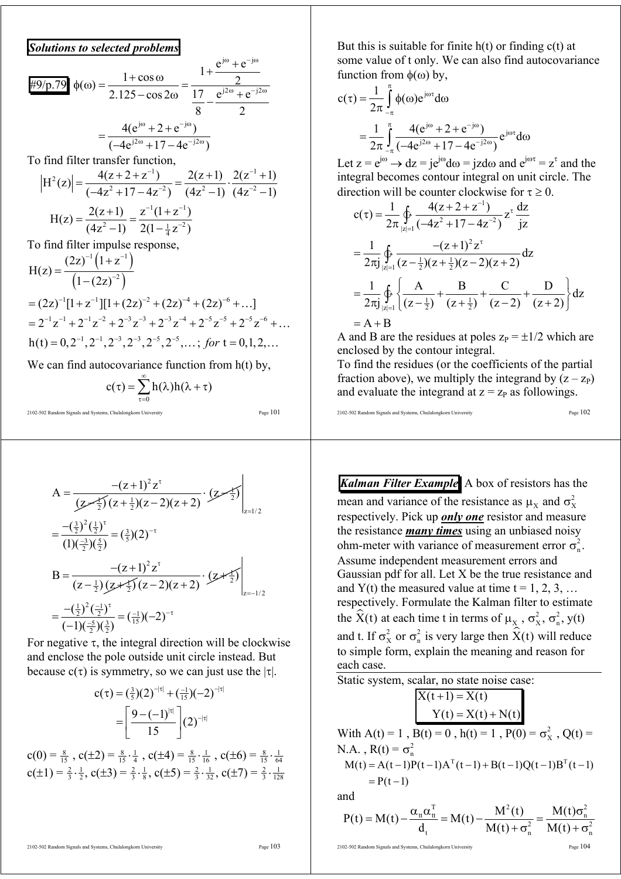***Solutions to selected problems***

**#9/p.79** $\phi(\omega) = \dfrac{1+\cos\omega}{2.125-\cos 2\omega} = \dfrac{1+\dfrac{e^{j\omega}+e^{-j\omega}}{2}}{\dfrac{17}{8}-\dfrac{e^{j2\omega}+e^{-j2\omega}}{2}}$

$$= \frac{4(e^{j\omega}+2+e^{-j\omega})}{(-4e^{j2\omega}+17-4e^{-j2\omega})}$$

To find filter transfer function,

$$\left|H^2(z)\right| = \frac{4(z+2+z^{-1})}{(-4z^2+17-4z^{-2})} = \frac{2(z+1)}{(4z^2-1)}\cdot\frac{2(z^{-1}+1)}{(4z^{-2}-1)}$$

$$H(z) = \frac{2(z+1)}{(4z^2-1)} = \frac{z^{-1}(1+z^{-1})}{2(1-\frac{1}{4}z^{-2})}$$

To find filter impulse response,

$$H(z) = \frac{(2z)^{-1}\left(1+z^{-1}\right)}{\left(1-(2z)^{-2}\right)}$$

$$= (2z)^{-1}[1+z^{-1}][1+(2z)^{-2}+(2z)^{-4}+(2z)^{-6}+\ldots]$$

$$= 2^{-1}z^{-1}+2^{-1}z^{-2}+2^{-3}z^{-3}+2^{-3}z^{-4}+2^{-5}z^{-5}+2^{-5}z^{-6}+\ldots$$

$$h(t) = 0, 2^{-1}, 2^{-1}, 2^{-3}, 2^{-3}, 2^{-5}, 2^{-5}, \ldots;\ \textit{for}\ t = 0,1,2,\ldots$$

We can find autocovariance function from h(t) by,

$$c(\tau) = \sum_{\tau=0}^{\infty} h(\lambda)h(\lambda+\tau)$$

But this is suitable for finite h(t) or finding c(t) at some value of t only. We can also find autocovariance function from $\phi(\omega)$ by,

$$c(\tau) = \frac{1}{2\pi}\int_{-\pi}^{\pi}\phi(\omega)e^{j\omega\tau}d\omega$$

$$= \frac{1}{2\pi}\int_{-\pi}^{\pi}\frac{4(e^{j\omega}+2+e^{-j\omega})}{(-4e^{j2\omega}+17-4e^{-j2\omega})}e^{j\omega\tau}d\omega$$

Let $z = e^{j\omega} \rightarrow dz = je^{j\omega}d\omega = jzd\omega$ and $e^{j\omega\tau} = z^{\tau}$ and the integral becomes contour integral on unit circle. The direction will be counter clockwise for $\tau \geq 0$.

$$c(\tau) = \frac{1}{2\pi}\oint_{|z|=1}\frac{4(z+2+z^{-1})}{(-4z^2+17-4z^{-2})}z^{\tau}\frac{dz}{jz}$$

$$= \frac{1}{2\pi j}\oint_{|z|=1}\frac{-(z+1)^2z^{\tau}}{(z-\frac{1}{2})(z+\frac{1}{2})(z-2)(z+2)}dz$$

$$= \frac{1}{2\pi j}\oint_{|z|=1}\left\{\frac{A}{(z-\frac{1}{2})}+\frac{B}{(z+\frac{1}{2})}+\frac{C}{(z-2)}+\frac{D}{(z+2)}\right\}dz$$

$$= A + B$$

A and B are the residues at poles $z_P = \pm 1/2$ which are enclosed by the contour integral.

To find the residues (or the coefficients of the partial fraction above), we multiply the integrand by $(z - z_P)$ and evaluate the integrand at $z = z_P$ as followings.

$$A = \left.\frac{-(z+1)^2z^{\tau}}{(z-\frac{1}{2})(z+\frac{1}{2})(z-2)(z+2)}\cdot(z-\tfrac{1}{2})\right|_{z=1/2}$$

$$= \frac{-(\frac{3}{2})^2(\frac{1}{2})^{\tau}}{(1)(\frac{-3}{2})(\frac{5}{2})} = (\tfrac{3}{5})(2)^{-\tau}$$

$$B = \left.\frac{-(z+1)^2z^{\tau}}{(z-\frac{1}{2})(z+\frac{1}{2})(z-2)(z+2)}\cdot(z+\tfrac{1}{2})\right|_{z=-1/2}$$

$$= \frac{-(\frac{1}{2})^2(\frac{-1}{2})^{\tau}}{(-1)(\frac{-5}{2})(\frac{3}{2})} = (\tfrac{-1}{15})(-2)^{-\tau}$$

For negative $\tau$, the integral direction will be clockwise and enclose the pole outside unit circle instead. But because $c(\tau)$ is symmetry, so we can just use the $|\tau|$.

$$c(\tau) = (\tfrac{3}{5})(2)^{-|\tau|} + (\tfrac{-1}{15})(-2)^{-|\tau|}$$

$$= \left[\frac{9-(-1)^{|\tau|}}{15}\right](2)^{-|\tau|}$$

$c(0) = \frac{8}{15}$ , $c(\pm 2) = \frac{8}{15}\cdot\frac{1}{4}$ , $c(\pm 4) = \frac{8}{15}\cdot\frac{1}{16}$ , $c(\pm 6) = \frac{8}{15}\cdot\frac{1}{64}$
$c(\pm 1) = \frac{2}{3}\cdot\frac{1}{2}$, $c(\pm 3) = \frac{2}{3}\cdot\frac{1}{8}$, $c(\pm 5) = \frac{2}{3}\cdot\frac{1}{32}$, $c(\pm 7) = \frac{2}{3}\cdot\frac{1}{128}$

***Kalman Filter Example*** A box of resistors has the mean and variance of the resistance as $\mu_X$ and $\sigma_X^2$ respectively. Pick up ***only one*** resistor and measure the resistance ***many times*** using an unbiased noisy ohm-meter with variance of measurement error $\sigma_n^2$. Assume independent measurement errors and Gaussian pdf for all. Let X be the true resistance and and Y(t) the measured value at time t = 1, 2, 3, … respectively. Formulate the Kalman filter to estimate the $\widehat{X}(t)$ at each time t in terms of $\mu_X$ , $\sigma_X^2$, $\sigma_n^2$, y(t) and t. If $\sigma_X^2$ or $\sigma_n^2$ is very large then $\widehat{X}(t)$ will reduce to simple form, explain the meaning and reason for each case.

Static system, scalar, no state noise case:

$$X(t+1) = X(t)$$
$$Y(t) = X(t) + N(t)$$

With A(t) = 1 , B(t) = 0 , h(t) = 1 , $P(0) = \sigma_X^2$ , Q(t) = N.A. , $R(t) = \sigma_n^2$

$$M(t) = A(t-1)P(t-1)A^T(t-1) + B(t-1)Q(t-1)B^T(t-1)$$
$$= P(t-1)$$

and

$$P(t) = M(t) - \frac{\alpha_{tt}\alpha_{tt}^T}{d_t} = M(t) - \frac{M^2(t)}{M(t)+\sigma_n^2} = \frac{M(t)\sigma_n^2}{M(t)+\sigma_n^2}$$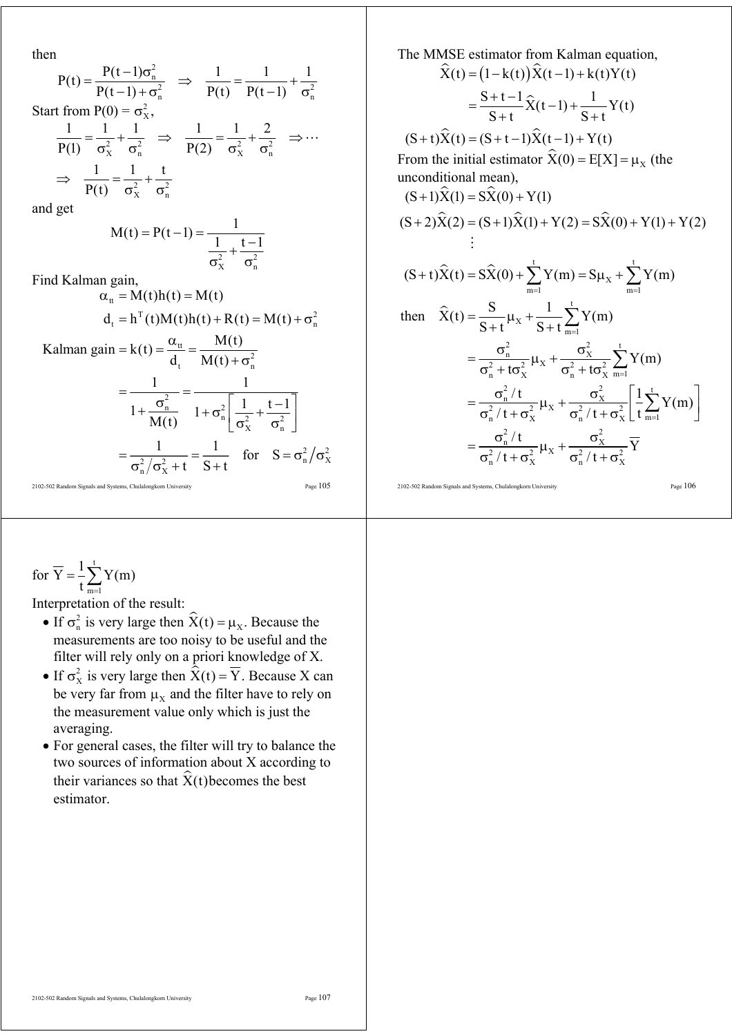then

$$P(t) = \frac{P(t-1)\sigma_n^2}{P(t-1)+\sigma_n^2} \quad \Rightarrow \quad \frac{1}{P(t)} = \frac{1}{P(t-1)} + \frac{1}{\sigma_n^2}$$

Start from $P(0) = \sigma_X^2$,

$$\frac{1}{P(1)} = \frac{1}{\sigma_X^2} + \frac{1}{\sigma_n^2} \quad \Rightarrow \quad \frac{1}{P(2)} = \frac{1}{\sigma_X^2} + \frac{2}{\sigma_n^2} \quad \Rightarrow \cdots$$

$$\Rightarrow \quad \frac{1}{P(t)} = \frac{1}{\sigma_X^2} + \frac{t}{\sigma_n^2}$$

and get

$$M(t) = P(t-1) = \frac{1}{\dfrac{1}{\sigma_X^2} + \dfrac{t-1}{\sigma_n^2}}$$

Find Kalman gain,

$$\alpha_{tt} = M(t)h(t) = M(t)$$

$$d_t = h^T(t)M(t)h(t) + R(t) = M(t) + \sigma_n^2$$

$$\text{Kalman gain} = k(t) = \frac{\alpha_{tt}}{d_t} = \frac{M(t)}{M(t)+\sigma_n^2}$$

$$= \frac{1}{1+\dfrac{\sigma_n^2}{M(t)}} = \frac{1}{1+\sigma_n^2\left[\dfrac{1}{\sigma_X^2} + \dfrac{t-1}{\sigma_n^2}\right]}$$

$$= \frac{1}{\sigma_n^2/\sigma_X^2 + t} = \frac{1}{S+t} \quad \text{for} \quad S = \sigma_n^2/\sigma_X^2$$

The MMSE estimator from Kalman equation,

$$\hat{X}(t) = \left(1-k(t)\right)\hat{X}(t-1) + k(t)Y(t)$$

$$= \frac{S+t-1}{S+t}\hat{X}(t-1) + \frac{1}{S+t}Y(t)$$

$$(S+t)\hat{X}(t) = (S+t-1)\hat{X}(t-1) + Y(t)$$

From the initial estimator $\hat{X}(0) = E[X] = \mu_X$ (the unconditional mean),

$$(S+1)\hat{X}(1) = S\hat{X}(0) + Y(1)$$

$$(S+2)\hat{X}(2) = (S+1)\hat{X}(1) + Y(2) = S\hat{X}(0) + Y(1) + Y(2)$$

$$\vdots$$

$$(S+t)\hat{X}(t) = S\hat{X}(0) + \sum_{m=1}^{t} Y(m) = S\mu_X + \sum_{m=1}^{t} Y(m)$$

then

$$\hat{X}(t) = \frac{S}{S+t}\mu_X + \frac{1}{S+t}\sum_{m=1}^{t} Y(m)$$

$$= \frac{\sigma_n^2}{\sigma_n^2 + t\sigma_X^2}\mu_X + \frac{\sigma_X^2}{\sigma_n^2 + t\sigma_X^2}\sum_{m=1}^{t} Y(m)$$

$$= \frac{\sigma_n^2/t}{\sigma_n^2/t + \sigma_X^2}\mu_X + \frac{\sigma_X^2}{\sigma_n^2/t + \sigma_X^2}\left[\frac{1}{t}\sum_{m=1}^{t} Y(m)\right]$$

$$= \frac{\sigma_n^2/t}{\sigma_n^2/t + \sigma_X^2}\mu_X + \frac{\sigma_X^2}{\sigma_n^2/t + \sigma_X^2}\overline{Y}$$

for $\overline{Y} = \dfrac{1}{t}\sum_{m=1}^{t} Y(m)$

Interpretation of the result:

- If $\sigma_n^2$ is very large then $\hat{X}(t) = \mu_X$. Because the measurements are too noisy to be useful and the filter will rely only on a priori knowledge of X.
- If $\sigma_X^2$ is very large then $\hat{X}(t) = \overline{Y}$. Because X can be very far from $\mu_X$ and the filter have to rely on the measurement value only which is just the averaging.
- For general cases, the filter will try to balance the two sources of information about X according to their variances so that $\hat{X}(t)$ becomes the best estimator.